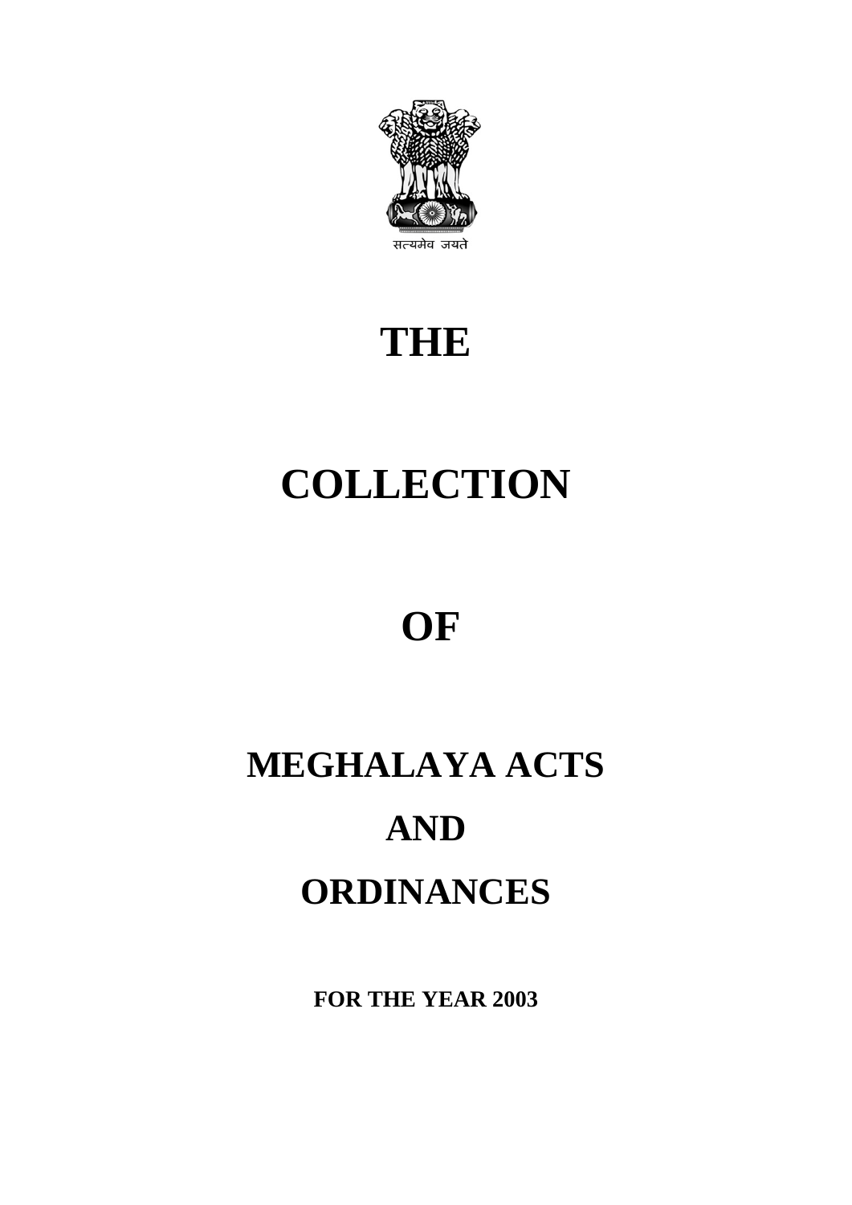सत्यमेव जयते

# THE

# COLLECTION

# OF

# MEGHALAYA ACTS

# AND

# ORDINANCES

**FOR THE YEAR 2003**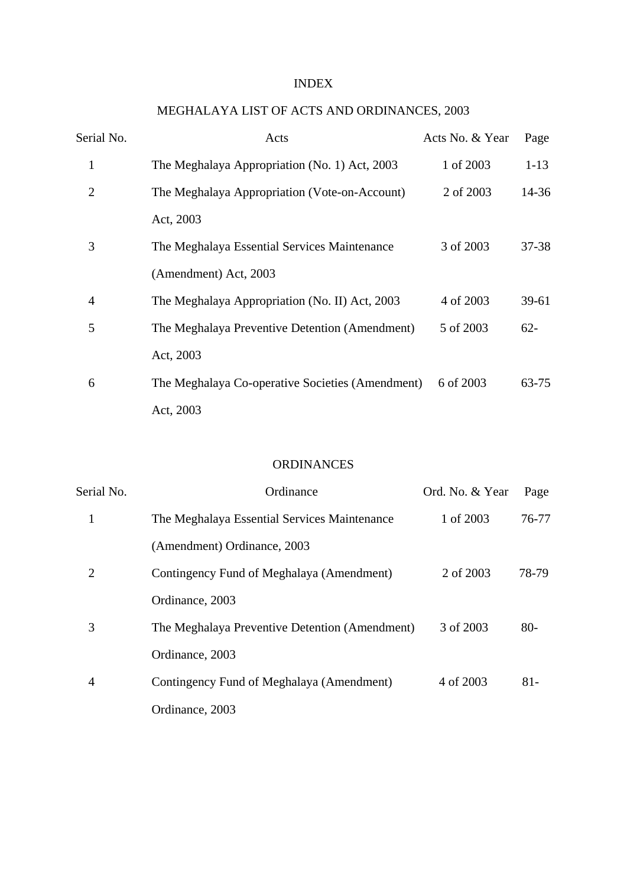# INDEX

## MEGHALAYA LIST OF ACTS AND ORDINANCES, 2003

| Serial No. | Acts | Acts No. & Year | Page |
|---|---|---|---|
| 1 | The Meghalaya Appropriation (No. 1) Act, 2003 | 1 of 2003 | 1-13 |
| 2 | The Meghalaya Appropriation (Vote-on-Account) Act, 2003 | 2 of 2003 | 14-36 |
| 3 | The Meghalaya Essential Services Maintenance (Amendment) Act, 2003 | 3 of 2003 | 37-38 |
| 4 | The Meghalaya Appropriation (No. II) Act, 2003 | 4 of 2003 | 39-61 |
| 5 | The Meghalaya Preventive Detention (Amendment) Act, 2003 | 5 of 2003 | 62- |
| 6 | The Meghalaya Co-operative Societies (Amendment) Act, 2003 | 6 of 2003 | 63-75 |

## ORDINANCES

| Serial No. | Ordinance | Ord. No. & Year | Page |
|---|---|---|---|
| 1 | The Meghalaya Essential Services Maintenance (Amendment) Ordinance, 2003 | 1 of 2003 | 76-77 |
| 2 | Contingency Fund of Meghalaya (Amendment) Ordinance, 2003 | 2 of 2003 | 78-79 |
| 3 | The Meghalaya Preventive Detention (Amendment) Ordinance, 2003 | 3 of 2003 | 80- |
| 4 | Contingency Fund of Meghalaya (Amendment) Ordinance, 2003 | 4 of 2003 | 81- |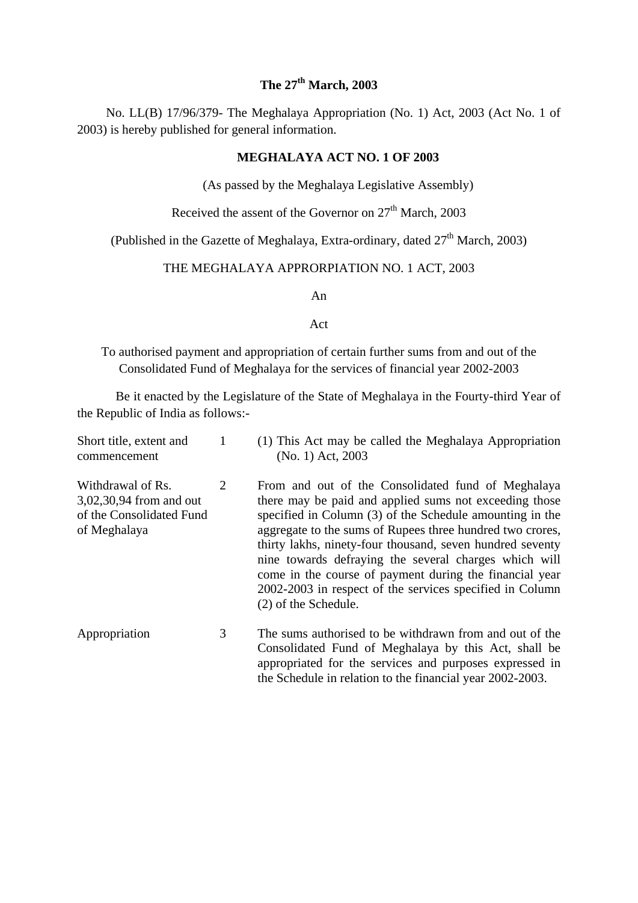**The 27th March, 2003**

No. LL(B) 17/96/379- The Meghalaya Appropriation (No. 1) Act, 2003 (Act No. 1 of 2003) is hereby published for general information.

**MEGHALAYA ACT NO. 1 OF 2003**

(As passed by the Meghalaya Legislative Assembly)

Received the assent of the Governor on 27th March, 2003

(Published in the Gazette of Meghalaya, Extra-ordinary, dated 27th March, 2003)

THE MEGHALAYA APPRORPIATION NO. 1 ACT, 2003

An

Act

To authorised payment and appropriation of certain further sums from and out of the Consolidated Fund of Meghalaya for the services of financial year 2002-2003

Be it enacted by the Legislature of the State of Meghalaya in the Fourty-third Year of the Republic of India as follows:-

| | | |
|---|---|---|
| Short title, extent and commencement | 1 | (1) This Act may be called the Meghalaya Appropriation (No. 1) Act, 2003 |
| Withdrawal of Rs. 3,02,30,94 from and out of the Consolidated Fund of Meghalaya | 2 | From and out of the Consolidated fund of Meghalaya there may be paid and applied sums not exceeding those specified in Column (3) of the Schedule amounting in the aggregate to the sums of Rupees three hundred two crores, thirty lakhs, ninety-four thousand, seven hundred seventy nine towards defraying the several charges which will come in the course of payment during the financial year 2002-2003 in respect of the services specified in Column (2) of the Schedule. |
| Appropriation | 3 | The sums authorised to be withdrawn from and out of the Consolidated Fund of Meghalaya by this Act, shall be appropriated for the services and purposes expressed in the Schedule in relation to the financial year 2002-2003. |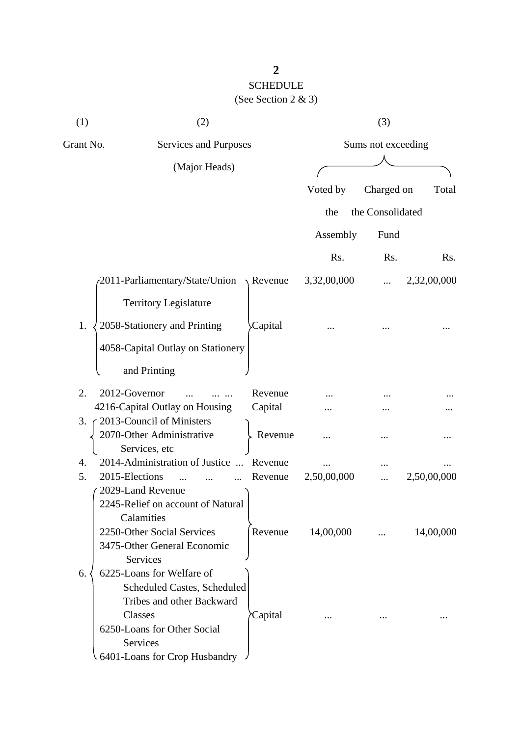# SCHEDULE

(See Section 2 & 3)

| (1) | (2) | | (3) | | |
|---|---|---|---|---|---|
| Grant No. | Services and Purposes (Major Heads) | | Sums not exceeding | | |
| | | | Voted by the Assembly | Charged on the Consolidated Fund | Total |
| | | | Rs. | Rs. | Rs. |
| 1. | 2011-Parliamentary/State/Union Territory Legislature<br>2058-Stationery and Printing<br>4058-Capital Outlay on Stationery and Printing | Revenue | 3,32,00,000 | ... | 2,32,00,000 |
| | | Capital | ... | ... | ... |
| 2. | 2012-Governor ... ... ... | Revenue | ... | ... | ... |
| | 4216-Capital Outlay on Housing | Capital | ... | ... | ... |
| 3. | 2013-Council of Ministers<br>2070-Other Administrative Services, etc | Revenue | ... | ... | ... |
| 4. | 2014-Administration of Justice ... | Revenue | ... | ... | ... |
| 5. | 2015-Elections ... ... ... | Revenue | 2,50,00,000 | ... | 2,50,00,000 |
| 6. | 2029-Land Revenue<br>2245-Relief on account of Natural Calamities<br>2250-Other Social Services<br>3475-Other General Economic Services | Revenue | 14,00,000 | ... | 14,00,000 |
| | 6225-Loans for Welfare of Scheduled Castes, Scheduled Tribes and other Backward Classes<br>6250-Loans for Other Social Services<br>6401-Loans for Crop Husbandry | Capital | ... | ... | ... |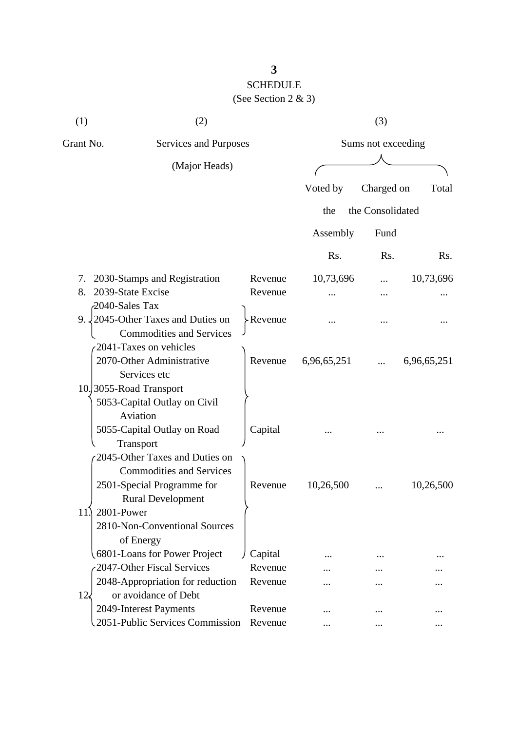## SCHEDULE

(See Section 2 & 3)

| (1) | (2) | | (3) | | |
|---|---|---|---|---|---|
| Grant No. | Services and Purposes (Major Heads) | | Sums not exceeding | | |
| | | | Voted by the Assembly | Charged on the Consolidated Fund | Total |
| | | | Rs. | Rs. | Rs. |
| 7. | 2030-Stamps and Registration | Revenue | 10,73,696 | ... | 10,73,696 |
| 8. | 2039-State Excise | Revenue | ... | ... | ... |
| 9. | 2040-Sales Tax<br>2045-Other Taxes and Duties on Commodities and Services | Revenue | ... | ... | ... |
| 10. | 2041-Taxes on vehicles<br>2070-Other Administrative Services etc<br>3055-Road Transport | Revenue | 6,96,65,251 | ... | 6,96,65,251 |
| | 5053-Capital Outlay on Civil Aviation<br>5055-Capital Outlay on Road Transport | Capital | ... | ... | ... |
| 11. | 2045-Other Taxes and Duties on Commodities and Services<br>2501-Special Programme for Rural Development<br>2801-Power<br>2810-Non-Conventional Sources of Energy | Revenue | 10,26,500 | ... | 10,26,500 |
| | 6801-Loans for Power Project | Capital | ... | ... | ... |
| 12. | 2047-Other Fiscal Services | Revenue | ... | ... | ... |
| | 2048-Appropriation for reduction or avoidance of Debt | Revenue | ... | ... | ... |
| | 2049-Interest Payments | Revenue | ... | ... | ... |
| | 2051-Public Services Commission | Revenue | ... | ... | ... |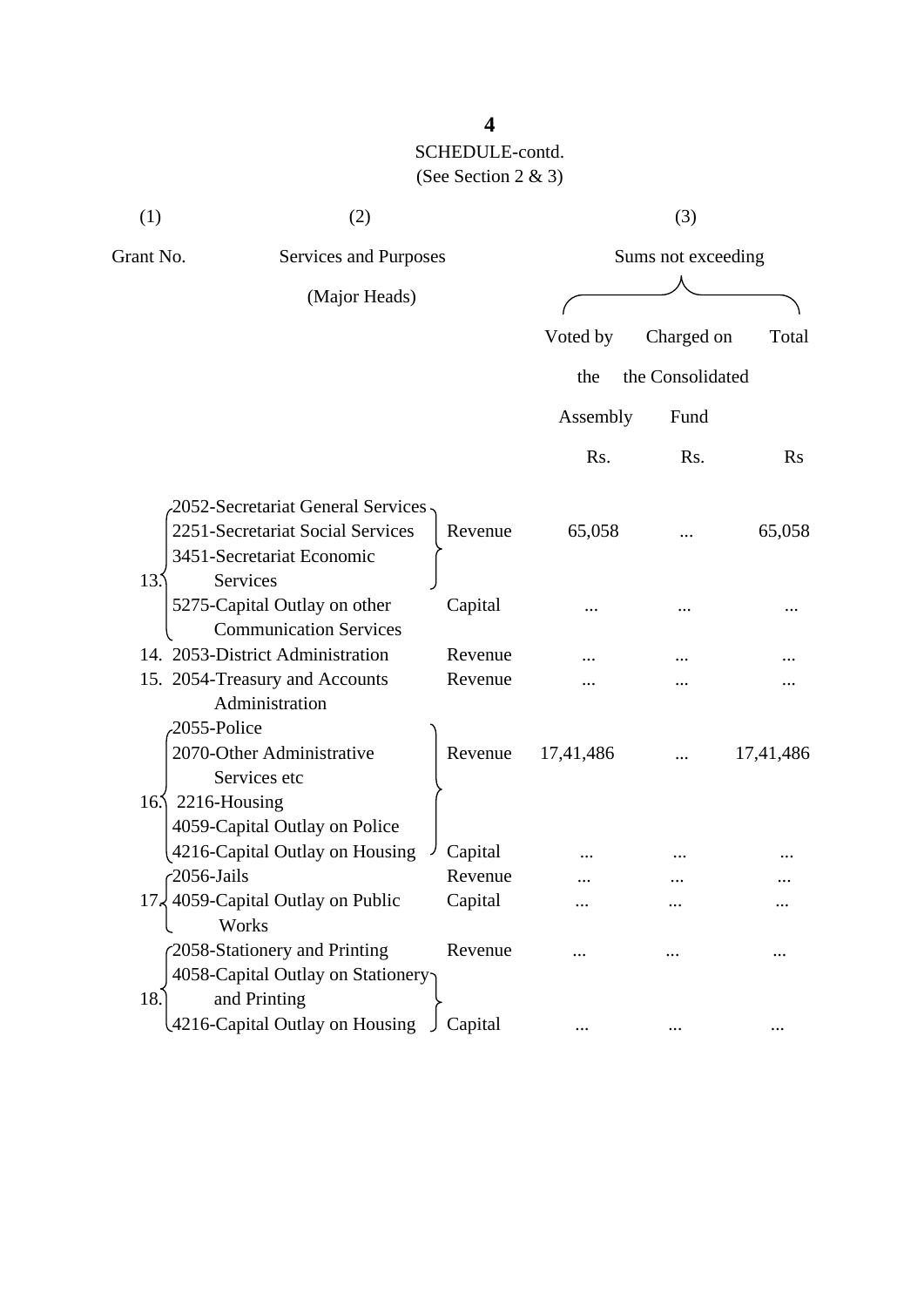SCHEDULE-contd.

(See Section 2 & 3)

| (1) | (2) | | (3) | | |
|---|---|---|---|---|---|
| Grant No. | Services and Purposes (Major Heads) | | Sums not exceeding | | |
| | | | Voted by the Assembly | Charged on the Consolidated Fund | Total |
| | | | Rs. | Rs. | Rs |
| 13. | 2052-Secretariat General Services<br>2251-Secretariat Social Services<br>3451-Secretariat Economic Services | Revenue | 65,058 | ... | 65,058 |
| | 5275-Capital Outlay on other Communication Services | Capital | ... | ... | ... |
| 14. | 2053-District Administration | Revenue | ... | ... | ... |
| 15. | 2054-Treasury and Accounts Administration | Revenue | ... | ... | ... |
| 16. | 2055-Police<br>2070-Other Administrative Services etc<br>2216-Housing | Revenue | 17,41,486 | ... | 17,41,486 |
| | 4059-Capital Outlay on Police<br>4216-Capital Outlay on Housing | Capital | ... | ... | ... |
| 17. | 2056-Jails | Revenue | ... | ... | ... |
| | 4059-Capital Outlay on Public Works | Capital | ... | ... | ... |
| 18. | 2058-Stationery and Printing | Revenue | ... | ... | ... |
| | 4058-Capital Outlay on Stationery and Printing<br>4216-Capital Outlay on Housing | Capital | ... | ... | ... |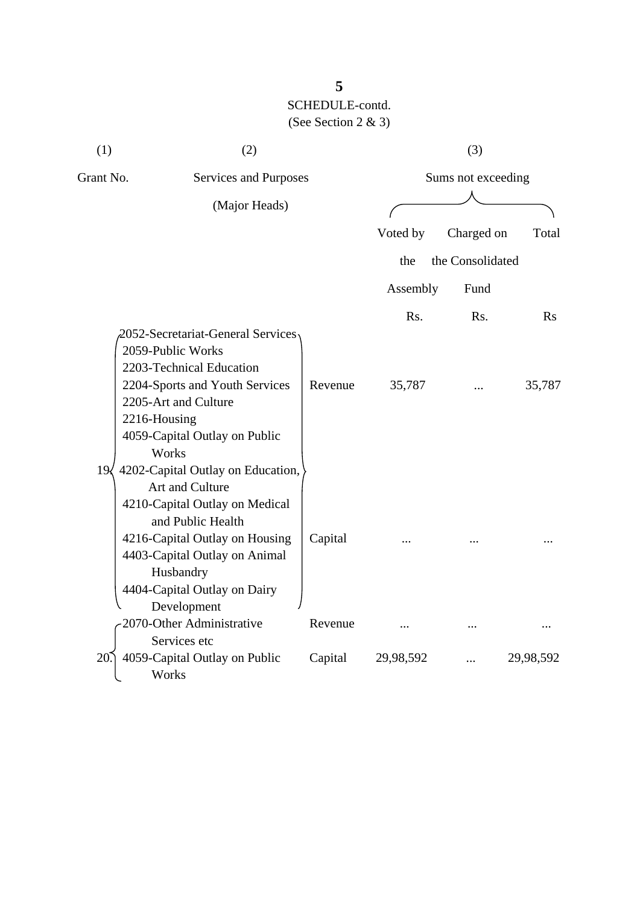SCHEDULE-contd.

(See Section 2 & 3)

| (1) | (2) | | (3) | | |
|---|---|---|---|---|---|
| Grant No. | Services and Purposes (Major Heads) | | Sums not exceeding | | |
| | | | Voted by the Assembly | Charged on the Consolidated Fund | Total |
| | | | Rs. | Rs. | Rs |
| 19. | 2052-Secretariat-General Services<br>2059-Public Works<br>2203-Technical Education<br>2204-Sports and Youth Services<br>2205-Art and Culture<br>2216-Housing | Revenue | 35,787 | ... | 35,787 |
| | 4059-Capital Outlay on Public Works<br>4202-Capital Outlay on Education, Art and Culture<br>4210-Capital Outlay on Medical and Public Health<br>4216-Capital Outlay on Housing<br>4403-Capital Outlay on Animal Husbandry<br>4404-Capital Outlay on Dairy Development | Capital | ... | ... | ... |
| 20. | 2070-Other Administrative Services etc | Revenue | ... | ... | ... |
| | 4059-Capital Outlay on Public Works | Capital | 29,98,592 | ... | 29,98,592 |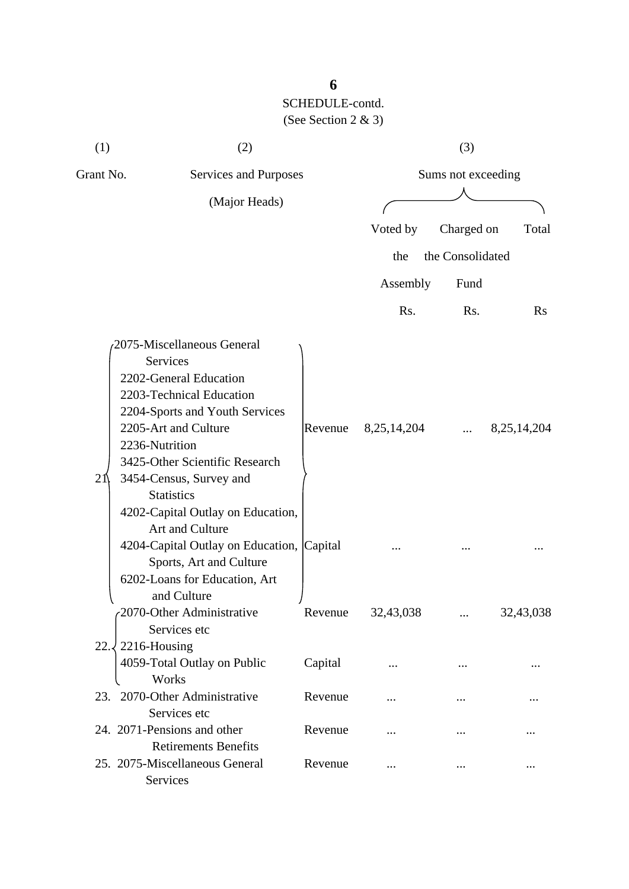SCHEDULE-contd.

(See Section 2 & 3)

| (1) | (2) | | (3) | | |
|---|---|---|---|---|---|
| Grant No. | Services and Purposes (Major Heads) | | Sums not exceeding | | |
| | | | Voted by the Assembly | Charged on the Consolidated Fund | Total |
| | | | Rs. | Rs. | Rs |
| 21. | 2075-Miscellaneous General Services<br>2202-General Education<br>2203-Technical Education<br>2204-Sports and Youth Services<br>2205-Art and Culture<br>2236-Nutrition<br>3425-Other Scientific Research<br>3454-Census, Survey and Statistics | Revenue | 8,25,14,204 | ... | 8,25,14,204 |
| | 4202-Capital Outlay on Education, Art and Culture<br>4204-Capital Outlay on Education, Sports, Art and Culture<br>6202-Loans for Education, Art and Culture | Capital | ... | ... | ... |
| 22. | 2070-Other Administrative Services etc<br>2216-Housing | Revenue | 32,43,038 | ... | 32,43,038 |
| | 4059-Total Outlay on Public Works | Capital | ... | ... | ... |
| 23. | 2070-Other Administrative Services etc | Revenue | ... | ... | ... |
| 24. | 2071-Pensions and other Retirements Benefits | Revenue | ... | ... | ... |
| 25. | 2075-Miscellaneous General Services | Revenue | ... | ... | ... |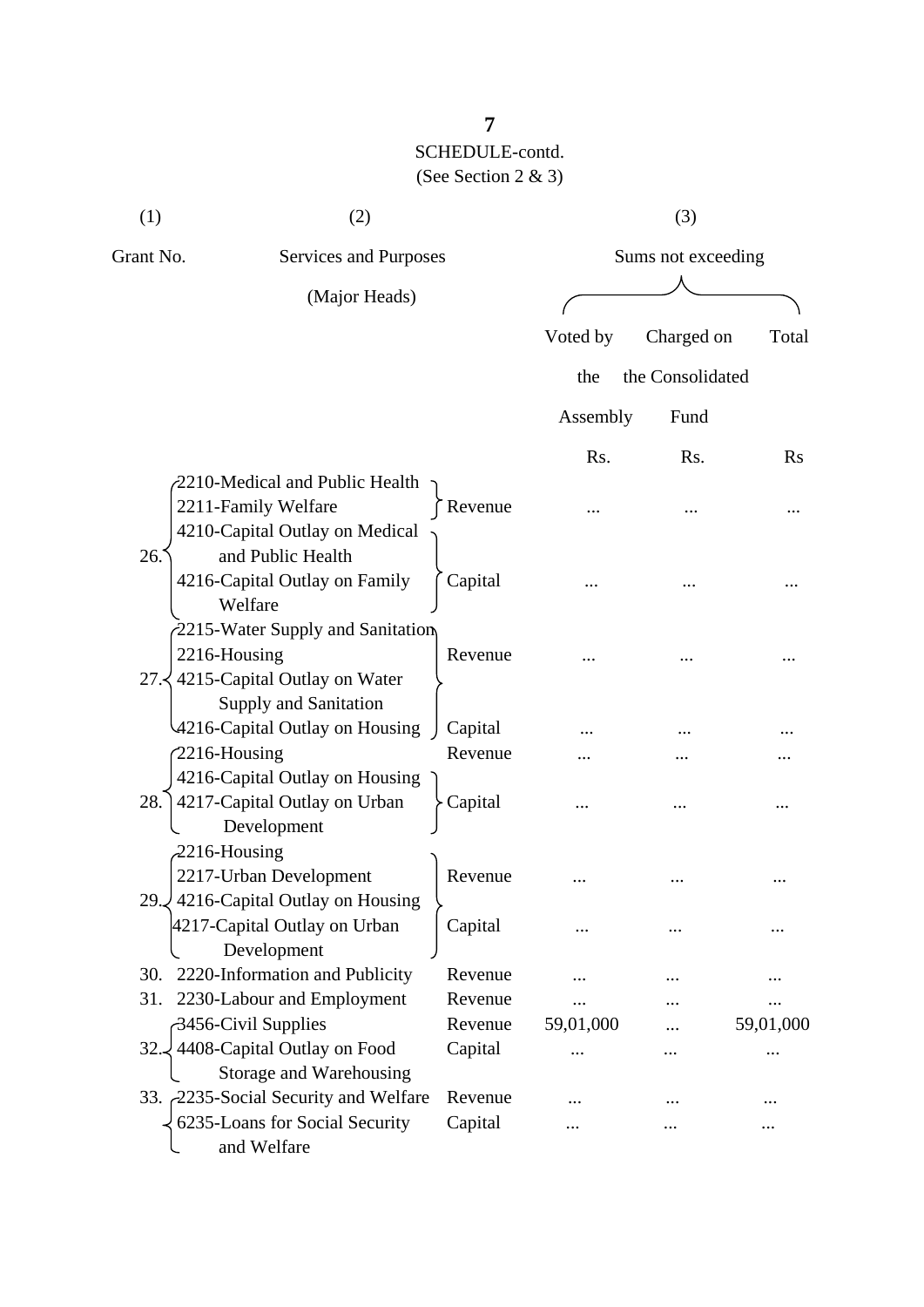SCHEDULE-contd.

(See Section 2 & 3)

| (1) | (2) | | (3) | | |
|---|---|---|---|---|---|
| Grant No. | Services and Purposes (Major Heads) | | Sums not exceeding | | |
| | | | Voted by the Assembly | Charged on the Consolidated Fund | Total |
| | | | Rs. | Rs. | Rs |
| 26. | 2210-Medical and Public Health<br>2211-Family Welfare | Revenue | ... | ... | ... |
| | 4210-Capital Outlay on Medical and Public Health<br>4216-Capital Outlay on Family Welfare | Capital | ... | ... | ... |
| 27. | 2215-Water Supply and Sanitation<br>2216-Housing | Revenue | ... | ... | ... |
| | 4215-Capital Outlay on Water Supply and Sanitation<br>4216-Capital Outlay on Housing | Capital | ... | ... | ... |
| 28. | 2216-Housing | Revenue | ... | ... | ... |
| | 4216-Capital Outlay on Housing<br>4217-Capital Outlay on Urban Development | Capital | ... | ... | ... |
| 29. | 2216-Housing<br>2217-Urban Development | Revenue | ... | ... | ... |
| | 4216-Capital Outlay on Housing<br>4217-Capital Outlay on Urban Development | Capital | ... | ... | ... |
| 30. | 2220-Information and Publicity | Revenue | ... | ... | ... |
| 31. | 2230-Labour and Employment | Revenue | ... | ... | ... |
| 32. | 3456-Civil Supplies | Revenue | 59,01,000 | ... | 59,01,000 |
| | 4408-Capital Outlay on Food Storage and Warehousing | Capital | ... | ... | ... |
| 33. | 2235-Social Security and Welfare | Revenue | ... | ... | ... |
| | 6235-Loans for Social Security and Welfare | Capital | ... | ... | ... |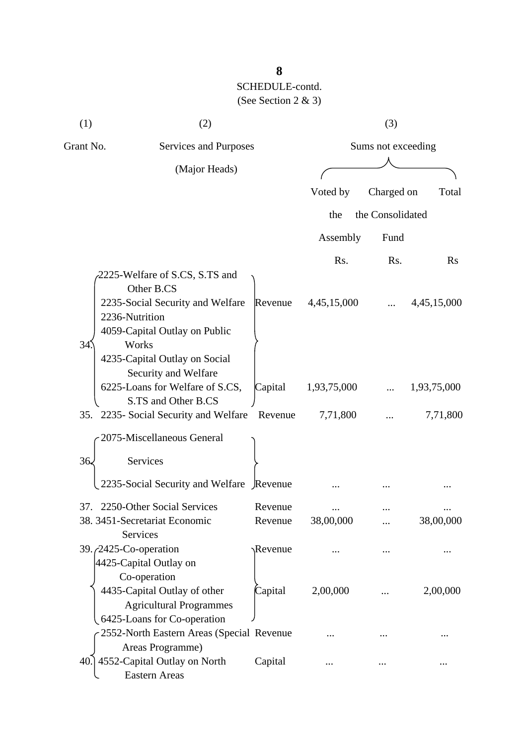SCHEDULE-contd.
(See Section 2 & 3)

| (1) | (2) | | (3) | | |
|---|---|---|---|---|---|
| Grant No. | Services and Purposes (Major Heads) | | Sums not exceeding | | |
| | | | Voted by the Assembly | Charged on the Consolidated Fund | Total |
| | | | Rs. | Rs. | Rs |
| 34. | 2225-Welfare of S.CS, S.TS and Other B.CS<br>2235-Social Security and Welfare<br>2236-Nutrition | Revenue | 4,45,15,000 | ... | 4,45,15,000 |
| | 4059-Capital Outlay on Public Works<br>4235-Capital Outlay on Social Security and Welfare<br>6225-Loans for Welfare of S.CS, S.TS and Other B.CS | Capital | 1,93,75,000 | ... | 1,93,75,000 |
| 35. | 2235- Social Security and Welfare | Revenue | 7,71,800 | ... | 7,71,800 |
| 36. | 2075-Miscellaneous General Services<br>2235-Social Security and Welfare | Revenue | ... | ... | ... |
| 37. | 2250-Other Social Services | Revenue | ... | ... | ... |
| 38. | 3451-Secretariat Economic Services | Revenue | 38,00,000 | ... | 38,00,000 |
| 39. | 2425-Co-operation | Revenue | ... | ... | ... |
| | 4425-Capital Outlay on Co-operation<br>4435-Capital Outlay of other Agricultural Programmes<br>6425-Loans for Co-operation | Capital | 2,00,000 | ... | 2,00,000 |
| 40. | 2552-North Eastern Areas (Special Areas Programme) | Revenue | ... | ... | ... |
| | 4552-Capital Outlay on North Eastern Areas | Capital | ... | ... | ... |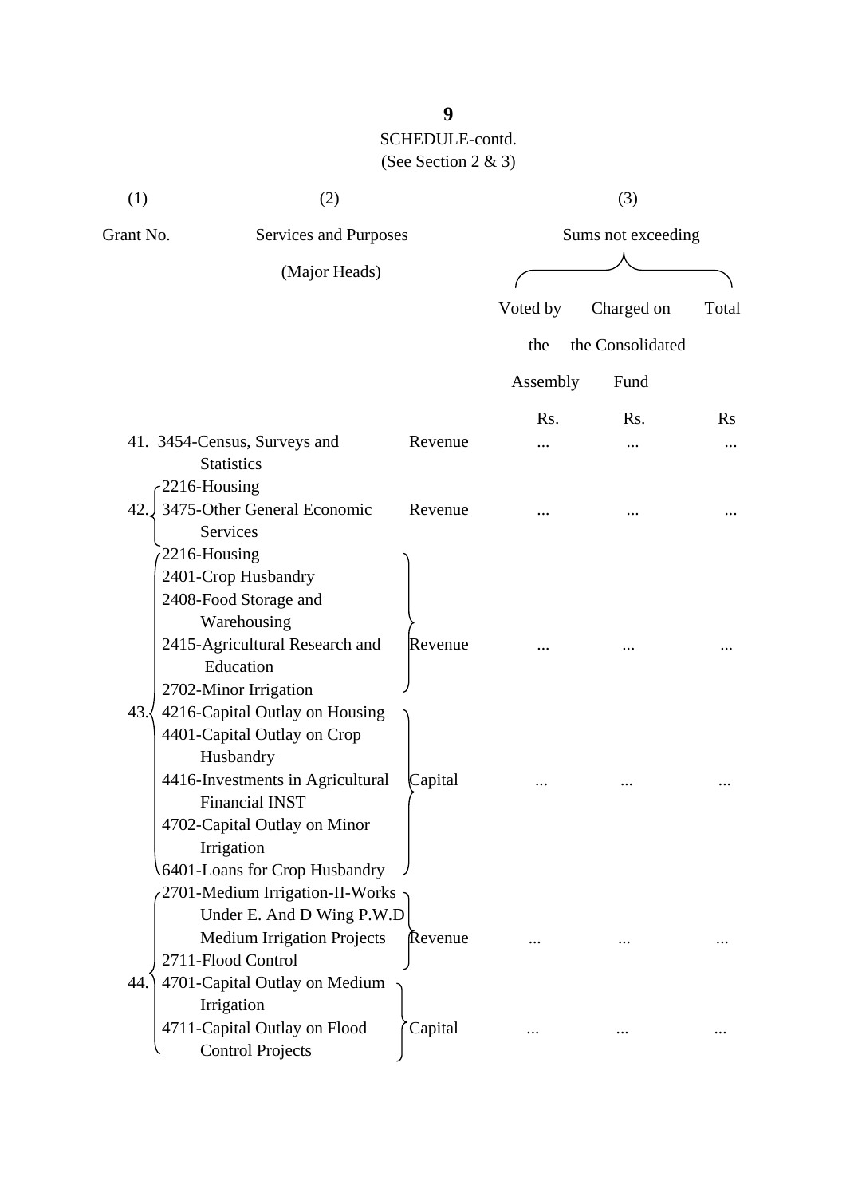SCHEDULE-contd.
(See Section 2 & 3)

| (1) | (2) | | (3) | | |
|---|---|---|---|---|---|
| Grant No. | Services and Purposes (Major Heads) | | Sums not exceeding | | |
| | | | Voted by the Assembly | Charged on the Consolidated Fund | Total |
| | | | Rs. | Rs. | Rs |
| 41. | 3454-Census, Surveys and Statistics | Revenue | ... | ... | ... |
| 42. | 2216-Housing<br>3475-Other General Economic Services | Revenue | ... | ... | ... |
| 43. | 2216-Housing<br>2401-Crop Husbandry<br>2408-Food Storage and Warehousing<br>2415-Agricultural Research and Education<br>2702-Minor Irrigation | Revenue | ... | ... | ... |
| | 4216-Capital Outlay on Housing<br>4401-Capital Outlay on Crop Husbandry<br>4416-Investments in Agricultural Financial INST<br>4702-Capital Outlay on Minor Irrigation<br>6401-Loans for Crop Husbandry | Capital | ... | ... | ... |
| 44. | 2701-Medium Irrigation-II-Works Under E. And D Wing P.W.D Medium Irrigation Projects<br>2711-Flood Control | Revenue | ... | ... | ... |
| | 4701-Capital Outlay on Medium Irrigation<br>4711-Capital Outlay on Flood Control Projects | Capital | ... | ... | ... |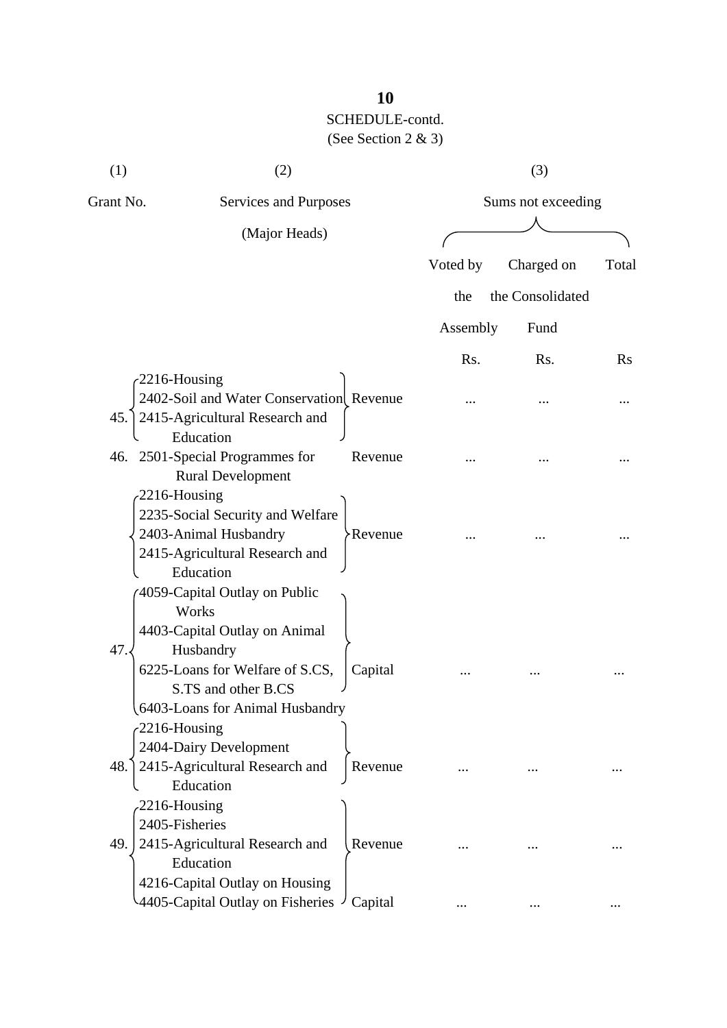SCHEDULE-contd.

(See Section 2 & 3)

| (1) | (2) | | (3) | | |
|---|---|---|---|---|---|
| Grant No. | Services and Purposes (Major Heads) | | Sums not exceeding | | |
| | | | Voted by the Assembly | Charged on the Consolidated Fund | Total |
| | | | Rs. | Rs. | Rs |
| 45. | 2216-Housing<br>2402-Soil and Water Conservation<br>2415-Agricultural Research and Education | Revenue | ... | ... | ... |
| 46. | 2501-Special Programmes for Rural Development | Revenue | ... | ... | ... |
| 47. | 2216-Housing<br>2235-Social Security and Welfare<br>2403-Animal Husbandry<br>2415-Agricultural Research and Education | Revenue | ... | ... | ... |
| | 4059-Capital Outlay on Public Works<br>4403-Capital Outlay on Animal Husbandry<br>6225-Loans for Welfare of S.CS, S.TS and other B.CS<br>6403-Loans for Animal Husbandry | Capital | ... | ... | ... |
| 48. | 2216-Housing<br>2404-Dairy Development<br>2415-Agricultural Research and Education | Revenue | ... | ... | ... |
| 49. | 2216-Housing<br>2405-Fisheries<br>2415-Agricultural Research and Education | Revenue | ... | ... | ... |
| | 4216-Capital Outlay on Housing<br>4405-Capital Outlay on Fisheries | Capital | ... | ... | ... |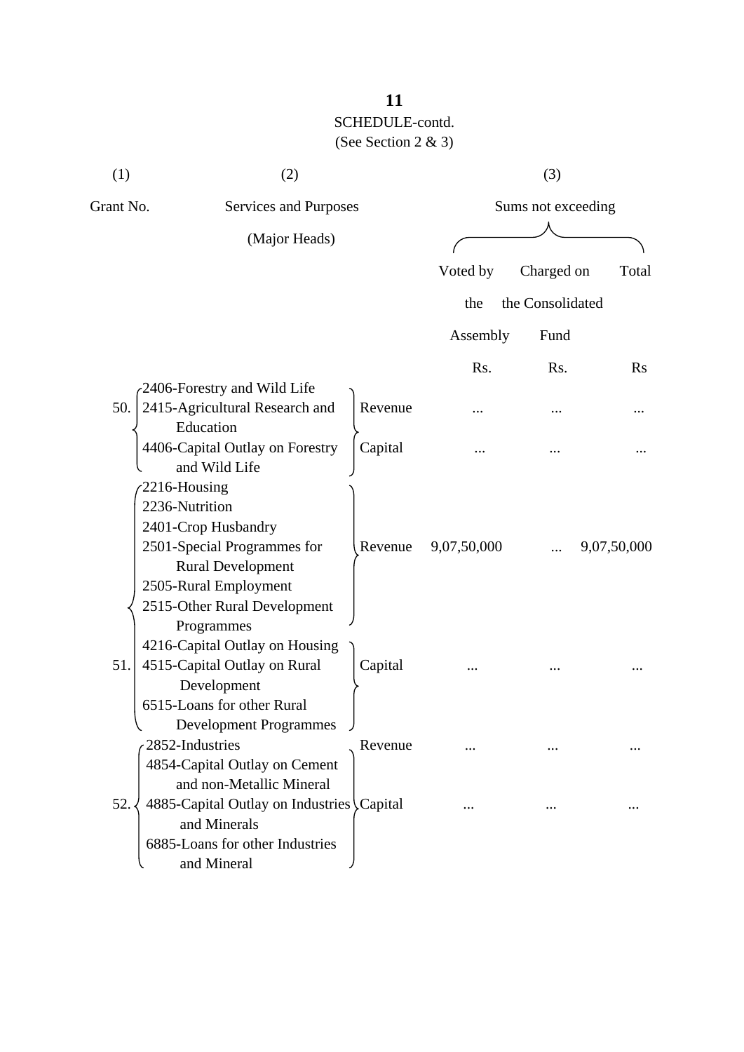SCHEDULE-contd.

(See Section 2 & 3)

| (1) Grant No. | (2) Services and Purposes (Major Heads) | | (3) Sums not exceeding | | |
|---|---|---|---|---|---|
| | | | Voted by the Assembly | Charged on the Consolidated Fund | Total |
| | | | Rs. | Rs. | Rs |
| 50. | 2406-Forestry and Wild Life<br>2415-Agricultural Research and Education | Revenue | ... | ... | ... |
| | 4406-Capital Outlay on Forestry and Wild Life | Capital | ... | ... | ... |
| 51. | 2216-Housing<br>2236-Nutrition<br>2401-Crop Husbandry<br>2501-Special Programmes for Rural Development<br>2505-Rural Employment<br>2515-Other Rural Development Programmes | Revenue | 9,07,50,000 | ... | 9,07,50,000 |
| | 4216-Capital Outlay on Housing<br>4515-Capital Outlay on Rural Development<br>6515-Loans for other Rural Development Programmes | Capital | ... | ... | ... |
| 52. | 2852-Industries | Revenue | ... | ... | ... |
| | 4854-Capital Outlay on Cement and non-Metallic Mineral<br>4885-Capital Outlay on Industries and Minerals<br>6885-Loans for other Industries and Mineral | Capital | ... | ... | ... |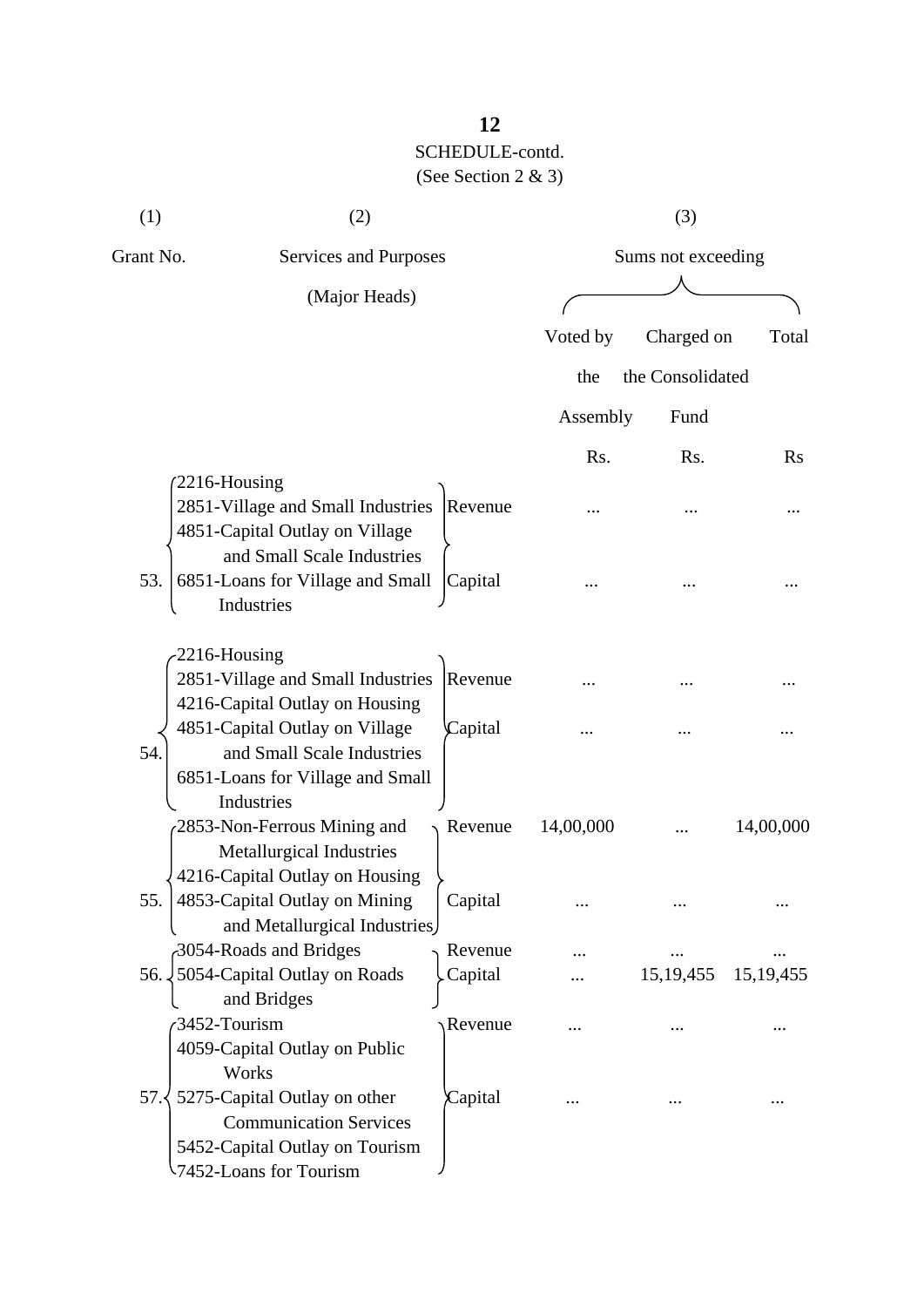SCHEDULE-contd.

(See Section 2 & 3)

| (1) | (2) | | (3) | | |
|---|---|---|---|---|---|
| Grant No. | Services and Purposes (Major Heads) | | Sums not exceeding | | |
| | | | Voted by the Assembly | Charged on the Consolidated Fund | Total |
| | | | Rs. | Rs. | Rs |
| 53. | 2216-Housing<br>2851-Village and Small Industries | Revenue | ... | ... | ... |
| | 4851-Capital Outlay on Village and Small Scale Industries<br>6851-Loans for Village and Small Industries | Capital | ... | ... | ... |
| 54. | 2216-Housing<br>2851-Village and Small Industries | Revenue | ... | ... | ... |
| | 4216-Capital Outlay on Housing<br>4851-Capital Outlay on Village and Small Scale Industries<br>6851-Loans for Village and Small Industries | Capital | ... | ... | ... |
| 55. | 2853-Non-Ferrous Mining and Metallurgical Industries | Revenue | 14,00,000 | ... | 14,00,000 |
| | 4216-Capital Outlay on Housing<br>4853-Capital Outlay on Mining and Metallurgical Industries | Capital | ... | ... | ... |
| 56. | 3054-Roads and Bridges | Revenue | ... | ... | ... |
| | 5054-Capital Outlay on Roads and Bridges | Capital | ... | 15,19,455 | 15,19,455 |
| 57. | 3452-Tourism | Revenue | ... | ... | ... |
| | 4059-Capital Outlay on Public Works<br>5275-Capital Outlay on other Communication Services<br>5452-Capital Outlay on Tourism<br>7452-Loans for Tourism | Capital | ... | ... | ... |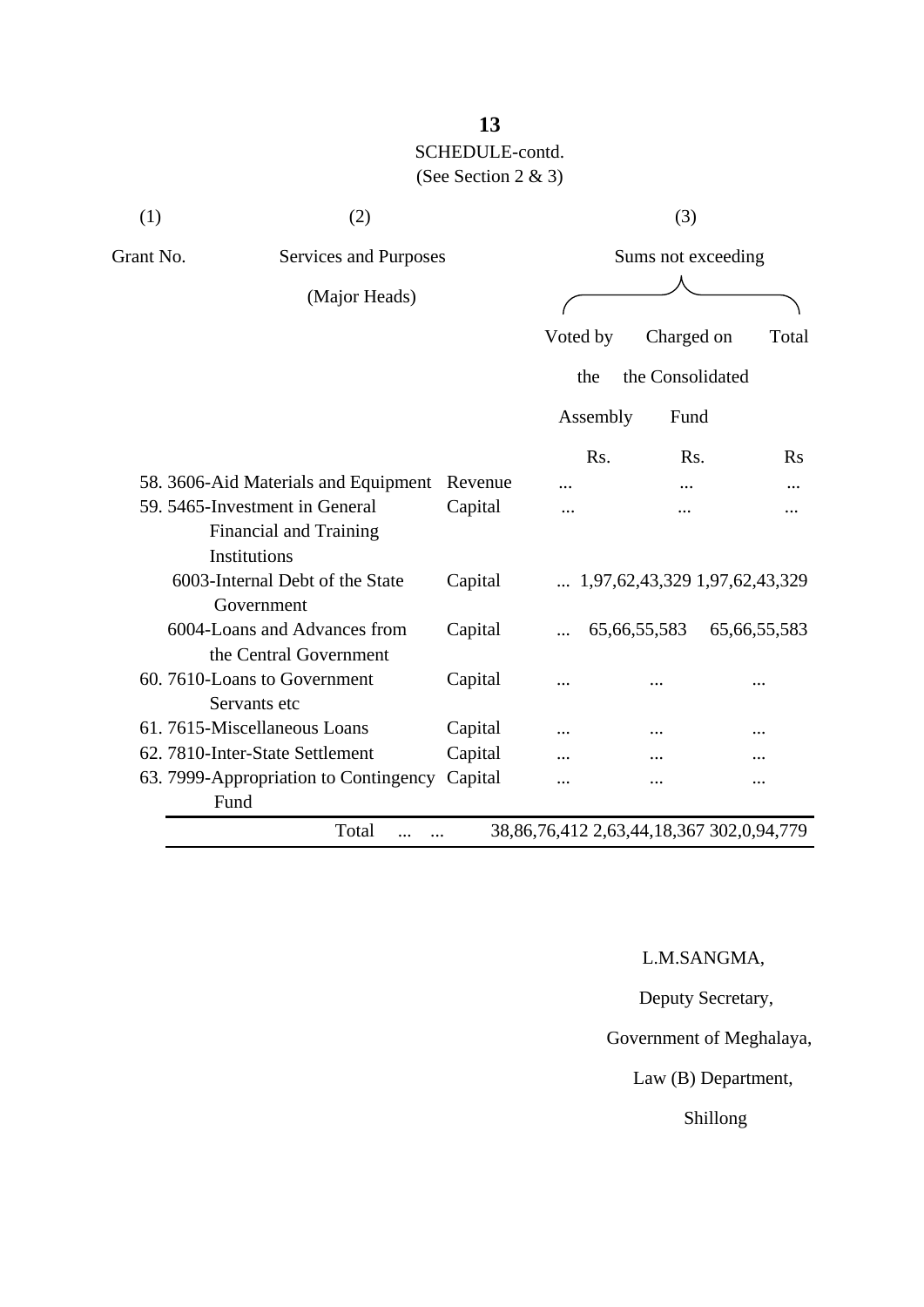SCHEDULE-contd.

(See Section 2 & 3)

| (1) | (2) | | (3) | | |
|---|---|---|---|---|---|
| Grant No. | Services and Purposes (Major Heads) | | Sums not exceeding | | |
| | | | Voted by the Assembly | Charged on the Consolidated Fund | Total |
| | | | Rs. | Rs. | Rs |
| 58. | 3606-Aid Materials and Equipment | Revenue | ... | ... | ... |
| 59. | 5465-Investment in General Financial and Training Institutions | Capital | ... | ... | ... |
| | 6003-Internal Debt of the State Government | Capital | ... | 1,97,62,43,329 | 1,97,62,43,329 |
| | 6004-Loans and Advances from the Central Government | Capital | ... | 65,66,55,583 | 65,66,55,583 |
| 60. | 7610-Loans to Government Servants etc | Capital | ... | ... | ... |
| 61. | 7615-Miscellaneous Loans | Capital | ... | ... | ... |
| 62. | 7810-Inter-State Settlement | Capital | ... | ... | ... |
| 63. | 7999-Appropriation to Contingency Fund | Capital | ... | ... | ... |
| | Total ... ... | | 38,86,76,412 | 2,63,44,18,367 | 302,0,94,779 |

L.M.SANGMA,

Deputy Secretary,

Government of Meghalaya,

Law (B) Department,

Shillong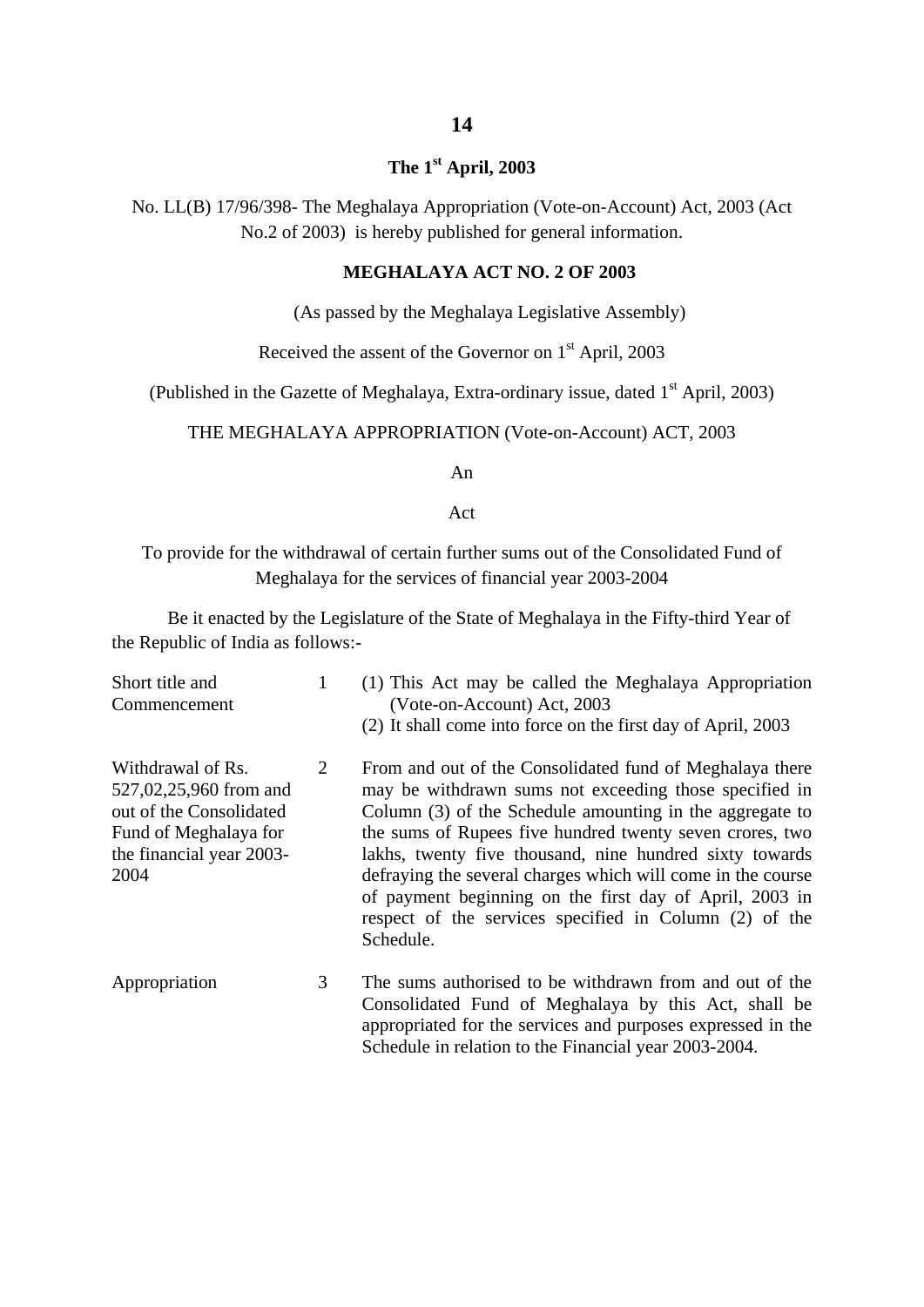**The 1st April, 2003**

No. LL(B) 17/96/398- The Meghalaya Appropriation (Vote-on-Account) Act, 2003 (Act No.2 of 2003) is hereby published for general information.

**MEGHALAYA ACT NO. 2 OF 2003**

(As passed by the Meghalaya Legislative Assembly)

Received the assent of the Governor on 1st April, 2003

(Published in the Gazette of Meghalaya, Extra-ordinary issue, dated 1st April, 2003)

THE MEGHALAYA APPROPRIATION (Vote-on-Account) ACT, 2003

An

Act

To provide for the withdrawal of certain further sums out of the Consolidated Fund of Meghalaya for the services of financial year 2003-2004

Be it enacted by the Legislature of the State of Meghalaya in the Fifty-third Year of the Republic of India as follows:-

| | | |
|---|---|---|
| Short title and Commencement | 1 | (1) This Act may be called the Meghalaya Appropriation (Vote-on-Account) Act, 2003<br>(2) It shall come into force on the first day of April, 2003 |
| Withdrawal of Rs. 527,02,25,960 from and out of the Consolidated Fund of Meghalaya for the financial year 2003-2004 | 2 | From and out of the Consolidated fund of Meghalaya there may be withdrawn sums not exceeding those specified in Column (3) of the Schedule amounting in the aggregate to the sums of Rupees five hundred twenty seven crores, two lakhs, twenty five thousand, nine hundred sixty towards defraying the several charges which will come in the course of payment beginning on the first day of April, 2003 in respect of the services specified in Column (2) of the Schedule. |
| Appropriation | 3 | The sums authorised to be withdrawn from and out of the Consolidated Fund of Meghalaya by this Act, shall be appropriated for the services and purposes expressed in the Schedule in relation to the Financial year 2003-2004. |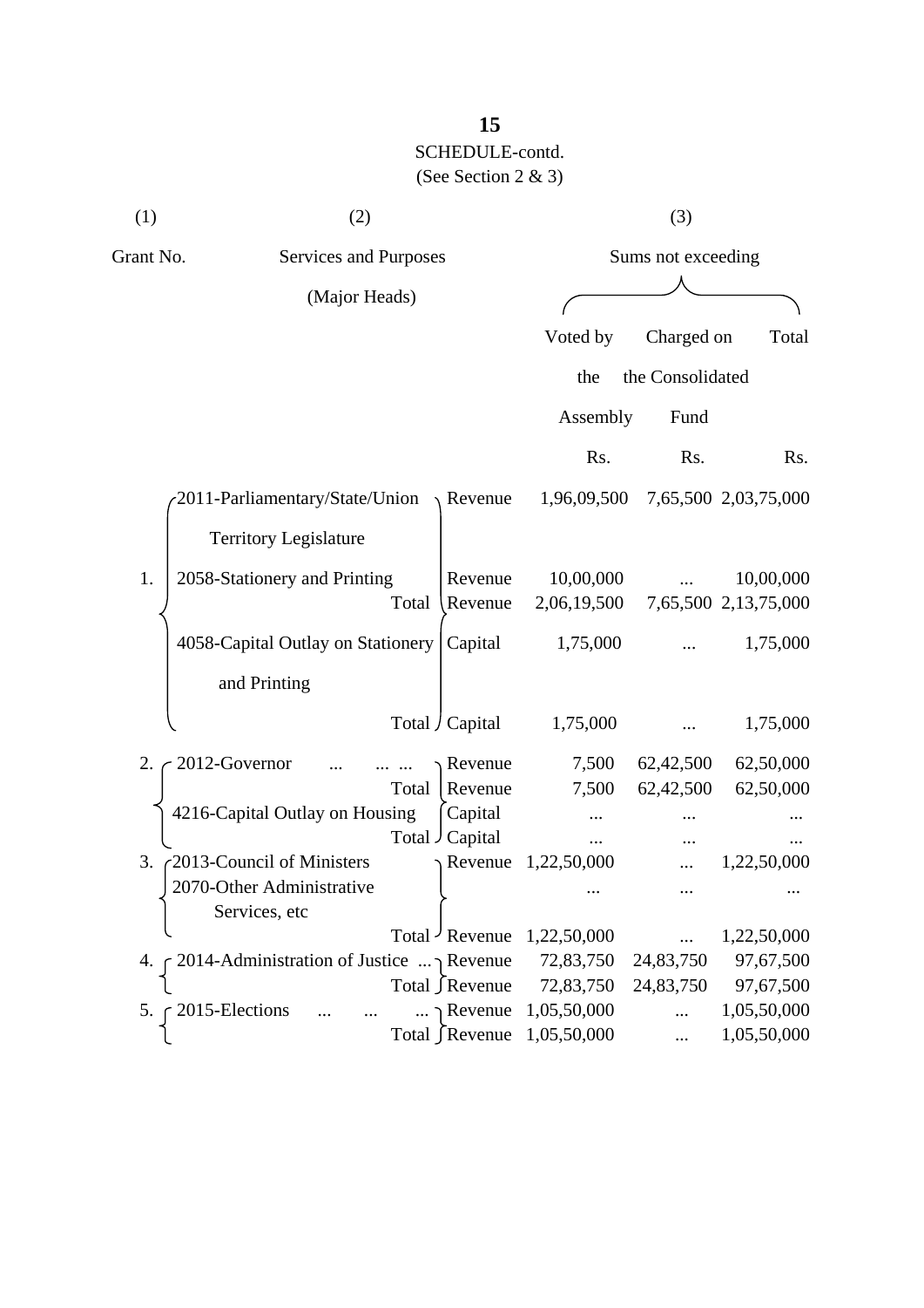SCHEDULE-contd.

(See Section 2 & 3)

| (1) | (2) | | (3) | | |
|---|---|---|---|---|---|
| Grant No. | Services and Purposes (Major Heads) | | Sums not exceeding | | |
| | | | Voted by the Assembly | Charged on the Consolidated Fund | Total |
| | | | Rs. | Rs. | Rs. |
| 1. | 2011-Parliamentary/State/Union Territory Legislature | Revenue | 1,96,09,500 | 7,65,500 | 2,03,75,000 |
| | 2058-Stationery and Printing | Revenue | 10,00,000 | ... | 10,00,000 |
| | Total | Revenue | 2,06,19,500 | 7,65,500 | 2,13,75,000 |
| | 4058-Capital Outlay on Stationery and Printing | Capital | 1,75,000 | ... | 1,75,000 |
| | Total | Capital | 1,75,000 | ... | 1,75,000 |
| 2. | 2012-Governor ... ... ... | Revenue | 7,500 | 62,42,500 | 62,50,000 |
| | Total | Revenue | 7,500 | 62,42,500 | 62,50,000 |
| | 4216-Capital Outlay on Housing | Capital | ... | ... | ... |
| | Total | Capital | ... | ... | ... |
| 3. | 2013-Council of Ministers | Revenue | 1,22,50,000 | ... | 1,22,50,000 |
| | 2070-Other Administrative Services, etc | | ... | ... | ... |
| | Total | Revenue | 1,22,50,000 | ... | 1,22,50,000 |
| 4. | 2014-Administration of Justice ... | Revenue | 72,83,750 | 24,83,750 | 97,67,500 |
| | Total | Revenue | 72,83,750 | 24,83,750 | 97,67,500 |
| 5. | 2015-Elections ... ... ... | Revenue | 1,05,50,000 | ... | 1,05,50,000 |
| | Total | Revenue | 1,05,50,000 | ... | 1,05,50,000 |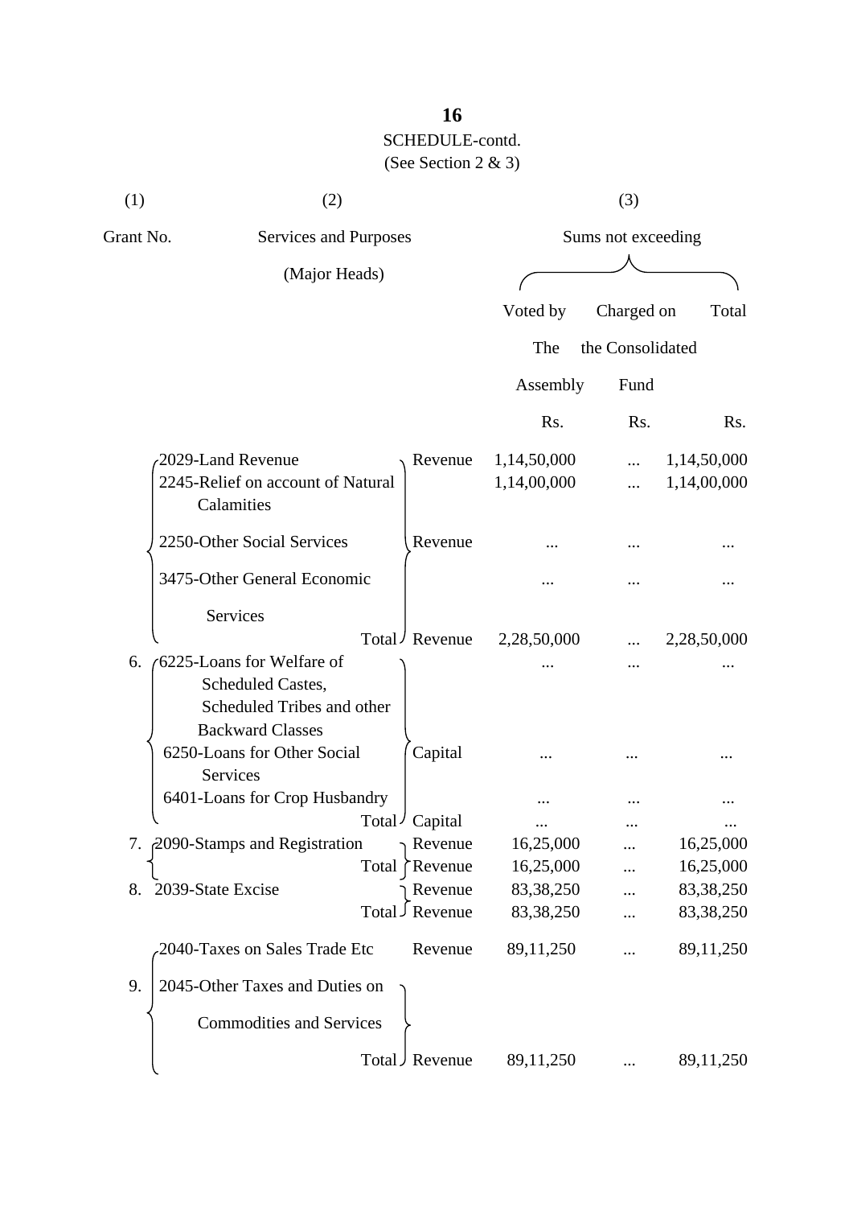SCHEDULE-contd.
(See Section 2 & 3)

| (1) | (2) | | (3) | | |
|---|---|---|---|---|---|
| Grant No. | Services and Purposes (Major Heads) | | Sums not exceeding | | |
| | | | Voted by The Assembly | Charged on the Consolidated Fund | Total |
| | | | Rs. | Rs. | Rs. |
| | 2029-Land Revenue | Revenue | 1,14,50,000 | ... | 1,14,50,000 |
| | 2245-Relief on account of Natural Calamities | | 1,14,00,000 | ... | 1,14,00,000 |
| | 2250-Other Social Services | Revenue | ... | ... | ... |
| | 3475-Other General Economic Services | | ... | ... | ... |
| | Total | Revenue | 2,28,50,000 | ... | 2,28,50,000 |
| 6. | 6225-Loans for Welfare of Scheduled Castes, Scheduled Tribes and other Backward Classes | | ... | ... | ... |
| | 6250-Loans for Other Social Services | Capital | ... | ... | ... |
| | 6401-Loans for Crop Husbandry | | ... | ... | ... |
| | Total | Capital | ... | ... | ... |
| 7. | 2090-Stamps and Registration | Revenue | 16,25,000 | ... | 16,25,000 |
| | Total | Revenue | 16,25,000 | ... | 16,25,000 |
| 8. | 2039-State Excise | Revenue | 83,38,250 | ... | 83,38,250 |
| | Total | Revenue | 83,38,250 | ... | 83,38,250 |
| | 2040-Taxes on Sales Trade Etc | Revenue | 89,11,250 | ... | 89,11,250 |
| 9. | 2045-Other Taxes and Duties on Commodities and Services | | | | |
| | Total | Revenue | 89,11,250 | ... | 89,11,250 |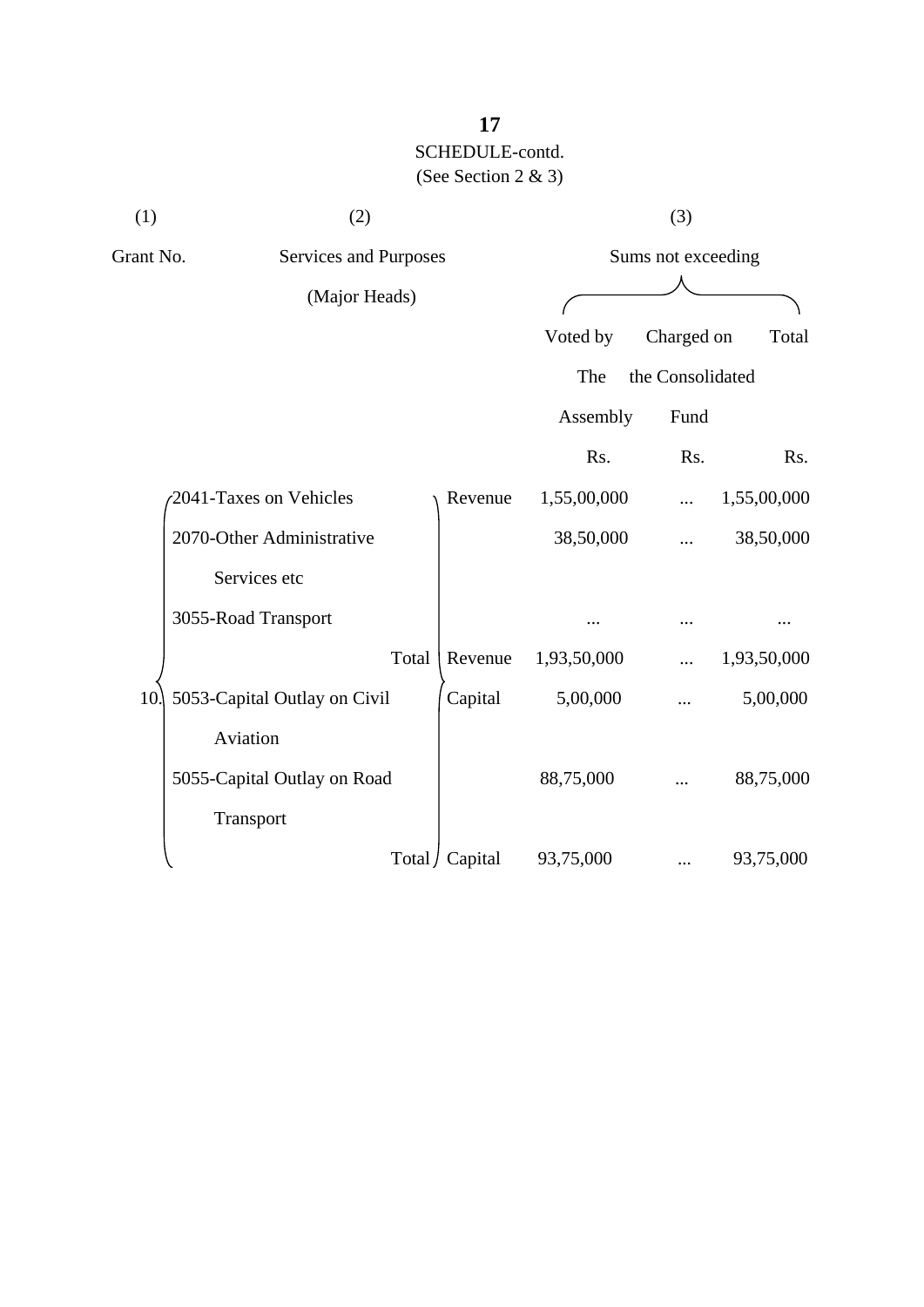SCHEDULE-contd.
(See Section 2 & 3)

| (1) | (2) | | (3) | | |
|---|---|---|---|---|---|
| Grant No. | Services and Purposes (Major Heads) | | Sums not exceeding | | |
| | | | Voted by The Assembly | Charged on the Consolidated Fund | Total |
| | | | Rs. | Rs. | Rs. |
| 10. | 2041-Taxes on Vehicles | Revenue | 1,55,00,000 | ... | 1,55,00,000 |
| | 2070-Other Administrative Services etc | | 38,50,000 | ... | 38,50,000 |
| | 3055-Road Transport | | ... | ... | ... |
| | Total | Revenue | 1,93,50,000 | ... | 1,93,50,000 |
| | 5053-Capital Outlay on Civil Aviation | Capital | 5,00,000 | ... | 5,00,000 |
| | 5055-Capital Outlay on Road Transport | | 88,75,000 | ... | 88,75,000 |
| | Total | Capital | 93,75,000 | ... | 93,75,000 |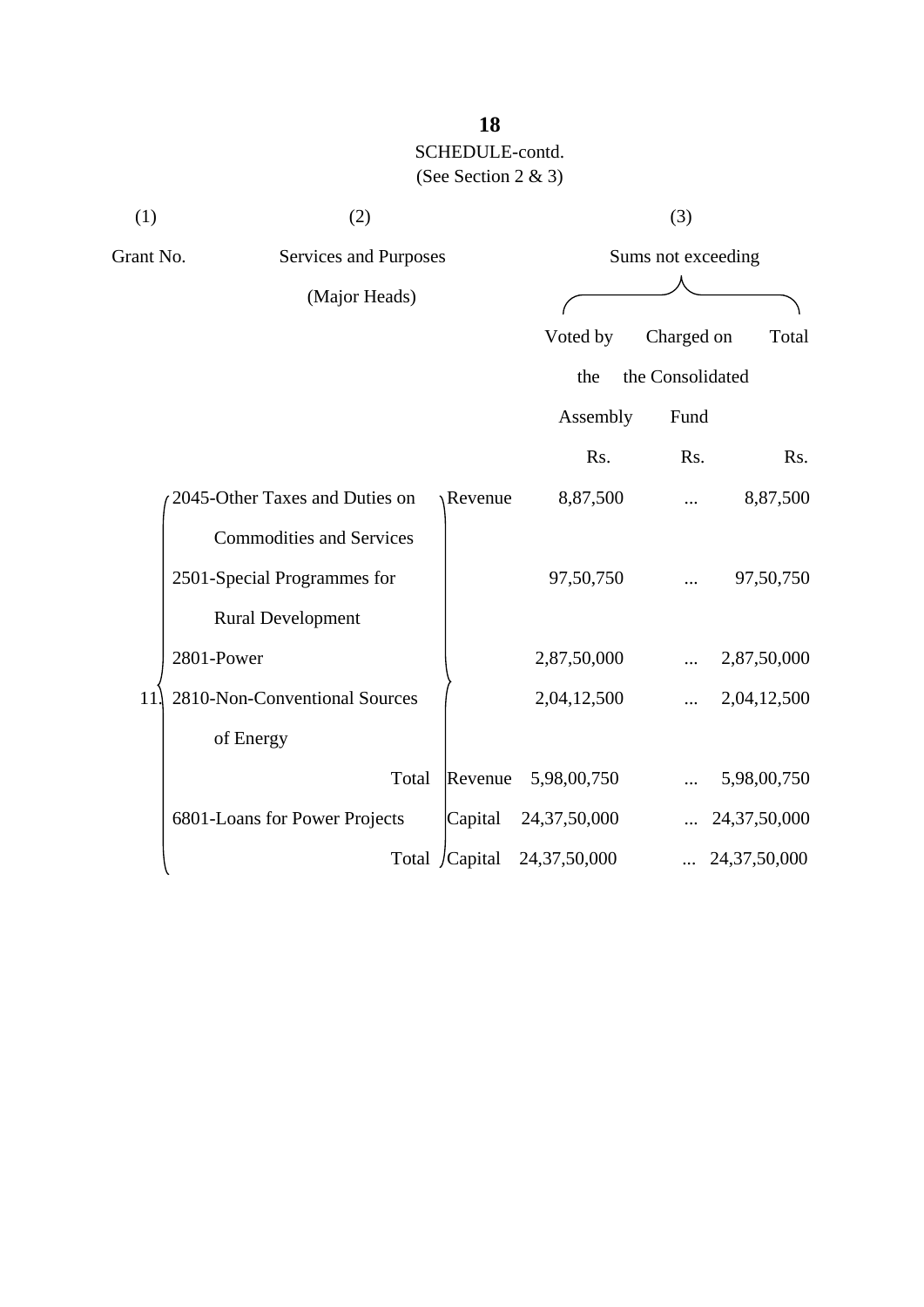SCHEDULE-contd.

(See Section 2 & 3)

| (1) | (2) | | (3) | | |
|---|---|---|---|---|---|
| Grant No. | Services and Purposes (Major Heads) | | Sums not exceeding | | |
| | | | Voted by the Assembly | Charged on the Consolidated Fund | Total |
| | | | Rs. | Rs. | Rs. |
| 11. | 2045-Other Taxes and Duties on Commodities and Services | Revenue | 8,87,500 | ... | 8,87,500 |
| | 2501-Special Programmes for Rural Development | | 97,50,750 | ... | 97,50,750 |
| | 2801-Power | | 2,87,50,000 | ... | 2,87,50,000 |
| | 2810-Non-Conventional Sources of Energy | | 2,04,12,500 | ... | 2,04,12,500 |
| | Total | Revenue | 5,98,00,750 | ... | 5,98,00,750 |
| | 6801-Loans for Power Projects | Capital | 24,37,50,000 | ... | 24,37,50,000 |
| | Total | Capital | 24,37,50,000 | ... | 24,37,50,000 |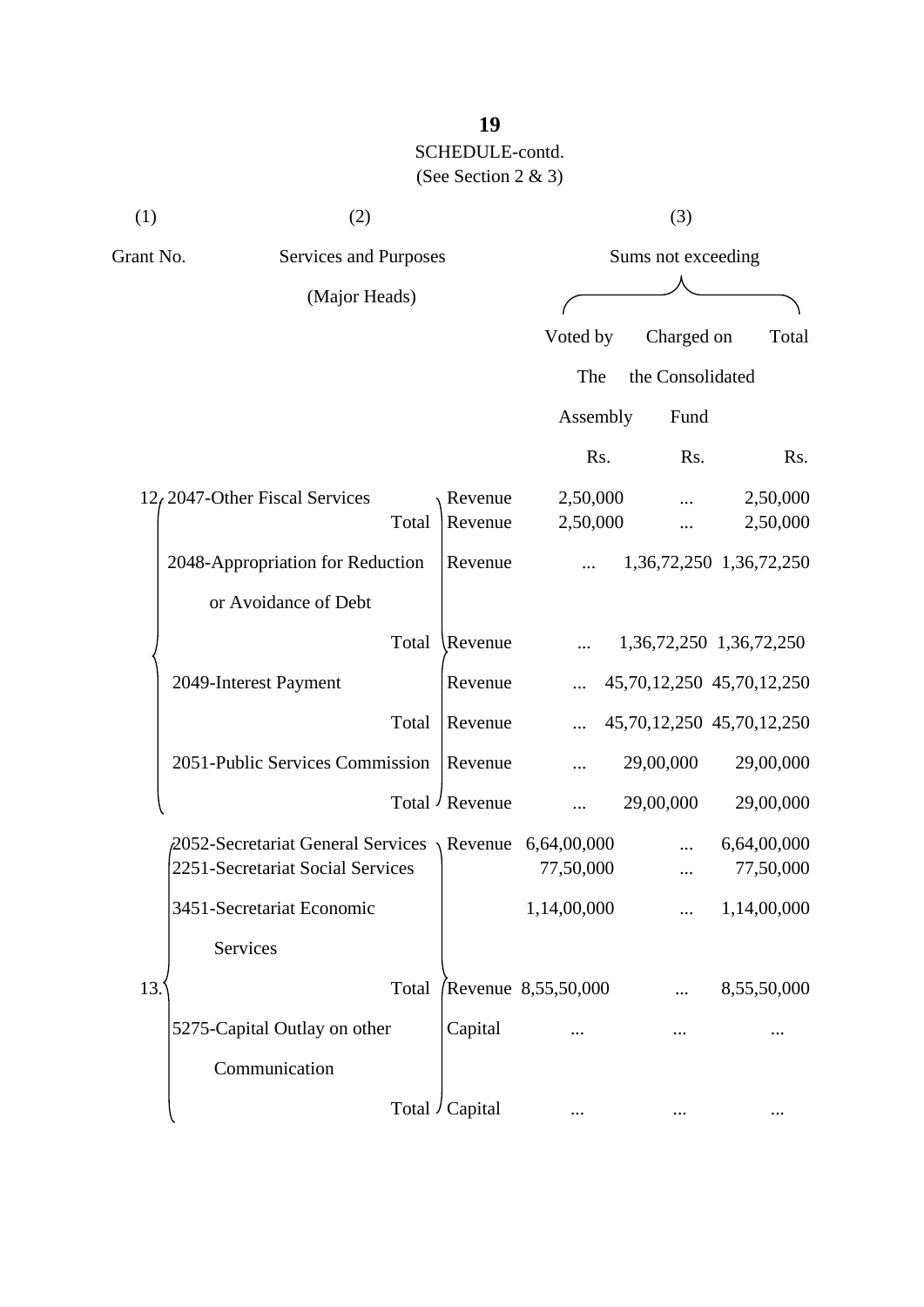SCHEDULE-contd.

(See Section 2 & 3)

| (1) | (2) | | (3) | | |
|---|---|---|---|---|---|
| Grant No. | Services and Purposes (Major Heads) | | Sums not exceeding | | |
| | | | Voted by The Assembly | Charged on the Consolidated Fund | Total |
| | | | Rs. | Rs. | Rs. |
| 12. | 2047-Other Fiscal Services | Revenue | 2,50,000 | ... | 2,50,000 |
| | Total | Revenue | 2,50,000 | ... | 2,50,000 |
| | 2048-Appropriation for Reduction or Avoidance of Debt | Revenue | ... | 1,36,72,250 | 1,36,72,250 |
| | Total | Revenue | ... | 1,36,72,250 | 1,36,72,250 |
| | 2049-Interest Payment | Revenue | ... | 45,70,12,250 | 45,70,12,250 |
| | Total | Revenue | ... | 45,70,12,250 | 45,70,12,250 |
| | 2051-Public Services Commission | Revenue | ... | 29,00,000 | 29,00,000 |
| | Total | Revenue | ... | 29,00,000 | 29,00,000 |
| 13. | 2052-Secretariat General Services | Revenue | 6,64,00,000 | ... | 6,64,00,000 |
| | 2251-Secretariat Social Services | | 77,50,000 | ... | 77,50,000 |
| | 3451-Secretariat Economic Services | | 1,14,00,000 | ... | 1,14,00,000 |
| | Total | Revenue | 8,55,50,000 | ... | 8,55,50,000 |
| | 5275-Capital Outlay on other Communication | Capital | ... | ... | ... |
| | Total | Capital | ... | ... | ... |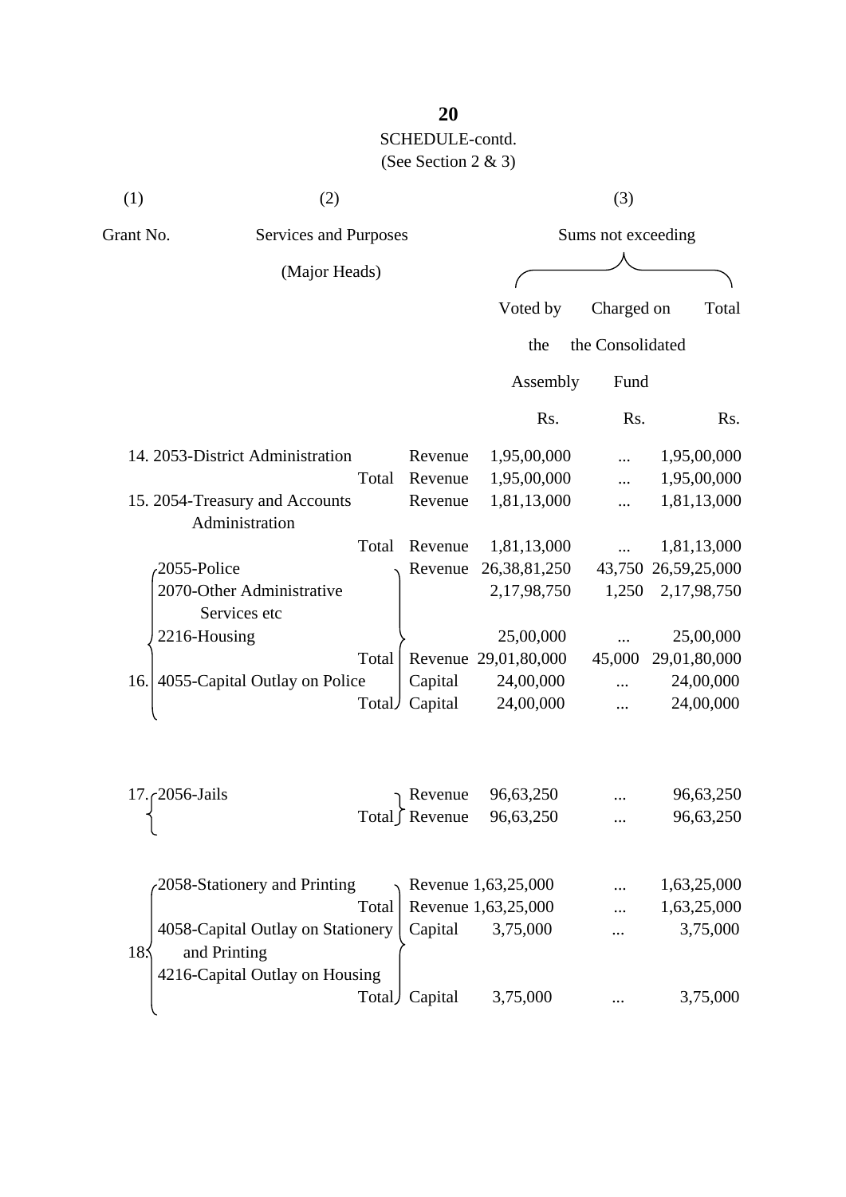SCHEDULE-contd.
(See Section 2 & 3)

| (1) | (2) | | (3) | | |
|---|---|---|---|---|---|
| Grant No. | Services and Purposes (Major Heads) | | Sums not exceeding | | |
| | | | Voted by the Assembly | Charged on the Consolidated Fund | Total |
| | | | Rs. | Rs. | Rs. |
| 14. | 2053-District Administration | Revenue | 1,95,00,000 | ... | 1,95,00,000 |
| | Total | Revenue | 1,95,00,000 | ... | 1,95,00,000 |
| 15. | 2054-Treasury and Accounts Administration | Revenue | 1,81,13,000 | ... | 1,81,13,000 |
| | Total | Revenue | 1,81,13,000 | ... | 1,81,13,000 |
| 16. | 2055-Police | Revenue | 26,38,81,250 | 43,750 | 26,59,25,000 |
| | 2070-Other Administrative Services etc | | 2,17,98,750 | 1,250 | 2,17,98,750 |
| | 2216-Housing | | 25,00,000 | ... | 25,00,000 |
| | Total | Revenue | 29,01,80,000 | 45,000 | 29,01,80,000 |
| | 4055-Capital Outlay on Police | Capital | 24,00,000 | ... | 24,00,000 |
| | Total | Capital | 24,00,000 | ... | 24,00,000 |
| 17. | 2056-Jails | Revenue | 96,63,250 | ... | 96,63,250 |
| | Total | Revenue | 96,63,250 | ... | 96,63,250 |
| 18. | 2058-Stationery and Printing | Revenue | 1,63,25,000 | ... | 1,63,25,000 |
| | Total | Revenue | 1,63,25,000 | ... | 1,63,25,000 |
| | 4058-Capital Outlay on Stationery and Printing | Capital | 3,75,000 | ... | 3,75,000 |
| | 4216-Capital Outlay on Housing | | | | |
| | Total | Capital | 3,75,000 | ... | 3,75,000 |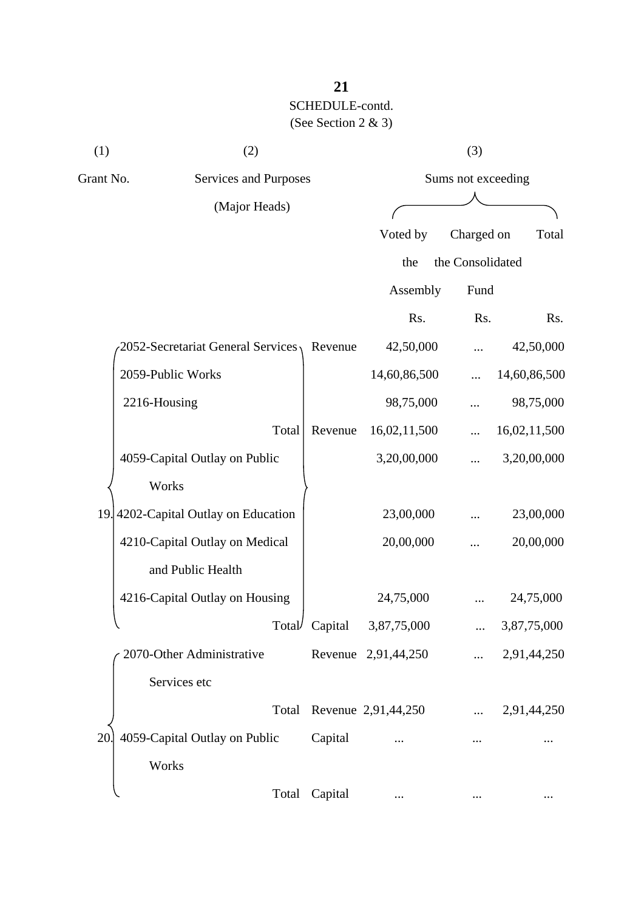SCHEDULE-contd.

(See Section 2 & 3)

| (1) | (2) | | (3) | | |
|---|---|---|---|---|---|
| Grant No. | Services and Purposes (Major Heads) | | Sums not exceeding | | |
| | | | Voted by the Assembly | Charged on the Consolidated Fund | Total |
| | | | Rs. | Rs. | Rs. |
| 19. | 2052-Secretariat General Services | Revenue | 42,50,000 | ... | 42,50,000 |
| | 2059-Public Works | | 14,60,86,500 | ... | 14,60,86,500 |
| | 2216-Housing | | 98,75,000 | ... | 98,75,000 |
| | Total | Revenue | 16,02,11,500 | ... | 16,02,11,500 |
| | 4059-Capital Outlay on Public Works | | 3,20,00,000 | ... | 3,20,00,000 |
| | 4202-Capital Outlay on Education | | 23,00,000 | ... | 23,00,000 |
| | 4210-Capital Outlay on Medical and Public Health | | 20,00,000 | ... | 20,00,000 |
| | 4216-Capital Outlay on Housing | | 24,75,000 | ... | 24,75,000 |
| | Total | Capital | 3,87,75,000 | ... | 3,87,75,000 |
| 20. | 2070-Other Administrative Services etc | Revenue | 2,91,44,250 | ... | 2,91,44,250 |
| | Total | Revenue | 2,91,44,250 | ... | 2,91,44,250 |
| | 4059-Capital Outlay on Public Works | Capital | ... | ... | ... |
| | Total | Capital | ... | ... | ... |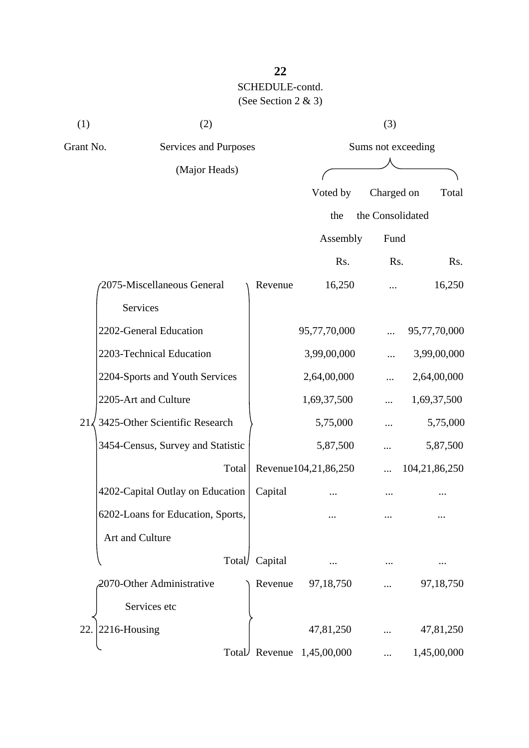SCHEDULE-contd.
(See Section 2 & 3)

| (1) | (2) | | (3) | | |
|---|---|---|---|---|---|
| Grant No. | Services and Purposes (Major Heads) | | Sums not exceeding | | |
| | | | Voted by the Assembly | Charged on the Consolidated Fund | Total |
| | | | Rs. | Rs. | Rs. |
| 21. | 2075-Miscellaneous General Services | Revenue | 16,250 | ... | 16,250 |
| | 2202-General Education | | 95,77,70,000 | ... | 95,77,70,000 |
| | 2203-Technical Education | | 3,99,00,000 | ... | 3,99,00,000 |
| | 2204-Sports and Youth Services | | 2,64,00,000 | ... | 2,64,00,000 |
| | 2205-Art and Culture | | 1,69,37,500 | ... | 1,69,37,500 |
| | 3425-Other Scientific Research | | 5,75,000 | ... | 5,75,000 |
| | 3454-Census, Survey and Statistic | | 5,87,500 | ... | 5,87,500 |
| | Total | Revenue | 104,21,86,250 | ... | 104,21,86,250 |
| | 4202-Capital Outlay on Education | Capital | ... | ... | ... |
| | 6202-Loans for Education, Sports, Art and Culture | | ... | ... | ... |
| | Total | Capital | ... | ... | ... |
| 22. | 2070-Other Administrative Services etc | Revenue | 97,18,750 | ... | 97,18,750 |
| | 2216-Housing | | 47,81,250 | ... | 47,81,250 |
| | Total | Revenue | 1,45,00,000 | ... | 1,45,00,000 |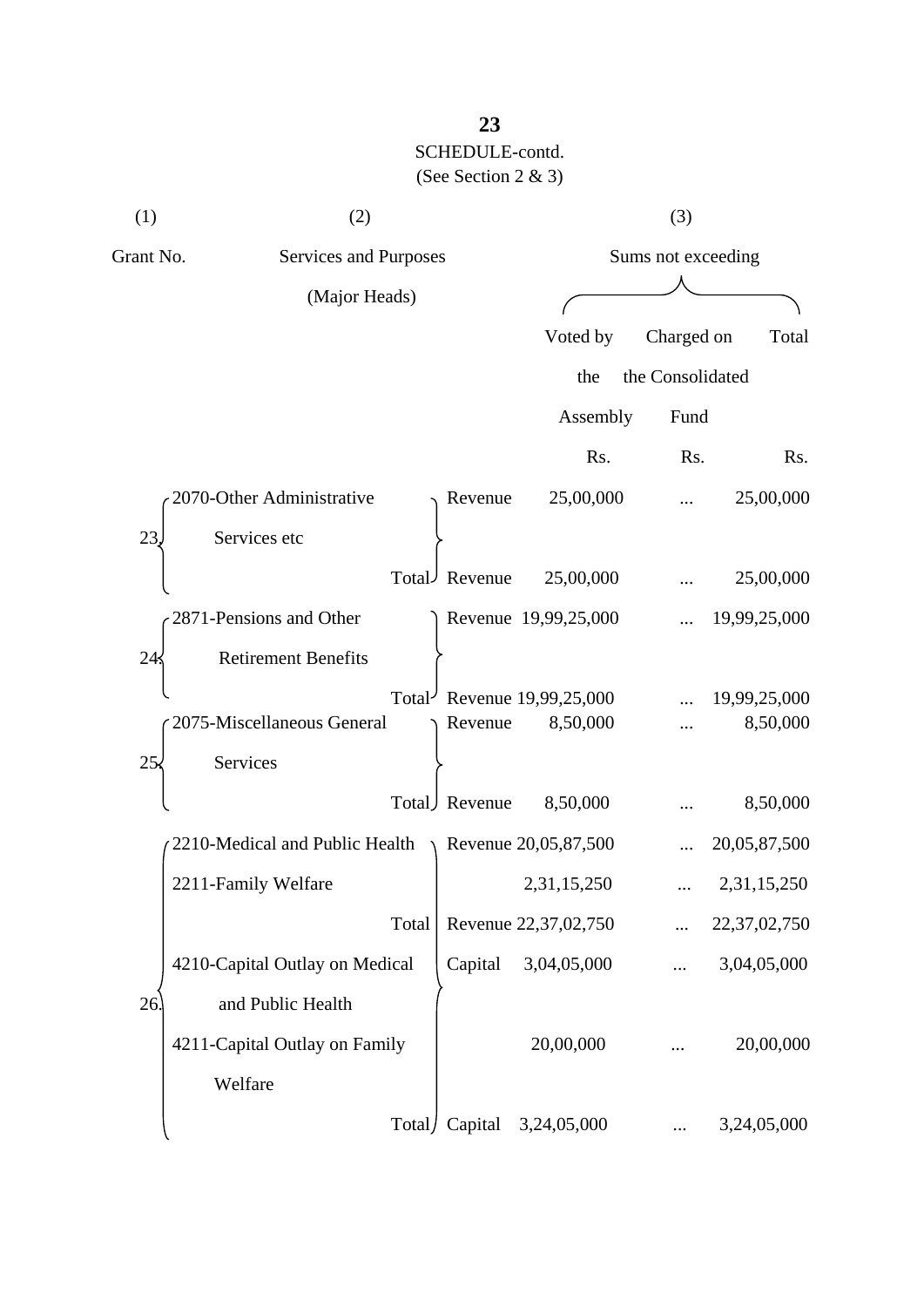SCHEDULE-contd.

(See Section 2 & 3)

| (1) | (2) | | (3) | | |
|---|---|---|---|---|---|
| Grant No. | Services and Purposes (Major Heads) | | Sums not exceeding | | |
| | | | Voted by the Assembly | Charged on the Consolidated Fund | Total |
| | | | Rs. | Rs. | Rs. |
| 23. | 2070-Other Administrative Services etc | Revenue | 25,00,000 | ... | 25,00,000 |
| | Total | Revenue | 25,00,000 | ... | 25,00,000 |
| 24. | 2871-Pensions and Other Retirement Benefits | Revenue | 19,99,25,000 | ... | 19,99,25,000 |
| | Total | Revenue | 19,99,25,000 | ... | 19,99,25,000 |
| 25. | 2075-Miscellaneous General Services | Revenue | 8,50,000 | ... | 8,50,000 |
| | Total | Revenue | 8,50,000 | ... | 8,50,000 |
| 26. | 2210-Medical and Public Health | Revenue | 20,05,87,500 | ... | 20,05,87,500 |
| | 2211-Family Welfare | | 2,31,15,250 | ... | 2,31,15,250 |
| | Total | Revenue | 22,37,02,750 | ... | 22,37,02,750 |
| | 4210-Capital Outlay on Medical and Public Health | Capital | 3,04,05,000 | ... | 3,04,05,000 |
| | 4211-Capital Outlay on Family Welfare | | 20,00,000 | ... | 20,00,000 |
| | Total | Capital | 3,24,05,000 | ... | 3,24,05,000 |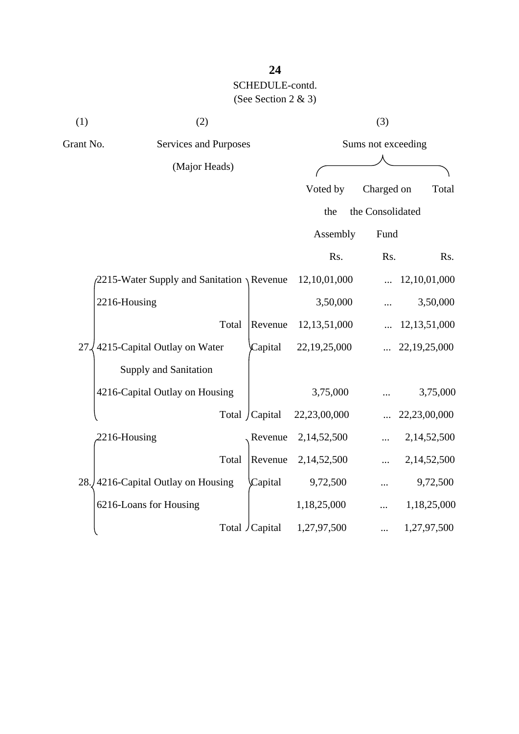SCHEDULE-contd.

(See Section 2 & 3)

| (1) | (2) | | (3) | | |
|---|---|---|---|---|---|
| Grant No. | Services and Purposes (Major Heads) | | Sums not exceeding | | |
| | | | Voted by the Assembly | Charged on the Consolidated Fund | Total |
| | | | Rs. | Rs. | Rs. |
| 27. | 2215-Water Supply and Sanitation | Revenue | 12,10,01,000 | ... | 12,10,01,000 |
| | 2216-Housing | | 3,50,000 | ... | 3,50,000 |
| | Total | Revenue | 12,13,51,000 | ... | 12,13,51,000 |
| | 4215-Capital Outlay on Water Supply and Sanitation | Capital | 22,19,25,000 | ... | 22,19,25,000 |
| | 4216-Capital Outlay on Housing | | 3,75,000 | ... | 3,75,000 |
| | Total | Capital | 22,23,00,000 | ... | 22,23,00,000 |
| 28. | 2216-Housing | Revenue | 2,14,52,500 | ... | 2,14,52,500 |
| | Total | Revenue | 2,14,52,500 | ... | 2,14,52,500 |
| | 4216-Capital Outlay on Housing | Capital | 9,72,500 | ... | 9,72,500 |
| | 6216-Loans for Housing | | 1,18,25,000 | ... | 1,18,25,000 |
| | Total | Capital | 1,27,97,500 | ... | 1,27,97,500 |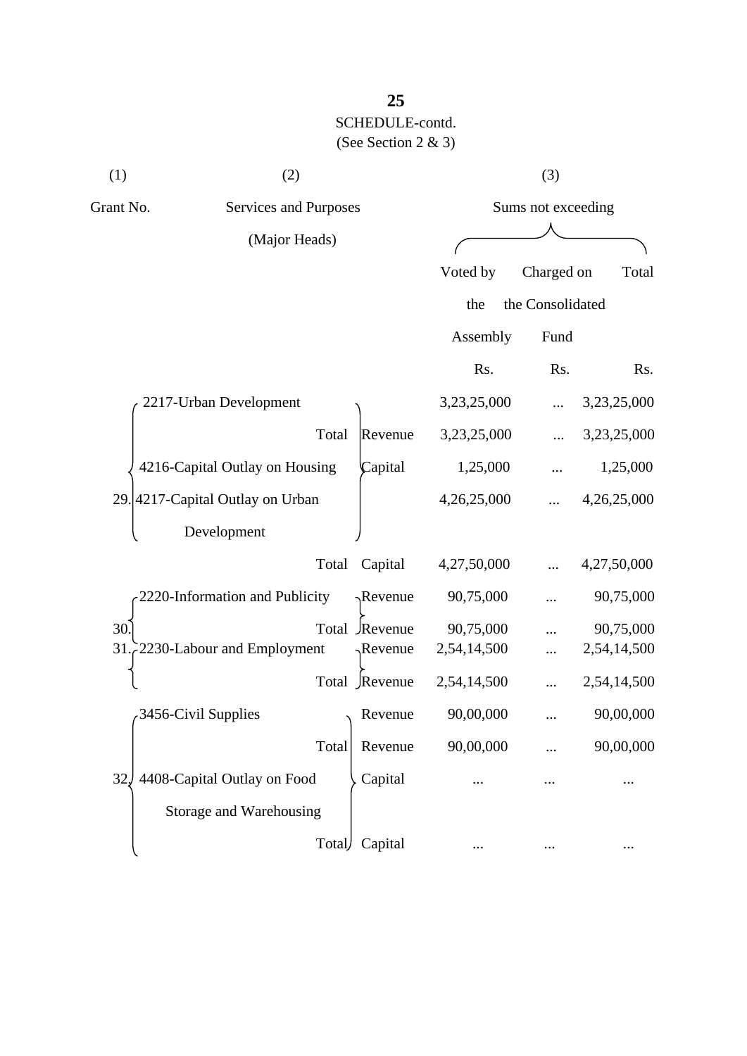SCHEDULE-contd.

(See Section 2 & 3)

| (1) | (2) | | (3) | | |
|---|---|---|---|---|---|
| Grant No. | Services and Purposes (Major Heads) | | Sums not exceeding | | |
| | | | Voted by the Assembly | Charged on the Consolidated Fund | Total |
| | | | Rs. | Rs. | Rs. |
| 29. | 2217-Urban Development | | 3,23,25,000 | ... | 3,23,25,000 |
| | Total | Revenue | 3,23,25,000 | ... | 3,23,25,000 |
| | 4216-Capital Outlay on Housing | Capital | 1,25,000 | ... | 1,25,000 |
| | 4217-Capital Outlay on Urban Development | | 4,26,25,000 | ... | 4,26,25,000 |
| | Total | Capital | 4,27,50,000 | ... | 4,27,50,000 |
| 30. | 2220-Information and Publicity | Revenue | 90,75,000 | ... | 90,75,000 |
| | Total | Revenue | 90,75,000 | ... | 90,75,000 |
| 31. | 2230-Labour and Employment | Revenue | 2,54,14,500 | ... | 2,54,14,500 |
| | Total | Revenue | 2,54,14,500 | ... | 2,54,14,500 |
| 32. | 3456-Civil Supplies | Revenue | 90,00,000 | ... | 90,00,000 |
| | Total | Revenue | 90,00,000 | ... | 90,00,000 |
| | 4408-Capital Outlay on Food Storage and Warehousing | Capital | ... | ... | ... |
| | Total | Capital | ... | ... | ... |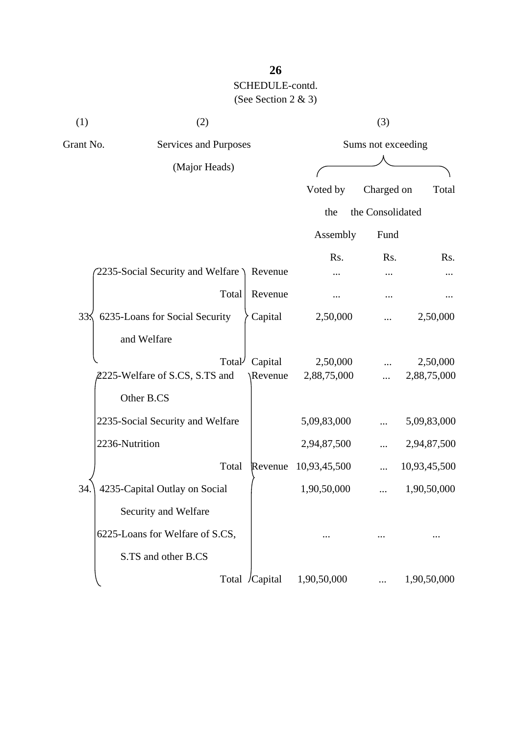SCHEDULE-contd.

(See Section 2 & 3)

| (1) | (2) | | (3) | | |
|---|---|---|---|---|---|
| Grant No. | Services and Purposes (Major Heads) | | Sums not exceeding | | |
| | | | Voted by the Assembly | Charged on the Consolidated Fund | Total |
| | | | Rs. | Rs. | Rs. |
| 33. | 2235-Social Security and Welfare | Revenue | ... | ... | ... |
| | Total | Revenue | ... | ... | ... |
| | 6235-Loans for Social Security and Welfare | Capital | 2,50,000 | ... | 2,50,000 |
| | Total | Capital | 2,50,000 | ... | 2,50,000 |
| 34. | 2225-Welfare of S.CS, S.TS and Other B.CS | Revenue | 2,88,75,000 | ... | 2,88,75,000 |
| | 2235-Social Security and Welfare | | 5,09,83,000 | ... | 5,09,83,000 |
| | 2236-Nutrition | | 2,94,87,500 | ... | 2,94,87,500 |
| | Total | Revenue | 10,93,45,500 | ... | 10,93,45,500 |
| | 4235-Capital Outlay on Social Security and Welfare | | 1,90,50,000 | ... | 1,90,50,000 |
| | 6225-Loans for Welfare of S.CS, S.TS and other B.CS | | ... | ... | ... |
| | Total | Capital | 1,90,50,000 | ... | 1,90,50,000 |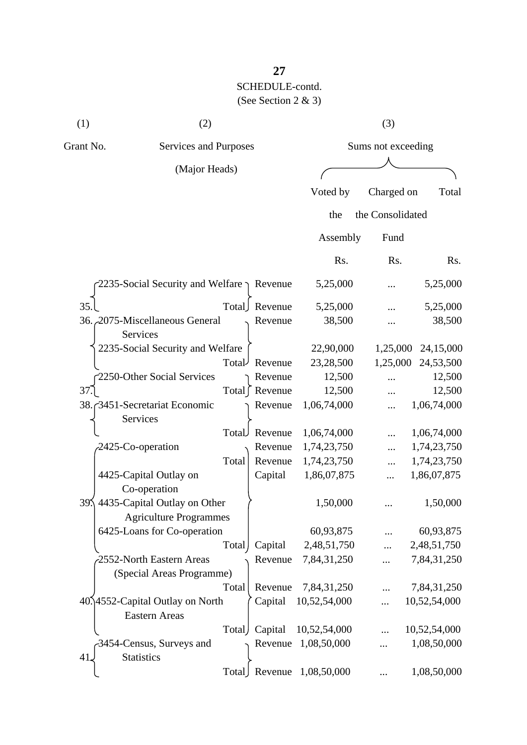SCHEDULE-contd.

(See Section 2 & 3)

| (1) | (2) | | (3) | | |
|---|---|---|---|---|---|
| Grant No. | Services and Purposes (Major Heads) | | Sums not exceeding | | |
| | | | Voted by the Assembly | Charged on the Consolidated Fund | Total |
| | | | Rs. | Rs. | Rs. |
| 35. | 2235-Social Security and Welfare | Revenue | 5,25,000 | ... | 5,25,000 |
| | Total | Revenue | 5,25,000 | ... | 5,25,000 |
| 36. | 2075-Miscellaneous General Services | Revenue | 38,500 | ... | 38,500 |
| | 2235-Social Security and Welfare | | 22,90,000 | 1,25,000 | 24,15,000 |
| | Total | Revenue | 23,28,500 | 1,25,000 | 24,53,500 |
| 37. | 2250-Other Social Services | Revenue | 12,500 | ... | 12,500 |
| | Total | Revenue | 12,500 | ... | 12,500 |
| 38. | 3451-Secretariat Economic Services | Revenue | 1,06,74,000 | ... | 1,06,74,000 |
| | Total | Revenue | 1,06,74,000 | ... | 1,06,74,000 |
| 39. | 2425-Co-operation | Revenue | 1,74,23,750 | ... | 1,74,23,750 |
| | Total | Revenue | 1,74,23,750 | ... | 1,74,23,750 |
| | 4425-Capital Outlay on Co-operation | Capital | 1,86,07,875 | ... | 1,86,07,875 |
| | 4435-Capital Outlay on Other Agriculture Programmes | | 1,50,000 | ... | 1,50,000 |
| | 6425-Loans for Co-operation | | 60,93,875 | ... | 60,93,875 |
| | Total | Capital | 2,48,51,750 | ... | 2,48,51,750 |
| 40. | 2552-North Eastern Areas (Special Areas Programme) | Revenue | 7,84,31,250 | ... | 7,84,31,250 |
| | Total | Revenue | 7,84,31,250 | ... | 7,84,31,250 |
| | 4552-Capital Outlay on North Eastern Areas | Capital | 10,52,54,000 | ... | 10,52,54,000 |
| | Total | Capital | 10,52,54,000 | ... | 10,52,54,000 |
| 41. | 3454-Census, Surveys and Statistics | Revenue | 1,08,50,000 | ... | 1,08,50,000 |
| | Total | Revenue | 1,08,50,000 | ... | 1,08,50,000 |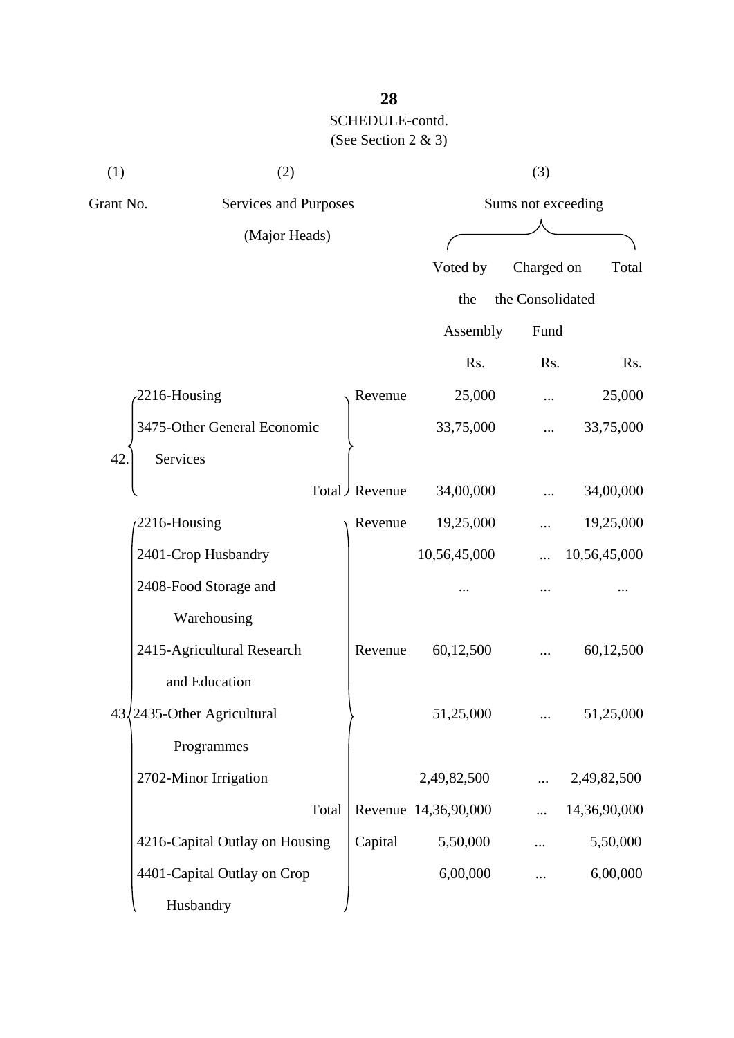SCHEDULE-contd.

(See Section 2 & 3)

| (1) | (2) | | (3) | | |
|---|---|---|---|---|---|
| Grant No. | Services and Purposes (Major Heads) | | Sums not exceeding | | |
| | | | Voted by the Assembly | Charged on the Consolidated Fund | Total |
| | | | Rs. | Rs. | Rs. |
| 42. | 2216-Housing | Revenue | 25,000 | ... | 25,000 |
| | 3475-Other General Economic Services | | 33,75,000 | ... | 33,75,000 |
| | Total | Revenue | 34,00,000 | ... | 34,00,000 |
| 43. | 2216-Housing | Revenue | 19,25,000 | ... | 19,25,000 |
| | 2401-Crop Husbandry | | 10,56,45,000 | ... | 10,56,45,000 |
| | 2408-Food Storage and Warehousing | | ... | ... | ... |
| | 2415-Agricultural Research and Education | Revenue | 60,12,500 | ... | 60,12,500 |
| | 2435-Other Agricultural Programmes | | 51,25,000 | ... | 51,25,000 |
| | 2702-Minor Irrigation | | 2,49,82,500 | ... | 2,49,82,500 |
| | Total | Revenue | 14,36,90,000 | ... | 14,36,90,000 |
| | 4216-Capital Outlay on Housing | Capital | 5,50,000 | ... | 5,50,000 |
| | 4401-Capital Outlay on Crop Husbandry | | 6,00,000 | ... | 6,00,000 |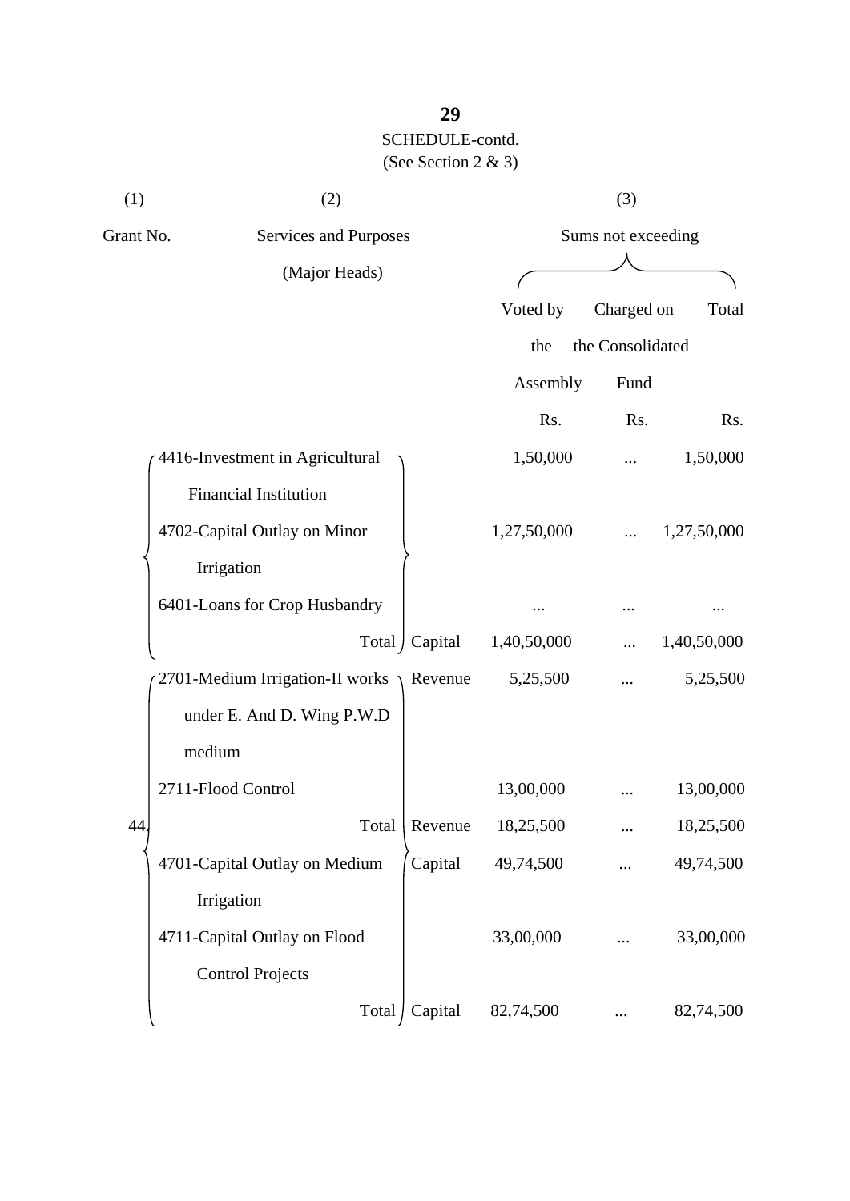SCHEDULE-contd.

(See Section 2 & 3)

| (1) | (2) | | (3) | | |
|---|---|---|---|---|---|
| Grant No. | Services and Purposes (Major Heads) | | Sums not exceeding | | |
| | | | Voted by the Assembly | Charged on the Consolidated Fund | Total |
| | | | Rs. | Rs. | Rs. |
| | 4416-Investment in Agricultural Financial Institution | | 1,50,000 | ... | 1,50,000 |
| | 4702-Capital Outlay on Minor Irrigation | | 1,27,50,000 | ... | 1,27,50,000 |
| | 6401-Loans for Crop Husbandry | | ... | ... | ... |
| | Total | Capital | 1,40,50,000 | ... | 1,40,50,000 |
| 44. | 2701-Medium Irrigation-II works under E. And D. Wing P.W.D medium | Revenue | 5,25,500 | ... | 5,25,500 |
| | 2711-Flood Control | | 13,00,000 | ... | 13,00,000 |
| | Total | Revenue | 18,25,500 | ... | 18,25,500 |
| | 4701-Capital Outlay on Medium Irrigation | Capital | 49,74,500 | ... | 49,74,500 |
| | 4711-Capital Outlay on Flood Control Projects | | 33,00,000 | ... | 33,00,000 |
| | Total | Capital | 82,74,500 | ... | 82,74,500 |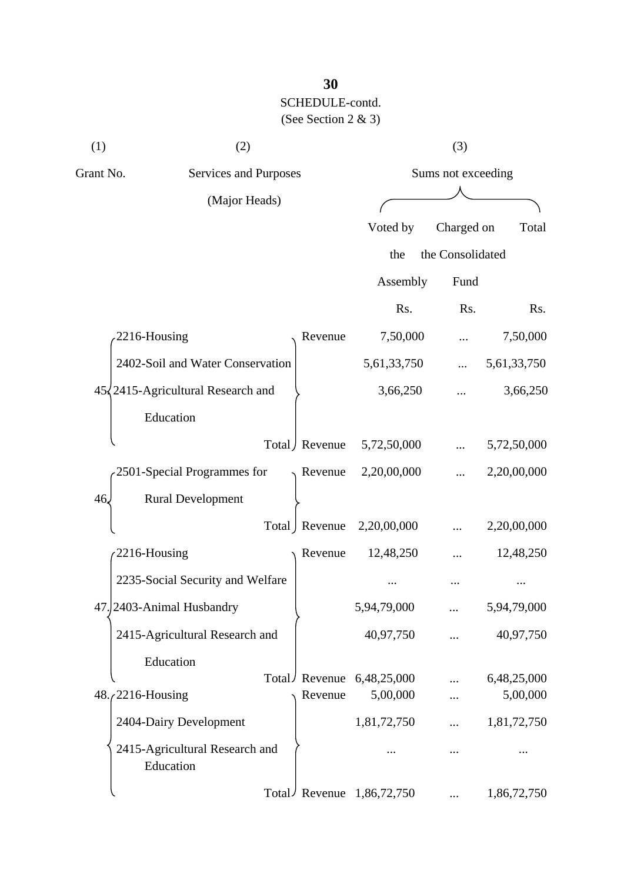SCHEDULE-contd.
(See Section 2 & 3)

| (1) | (2) | | (3) | | |
|---|---|---|---|---|---|
| Grant No. | Services and Purposes (Major Heads) | | Sums not exceeding | | |
| | | | Voted by the Assembly | Charged on the Consolidated Fund | Total |
| | | | Rs. | Rs. | Rs. |
| 45. | 2216-Housing | Revenue | 7,50,000 | ... | 7,50,000 |
| | 2402-Soil and Water Conservation | | 5,61,33,750 | ... | 5,61,33,750 |
| | 2415-Agricultural Research and Education | | 3,66,250 | ... | 3,66,250 |
| | Total | Revenue | 5,72,50,000 | ... | 5,72,50,000 |
| 46. | 2501-Special Programmes for Rural Development | Revenue | 2,20,00,000 | ... | 2,20,00,000 |
| | Total | Revenue | 2,20,00,000 | ... | 2,20,00,000 |
| 47. | 2216-Housing | Revenue | 12,48,250 | ... | 12,48,250 |
| | 2235-Social Security and Welfare | | ... | ... | ... |
| | 2403-Animal Husbandry | | 5,94,79,000 | ... | 5,94,79,000 |
| | 2415-Agricultural Research and Education | | 40,97,750 | ... | 40,97,750 |
| | Total | Revenue | 6,48,25,000 | ... | 6,48,25,000 |
| 48. | 2216-Housing | Revenue | 5,00,000 | ... | 5,00,000 |
| | 2404-Dairy Development | | 1,81,72,750 | ... | 1,81,72,750 |
| | 2415-Agricultural Research and Education | | ... | ... | ... |
| | Total | Revenue | 1,86,72,750 | ... | 1,86,72,750 |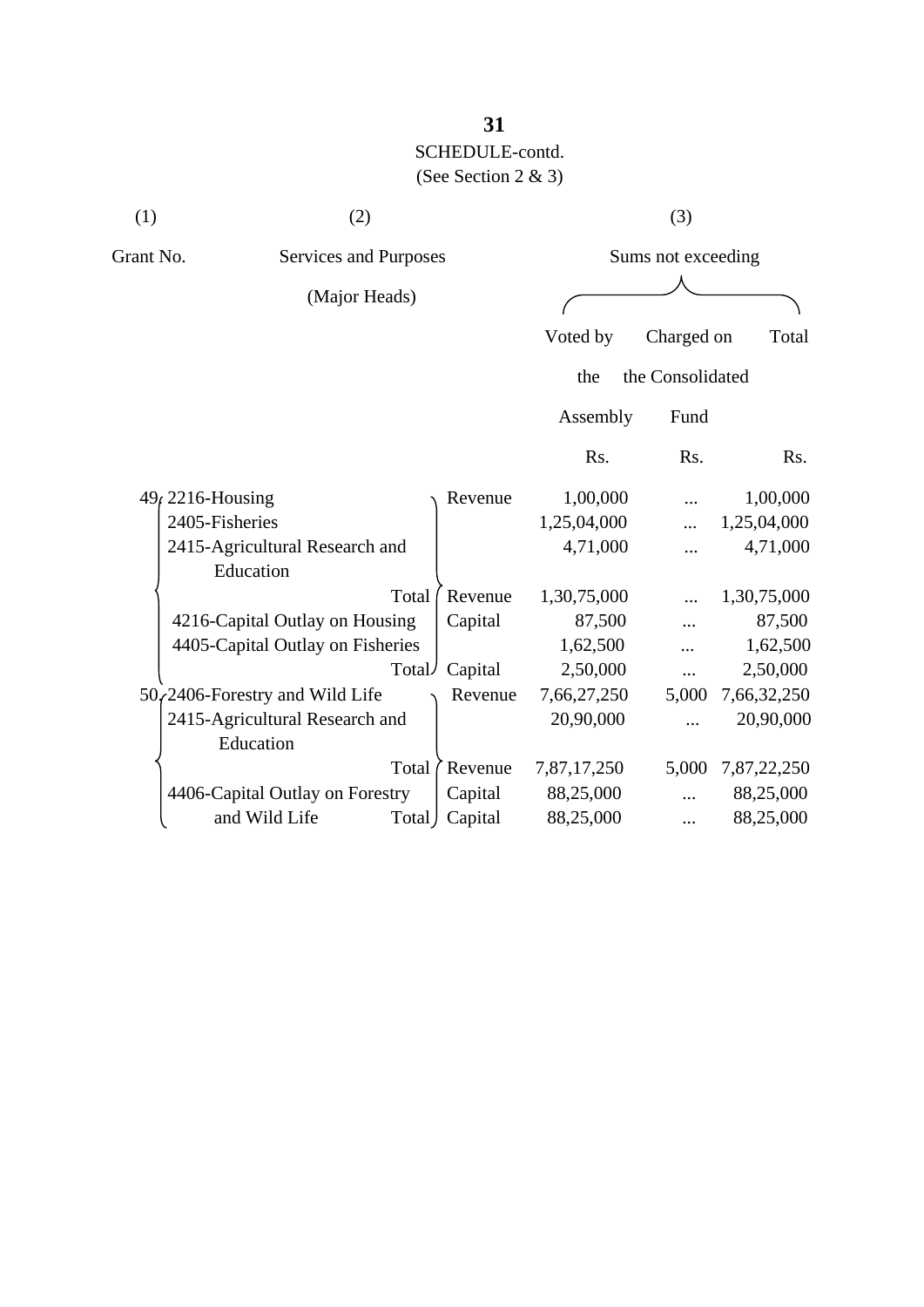SCHEDULE-contd.
(See Section 2 & 3)

| (1) | (2) | | (3) | | |
|---|---|---|---|---|---|
| Grant No. | Services and Purposes (Major Heads) | | Sums not exceeding | | |
| | | | Voted by the Assembly | Charged on the Consolidated Fund | Total |
| | | | Rs. | Rs. | Rs. |
| 49 | 2216-Housing | Revenue | 1,00,000 | ... | 1,00,000 |
| | 2405-Fisheries | | 1,25,04,000 | ... | 1,25,04,000 |
| | 2415-Agricultural Research and Education | | 4,71,000 | ... | 4,71,000 |
| | Total | Revenue | 1,30,75,000 | ... | 1,30,75,000 |
| | 4216-Capital Outlay on Housing | Capital | 87,500 | ... | 87,500 |
| | 4405-Capital Outlay on Fisheries | | 1,62,500 | ... | 1,62,500 |
| | Total | Capital | 2,50,000 | ... | 2,50,000 |
| 50 | 2406-Forestry and Wild Life | Revenue | 7,66,27,250 | 5,000 | 7,66,32,250 |
| | 2415-Agricultural Research and Education | | 20,90,000 | ... | 20,90,000 |
| | Total | Revenue | 7,87,17,250 | 5,000 | 7,87,22,250 |
| | 4406-Capital Outlay on Forestry and Wild Life | Capital | 88,25,000 | ... | 88,25,000 |
| | Total | Capital | 88,25,000 | ... | 88,25,000 |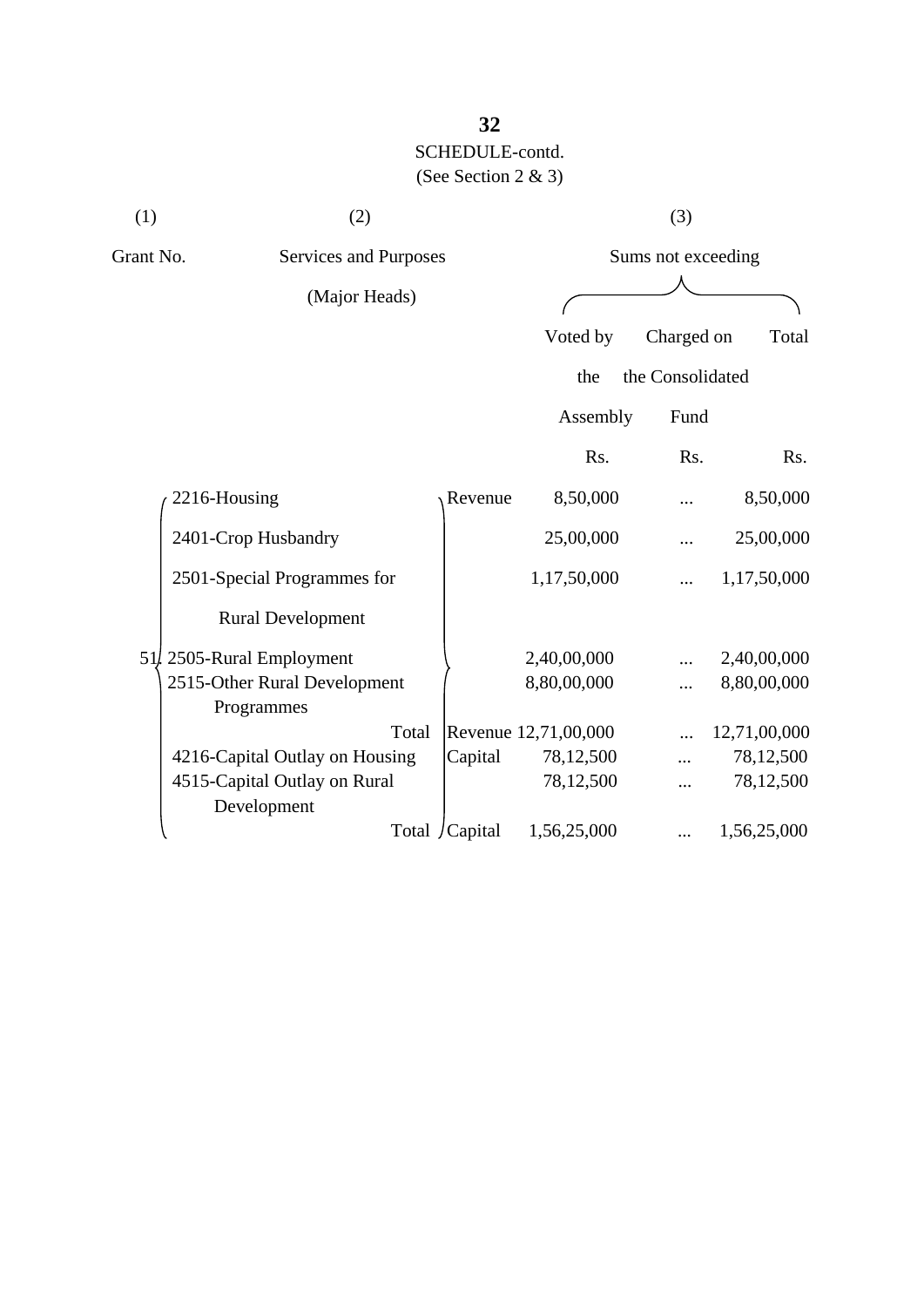SCHEDULE-contd.

(See Section 2 & 3)

| (1) | (2) | | (3) | | |
|---|---|---|---|---|---|
| Grant No. | Services and Purposes (Major Heads) | | Sums not exceeding | | |
| | | | Voted by the Assembly | Charged on the Consolidated Fund | Total |
| | | | Rs. | Rs. | Rs. |
| 51 | 2216-Housing | Revenue | 8,50,000 | ... | 8,50,000 |
| | 2401-Crop Husbandry | | 25,00,000 | ... | 25,00,000 |
| | 2501-Special Programmes for Rural Development | | 1,17,50,000 | ... | 1,17,50,000 |
| | 2505-Rural Employment | | 2,40,00,000 | ... | 2,40,00,000 |
| | 2515-Other Rural Development Programmes | | 8,80,00,000 | ... | 8,80,00,000 |
| | Total | Revenue | 12,71,00,000 | ... | 12,71,00,000 |
| | 4216-Capital Outlay on Housing | Capital | 78,12,500 | ... | 78,12,500 |
| | 4515-Capital Outlay on Rural Development | | 78,12,500 | ... | 78,12,500 |
| | Total | Capital | 1,56,25,000 | ... | 1,56,25,000 |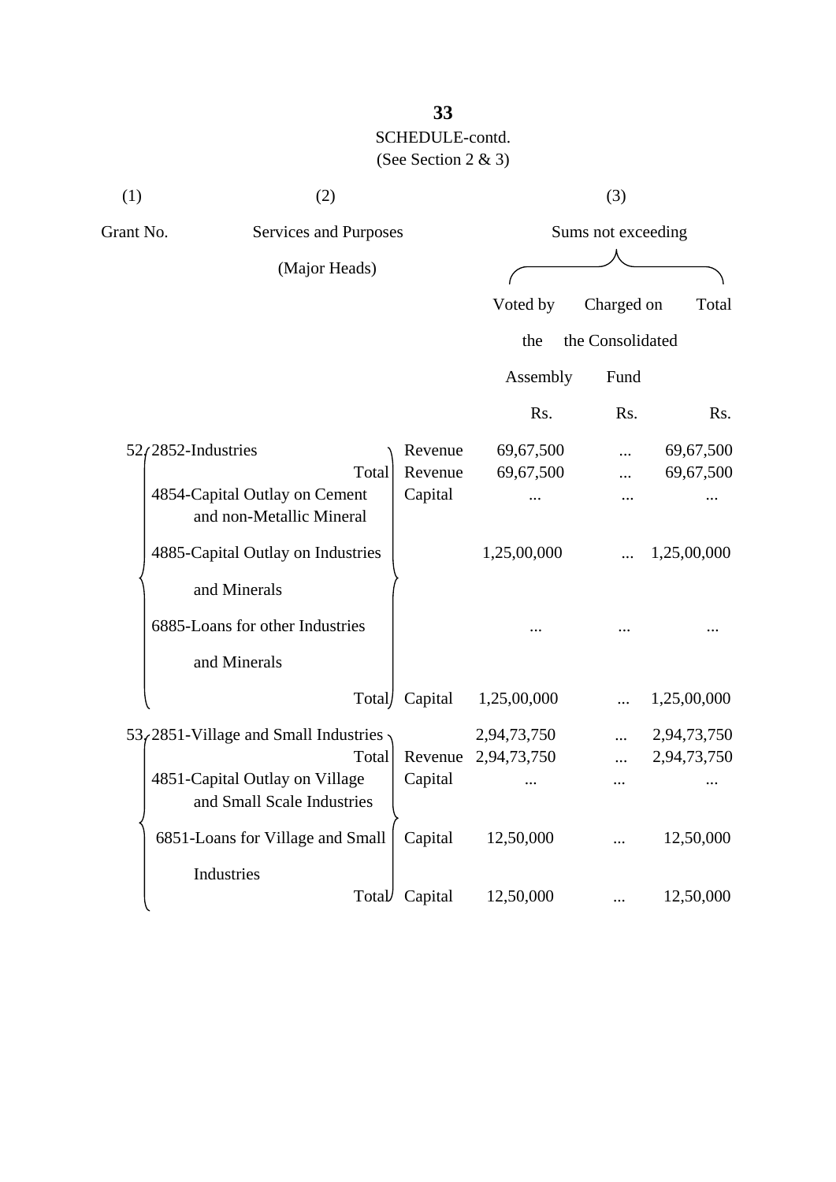SCHEDULE-contd.
(See Section 2 & 3)

| (1) | (2) | | (3) | | |
|---|---|---|---|---|---|
| Grant No. | Services and Purposes (Major Heads) | | Sums not exceeding | | |
| | | | Voted by the Assembly | Charged on the Consolidated Fund | Total |
| | | | Rs. | Rs. | Rs. |
| 52 | 2852-Industries | Revenue | 69,67,500 | ... | 69,67,500 |
| | Total | Revenue | 69,67,500 | ... | 69,67,500 |
| | 4854-Capital Outlay on Cement and non-Metallic Mineral | Capital | ... | ... | ... |
| | 4885-Capital Outlay on Industries and Minerals | | 1,25,00,000 | ... | 1,25,00,000 |
| | 6885-Loans for other Industries and Minerals | | ... | ... | ... |
| | Total | Capital | 1,25,00,000 | ... | 1,25,00,000 |
| 53 | 2851-Village and Small Industries | | 2,94,73,750 | ... | 2,94,73,750 |
| | Total | Revenue | 2,94,73,750 | ... | 2,94,73,750 |
| | 4851-Capital Outlay on Village and Small Scale Industries | Capital | ... | ... | ... |
| | 6851-Loans for Village and Small Industries | Capital | 12,50,000 | ... | 12,50,000 |
| | Total | Capital | 12,50,000 | ... | 12,50,000 |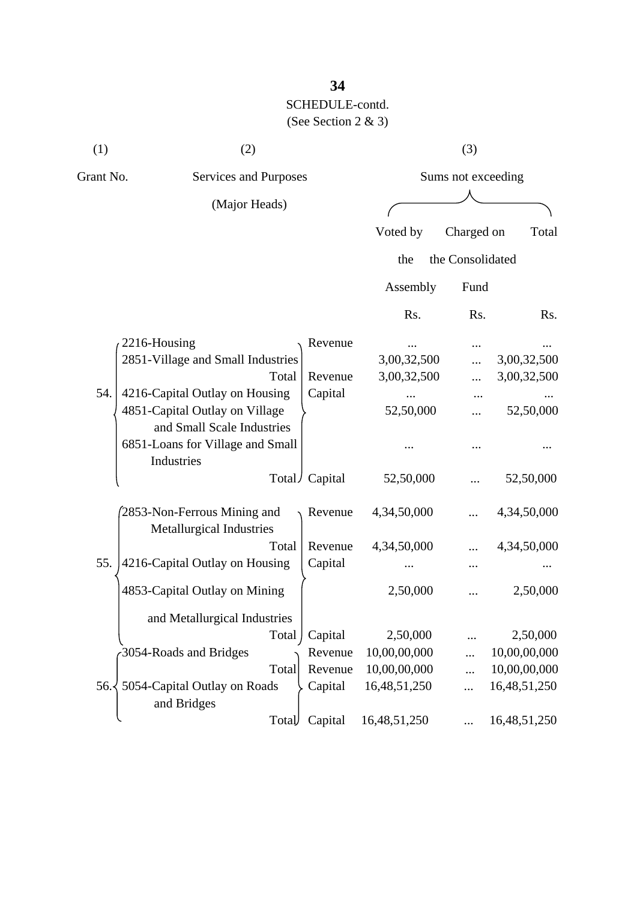SCHEDULE-contd.

(See Section 2 & 3)

| (1) | (2) | | (3) | | |
|---|---|---|---|---|---|
| Grant No. | Services and Purposes (Major Heads) | | Sums not exceeding | | |
| | | | Voted by the Assembly | Charged on the Consolidated Fund | Total |
| | | | Rs. | Rs. | Rs. |
| 54. | 2216-Housing | Revenue | ... | ... | ... |
| | 2851-Village and Small Industries | | 3,00,32,500 | ... | 3,00,32,500 |
| | Total | Revenue | 3,00,32,500 | ... | 3,00,32,500 |
| | 4216-Capital Outlay on Housing | Capital | ... | ... | ... |
| | 4851-Capital Outlay on Village and Small Scale Industries | | 52,50,000 | ... | 52,50,000 |
| | 6851-Loans for Village and Small Industries | | ... | ... | ... |
| | Total | Capital | 52,50,000 | ... | 52,50,000 |
| 55. | 2853-Non-Ferrous Mining and Metallurgical Industries | Revenue | 4,34,50,000 | ... | 4,34,50,000 |
| | Total | Revenue | 4,34,50,000 | ... | 4,34,50,000 |
| | 4216-Capital Outlay on Housing | Capital | ... | ... | ... |
| | 4853-Capital Outlay on Mining and Metallurgical Industries | | 2,50,000 | ... | 2,50,000 |
| | Total | Capital | 2,50,000 | ... | 2,50,000 |
| 56. | 3054-Roads and Bridges | Revenue | 10,00,00,000 | ... | 10,00,00,000 |
| | Total | Revenue | 10,00,00,000 | ... | 10,00,00,000 |
| | 5054-Capital Outlay on Roads and Bridges | Capital | 16,48,51,250 | ... | 16,48,51,250 |
| | Total | Capital | 16,48,51,250 | ... | 16,48,51,250 |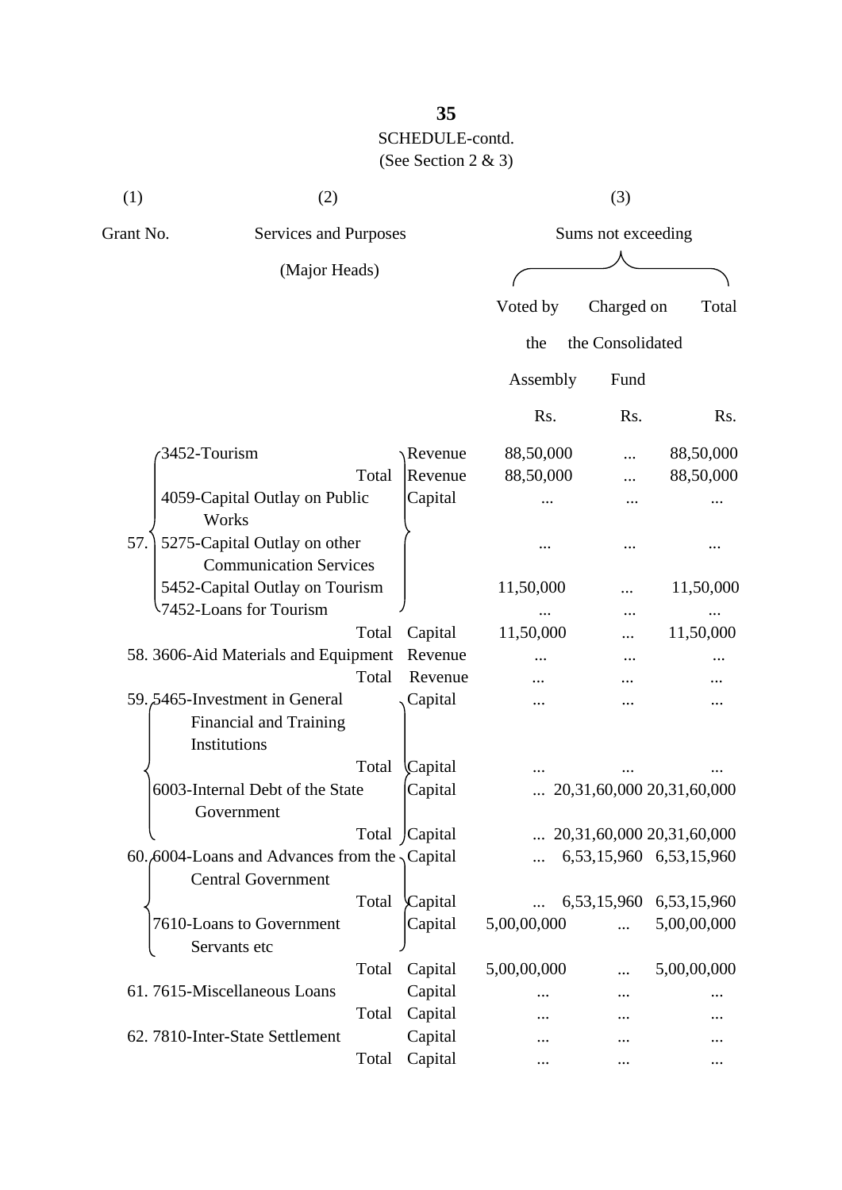SCHEDULE-contd.

(See Section 2 & 3)

| (1) | (2) | | (3) | | |
|---|---|---|---|---|---|
| Grant No. | Services and Purposes (Major Heads) | | Sums not exceeding | | |
| | | | Voted by the Assembly | Charged on the Consolidated Fund | Total |
| | | | Rs. | Rs. | Rs. |
| 57. | 3452-Tourism | Revenue | 88,50,000 | ... | 88,50,000 |
| | Total | Revenue | 88,50,000 | ... | 88,50,000 |
| | 4059-Capital Outlay on Public Works | Capital | ... | ... | ... |
| | 5275-Capital Outlay on other Communication Services | | ... | ... | ... |
| | 5452-Capital Outlay on Tourism | | 11,50,000 | ... | 11,50,000 |
| | 7452-Loans for Tourism | | ... | ... | ... |
| | Total | Capital | 11,50,000 | ... | 11,50,000 |
| 58. | 3606-Aid Materials and Equipment | Revenue | ... | ... | ... |
| | Total | Revenue | ... | ... | ... |
| 59. | 5465-Investment in General Financial and Training Institutions | Capital | ... | ... | ... |
| | Total | Capital | ... | ... | ... |
| | 6003-Internal Debt of the State Government | Capital | ... | 20,31,60,000 | 20,31,60,000 |
| | Total | Capital | ... | 20,31,60,000 | 20,31,60,000 |
| 60. | 6004-Loans and Advances from the Central Government | Capital | ... | 6,53,15,960 | 6,53,15,960 |
| | Total | Capital | ... | 6,53,15,960 | 6,53,15,960 |
| | 7610-Loans to Government Servants etc | Capital | 5,00,00,000 | ... | 5,00,00,000 |
| | Total | Capital | 5,00,00,000 | ... | 5,00,00,000 |
| 61. | 7615-Miscellaneous Loans | Capital | ... | ... | ... |
| | Total | Capital | ... | ... | ... |
| 62. | 7810-Inter-State Settlement | Capital | ... | ... | ... |
| | Total | Capital | ... | ... | ... |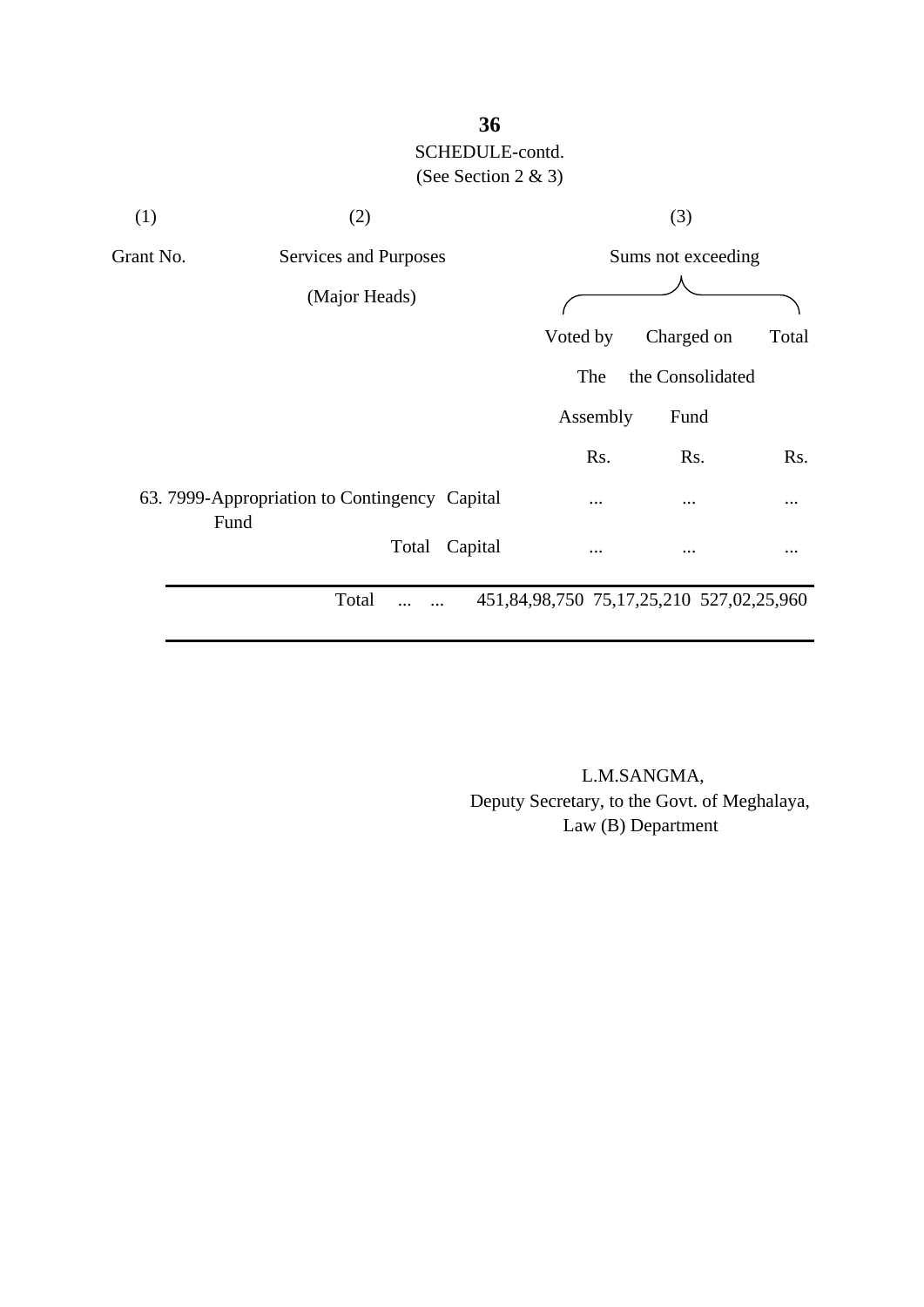SCHEDULE-contd.

(See Section 2 & 3)

| (1) | (2) | | (3) | | |
|---|---|---|---|---|---|
| Grant No. | Services and Purposes (Major Heads) | | Sums not exceeding | | |
| | | | Voted by The Assembly | Charged on the Consolidated Fund | Total |
| | | | Rs. | Rs. | Rs. |
| 63. | 7999-Appropriation to Contingency Fund | Capital | ... | ... | ... |
| | Total | Capital | ... | ... | ... |
| | Total ... ... | | 451,84,98,750 | 75,17,25,210 | 527,02,25,960 |

L.M.SANGMA,
Deputy Secretary, to the Govt. of Meghalaya,
Law (B) Department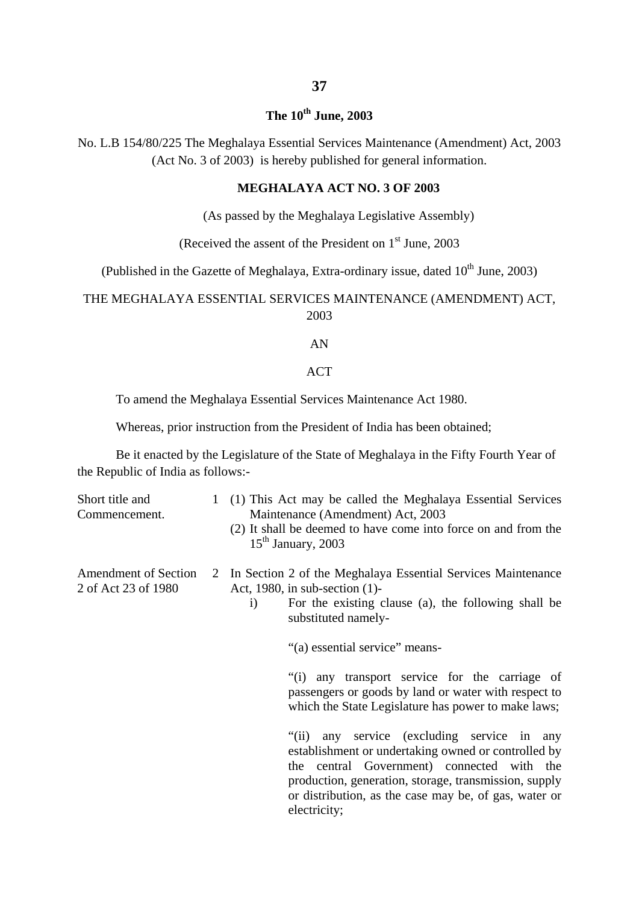**The 10th June, 2003**

No. L.B 154/80/225 The Meghalaya Essential Services Maintenance (Amendment) Act, 2003 (Act No. 3 of 2003) is hereby published for general information.

**MEGHALAYA ACT NO. 3 OF 2003**

(As passed by the Meghalaya Legislative Assembly)

(Received the assent of the President on 1st June, 2003

(Published in the Gazette of Meghalaya, Extra-ordinary issue, dated 10th June, 2003)

THE MEGHALAYA ESSENTIAL SERVICES MAINTENANCE (AMENDMENT) ACT, 2003

AN

ACT

To amend the Meghalaya Essential Services Maintenance Act 1980.

Whereas, prior instruction from the President of India has been obtained;

Be it enacted by the Legislature of the State of Meghalaya in the Fifty Fourth Year of the Republic of India as follows:-

Short title and Commencement.

1 (1) This Act may be called the Meghalaya Essential Services Maintenance (Amendment) Act, 2003

(2) It shall be deemed to have come into force on and from the 15th January, 2003

Amendment of Section 2 of Act 23 of 1980

2 In Section 2 of the Meghalaya Essential Services Maintenance Act, 1980, in sub-section (1)-

i) For the existing clause (a), the following shall be substituted namely-

"(a) essential service" means-

"(i) any transport service for the carriage of passengers or goods by land or water with respect to which the State Legislature has power to make laws;

"(ii) any service (excluding service in any establishment or undertaking owned or controlled by the central Government) connected with the production, generation, storage, transmission, supply or distribution, as the case may be, of gas, water or electricity;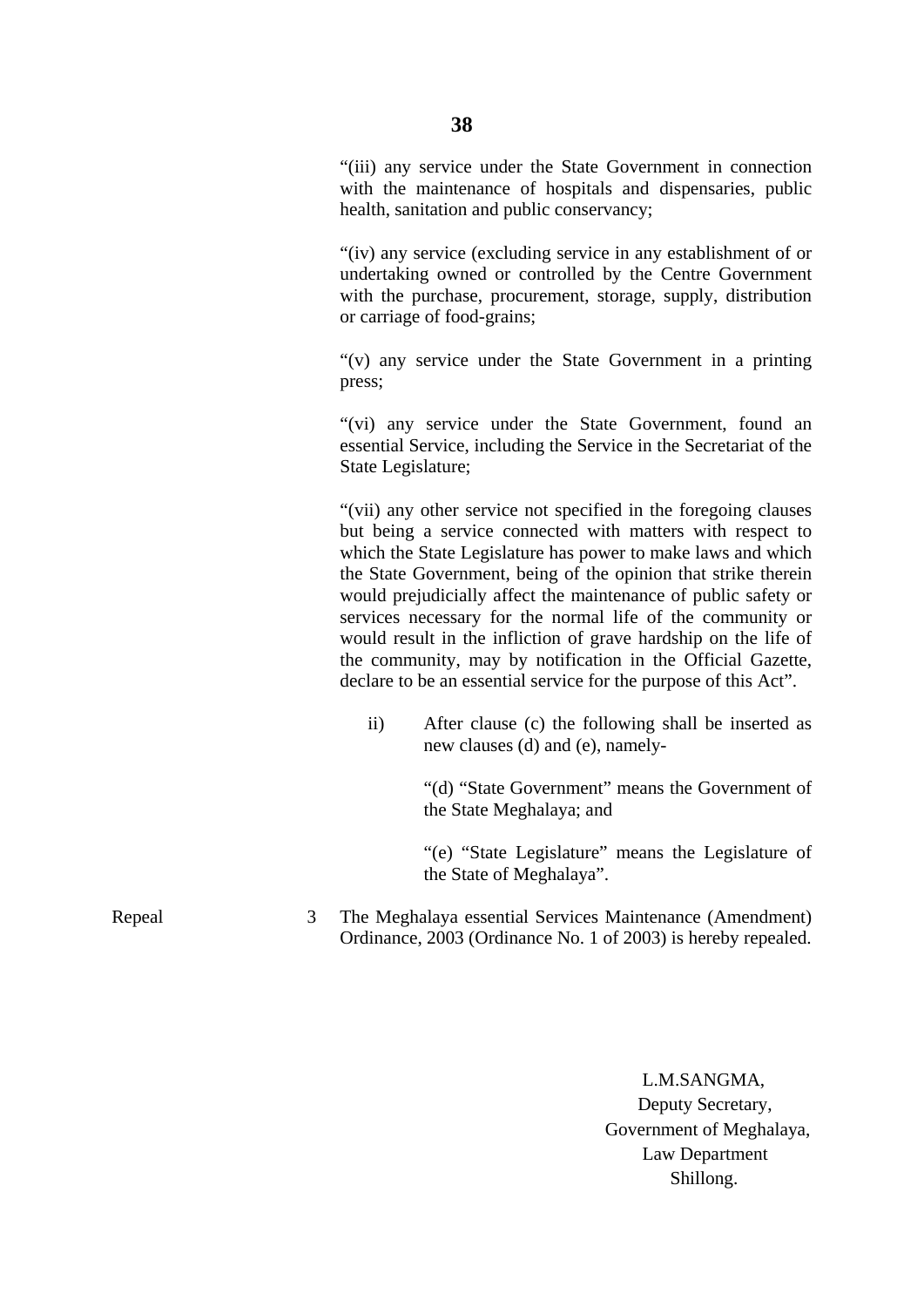"(iii) any service under the State Government in connection with the maintenance of hospitals and dispensaries, public health, sanitation and public conservancy;

"(iv) any service (excluding service in any establishment of or undertaking owned or controlled by the Centre Government with the purchase, procurement, storage, supply, distribution or carriage of food-grains;

"(v) any service under the State Government in a printing press;

"(vi) any service under the State Government, found an essential Service, including the Service in the Secretariat of the State Legislature;

"(vii) any other service not specified in the foregoing clauses but being a service connected with matters with respect to which the State Legislature has power to make laws and which the State Government, being of the opinion that strike therein would prejudicially affect the maintenance of public safety or services necessary for the normal life of the community or would result in the infliction of grave hardship on the life of the community, may by notification in the Official Gazette, declare to be an essential service for the purpose of this Act".

ii) After clause (c) the following shall be inserted as new clauses (d) and (e), namely-

"(d) "State Government" means the Government of the State Meghalaya; and

"(e) "State Legislature" means the Legislature of the State of Meghalaya".

Repeal — 3 The Meghalaya essential Services Maintenance (Amendment) Ordinance, 2003 (Ordinance No. 1 of 2003) is hereby repealed.

L.M.SANGMA,
Deputy Secretary,
Government of Meghalaya,
Law Department
Shillong.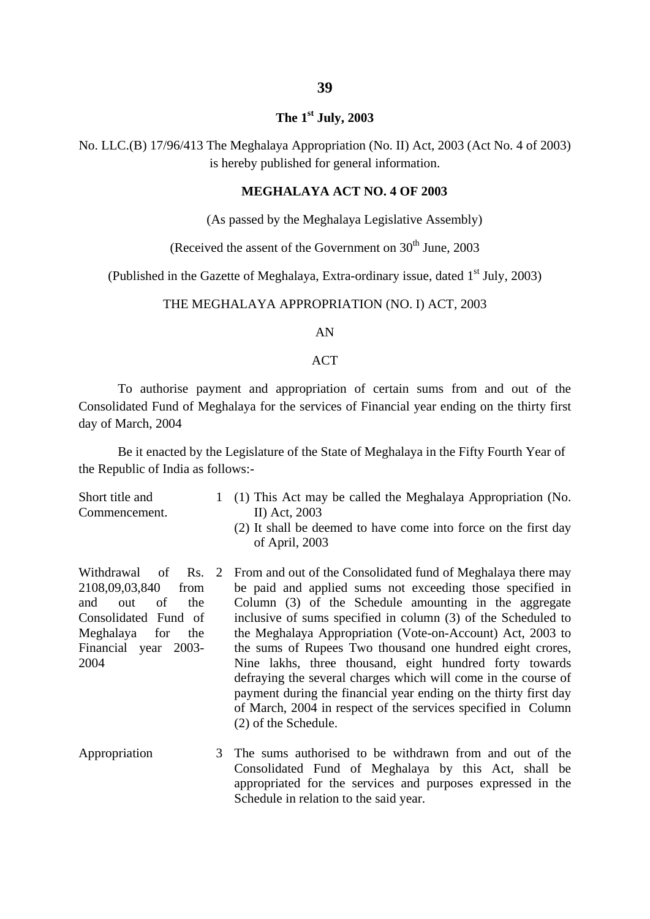**The 1st July, 2003**

No. LLC.(B) 17/96/413 The Meghalaya Appropriation (No. II) Act, 2003 (Act No. 4 of 2003) is hereby published for general information.

**MEGHALAYA ACT NO. 4 OF 2003**

(As passed by the Meghalaya Legislative Assembly)

(Received the assent of the Government on 30th June, 2003

(Published in the Gazette of Meghalaya, Extra-ordinary issue, dated 1st July, 2003)

THE MEGHALAYA APPROPRIATION (NO. I) ACT, 2003

AN

ACT

To authorise payment and appropriation of certain sums from and out of the Consolidated Fund of Meghalaya for the services of Financial year ending on the thirty first day of March, 2004

Be it enacted by the Legislature of the State of Meghalaya in the Fifty Fourth Year of the Republic of India as follows:-

Short title and Commencement.

1 (1) This Act may be called the Meghalaya Appropriation (No. II) Act, 2003

(2) It shall be deemed to have come into force on the first day of April, 2003

Withdrawal of Rs. 2108,09,03,840 from and out of the Consolidated Fund of Meghalaya for the Financial year 2003-2004

2 From and out of the Consolidated fund of Meghalaya there may be paid and applied sums not exceeding those specified in Column (3) of the Schedule amounting in the aggregate inclusive of sums specified in column (3) of the Scheduled to the Meghalaya Appropriation (Vote-on-Account) Act, 2003 to the sums of Rupees Two thousand one hundred eight crores, Nine lakhs, three thousand, eight hundred forty towards defraying the several charges which will come in the course of payment during the financial year ending on the thirty first day of March, 2004 in respect of the services specified in Column (2) of the Schedule.

Appropriation

3 The sums authorised to be withdrawn from and out of the Consolidated Fund of Meghalaya by this Act, shall be appropriated for the services and purposes expressed in the Schedule in relation to the said year.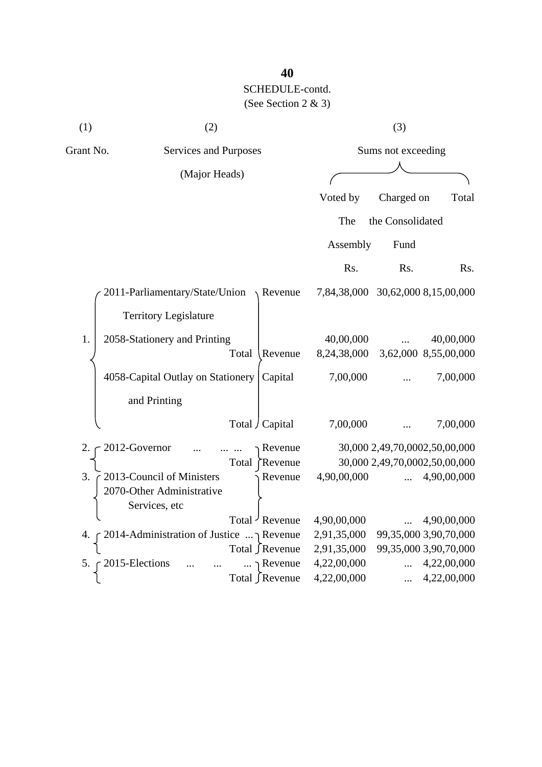SCHEDULE-contd.

(See Section 2 & 3)

| (1) | (2) | | (3) | | |
|---|---|---|---|---|---|
| Grant No. | Services and Purposes (Major Heads) | | Sums not exceeding | | |
| | | | Voted by The Assembly | Charged on the Consolidated Fund | Total |
| | | | Rs. | Rs. | Rs. |
| 1. | 2011-Parliamentary/State/Union Territory Legislature | Revenue | 7,84,38,000 | 30,62,000 | 8,15,00,000 |
| | 2058-Stationery and Printing | | 40,00,000 | ... | 40,00,000 |
| | Total | Revenue | 8,24,38,000 | 3,62,000 | 8,55,00,000 |
| | 4058-Capital Outlay on Stationery and Printing | Capital | 7,00,000 | ... | 7,00,000 |
| | Total | Capital | 7,00,000 | ... | 7,00,000 |
| 2. | 2012-Governor ... ... ... | Revenue | 30,000 | 2,49,70,000 | 2,50,00,000 |
| | Total | Revenue | 30,000 | 2,49,70,000 | 2,50,00,000 |
| 3. | 2013-Council of Ministers<br>2070-Other Administrative Services, etc | Revenue | 4,90,00,000 | ... | 4,90,00,000 |
| | Total | Revenue | 4,90,00,000 | ... | 4,90,00,000 |
| 4. | 2014-Administration of Justice ... | Revenue | 2,91,35,000 | 99,35,000 | 3,90,70,000 |
| | Total | Revenue | 2,91,35,000 | 99,35,000 | 3,90,70,000 |
| 5. | 2015-Elections ... ... ... | Revenue | 4,22,00,000 | ... | 4,22,00,000 |
| | Total | Revenue | 4,22,00,000 | ... | 4,22,00,000 |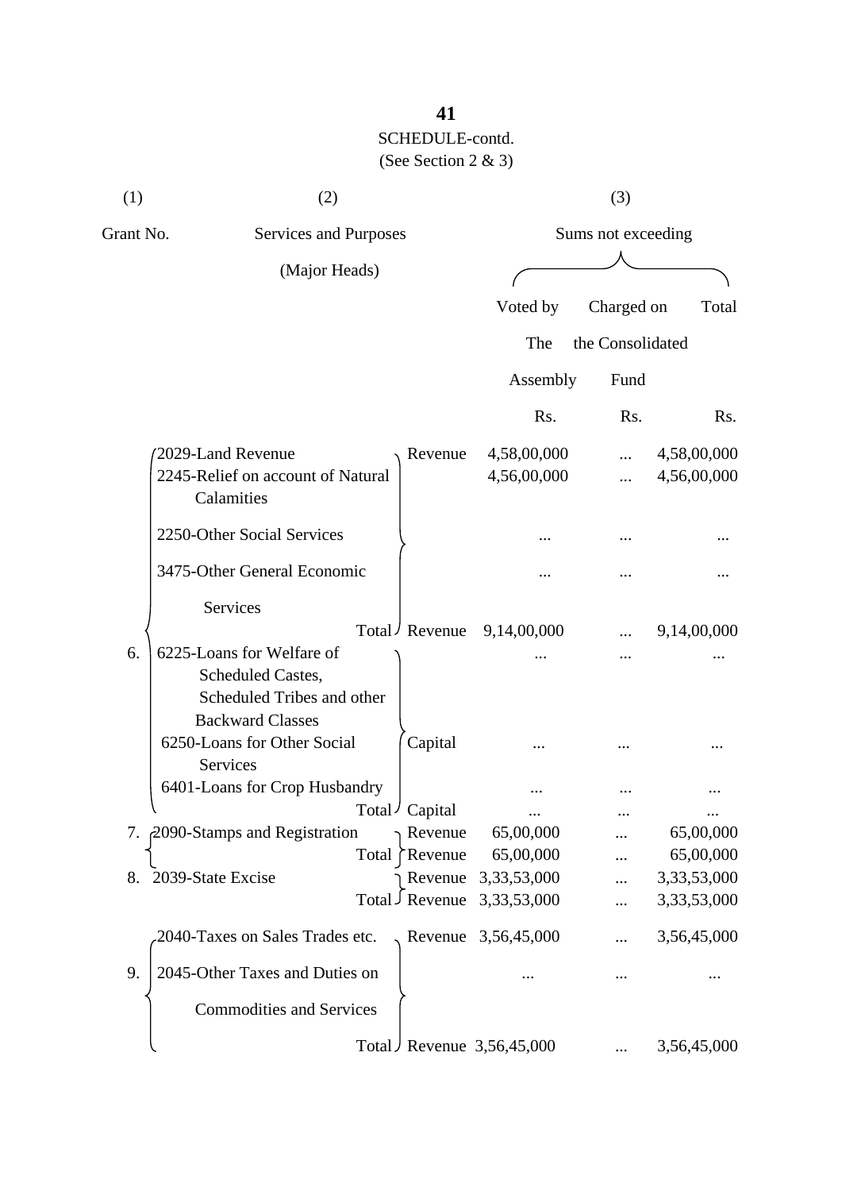SCHEDULE-contd.

(See Section 2 & 3)

| (1) | (2) | | (3) | | |
|---|---|---|---|---|---|
| Grant No. | Services and Purposes (Major Heads) | | Sums not exceeding | | |
| | | | Voted by The Assembly | Charged on the Consolidated Fund | Total |
| | | | Rs. | Rs. | Rs. |
| 6. | 2029-Land Revenue | Revenue | 4,58,00,000 | ... | 4,58,00,000 |
| | 2245-Relief on account of Natural Calamities | | 4,56,00,000 | ... | 4,56,00,000 |
| | 2250-Other Social Services | | ... | ... | ... |
| | 3475-Other General Economic Services | | ... | ... | ... |
| | Total | Revenue | 9,14,00,000 | ... | 9,14,00,000 |
| | 6225-Loans for Welfare of Scheduled Castes, Scheduled Tribes and other Backward Classes | Capital | ... | ... | ... |
| | 6250-Loans for Other Social Services | | ... | ... | ... |
| | 6401-Loans for Crop Husbandry | | ... | ... | ... |
| | Total | Capital | ... | ... | ... |
| 7. | 2090-Stamps and Registration | Revenue | 65,00,000 | ... | 65,00,000 |
| | Total | Revenue | 65,00,000 | ... | 65,00,000 |
| 8. | 2039-State Excise | Revenue | 3,33,53,000 | ... | 3,33,53,000 |
| | Total | Revenue | 3,33,53,000 | ... | 3,33,53,000 |
| 9. | 2040-Taxes on Sales Trades etc. | Revenue | 3,56,45,000 | ... | 3,56,45,000 |
| | 2045-Other Taxes and Duties on Commodities and Services | | ... | ... | ... |
| | Total | Revenue | 3,56,45,000 | ... | 3,56,45,000 |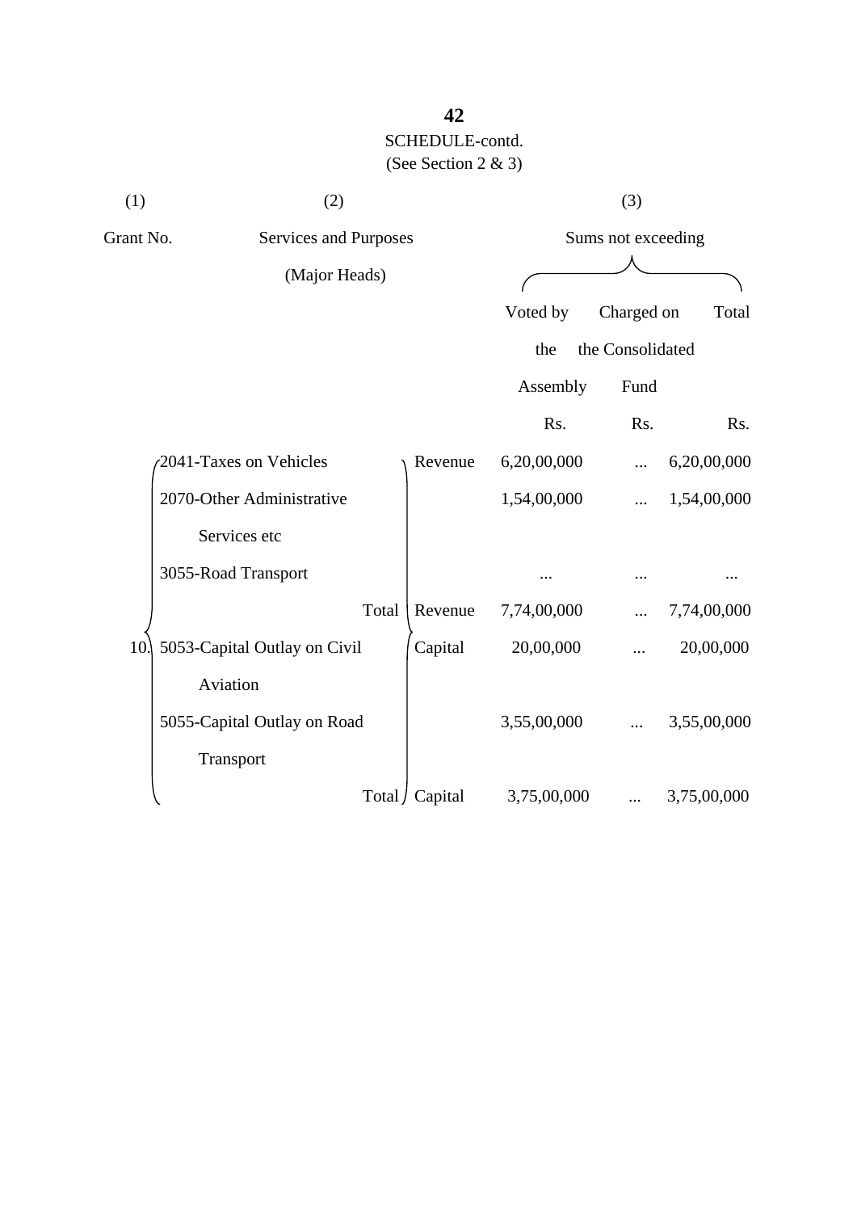SCHEDULE-contd.
(See Section 2 & 3)

| (1) | (2) | | (3) | | |
|---|---|---|---|---|---|
| Grant No. | Services and Purposes (Major Heads) | | Sums not exceeding | | |
| | | | Voted by the Assembly | Charged on the Consolidated Fund | Total |
| | | | Rs. | Rs. | Rs. |
| 10. | 2041-Taxes on Vehicles | Revenue | 6,20,00,000 | ... | 6,20,00,000 |
| | 2070-Other Administrative Services etc | | 1,54,00,000 | ... | 1,54,00,000 |
| | 3055-Road Transport | | ... | ... | ... |
| | Total | Revenue | 7,74,00,000 | ... | 7,74,00,000 |
| | 5053-Capital Outlay on Civil Aviation | Capital | 20,00,000 | ... | 20,00,000 |
| | 5055-Capital Outlay on Road Transport | | 3,55,00,000 | ... | 3,55,00,000 |
| | Total | Capital | 3,75,00,000 | ... | 3,75,00,000 |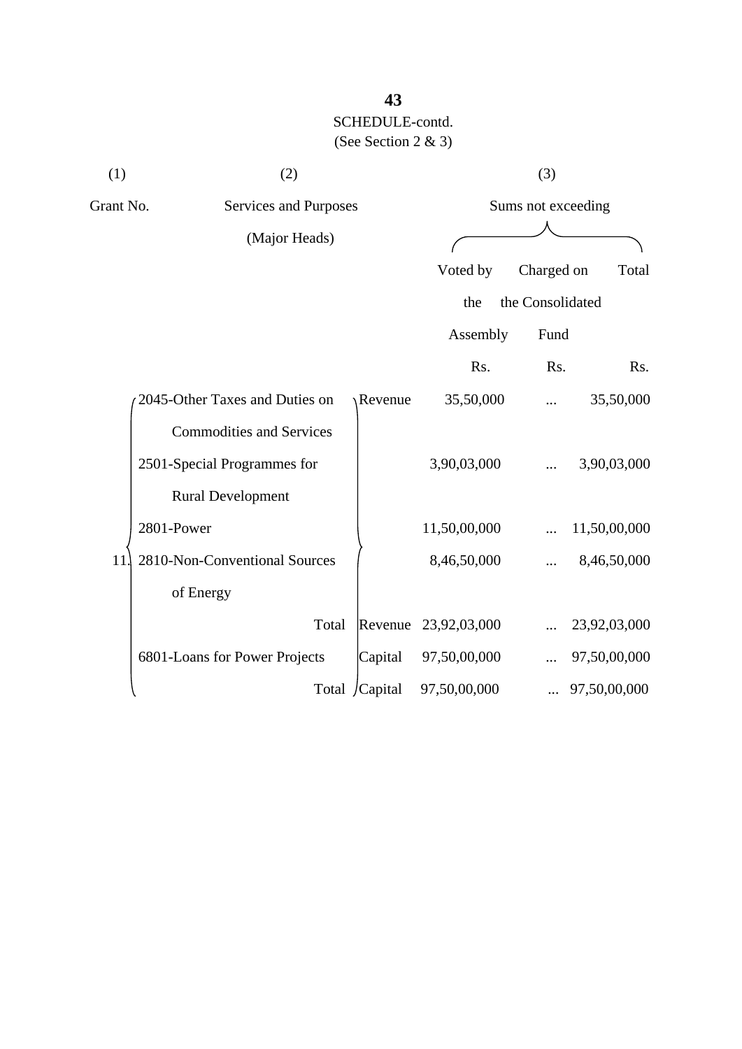SCHEDULE-contd.

(See Section 2 & 3)

| (1) | (2) | | (3) | | |
|---|---|---|---|---|---|
| Grant No. | Services and Purposes (Major Heads) | | Sums not exceeding | | |
| | | | Voted by the Assembly | Charged on the Consolidated Fund | Total |
| | | | Rs. | Rs. | Rs. |
| 11. | 2045-Other Taxes and Duties on Commodities and Services | Revenue | 35,50,000 | ... | 35,50,000 |
| | 2501-Special Programmes for Rural Development | | 3,90,03,000 | ... | 3,90,03,000 |
| | 2801-Power | | 11,50,00,000 | ... | 11,50,00,000 |
| | 2810-Non-Conventional Sources of Energy | | 8,46,50,000 | ... | 8,46,50,000 |
| | Total | Revenue | 23,92,03,000 | ... | 23,92,03,000 |
| | 6801-Loans for Power Projects | Capital | 97,50,00,000 | ... | 97,50,00,000 |
| | Total | Capital | 97,50,00,000 | ... | 97,50,00,000 |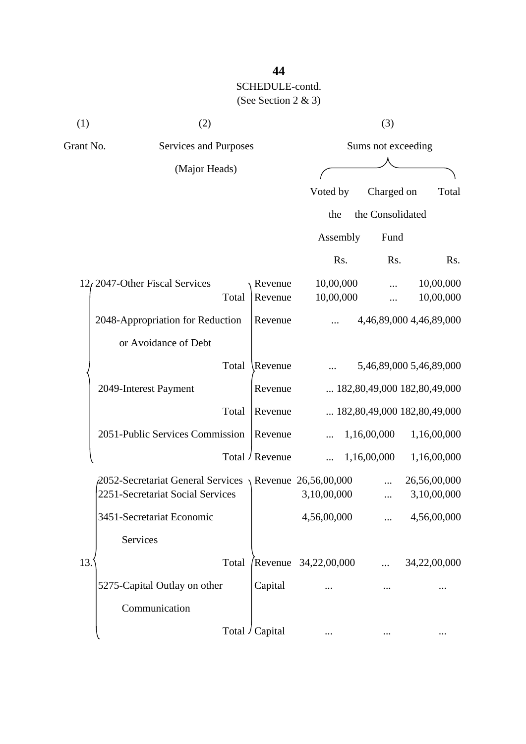SCHEDULE-contd.

(See Section 2 & 3)

| (1) | (2) | | (3) | | |
|---|---|---|---|---|---|
| Grant No. | Services and Purposes (Major Heads) | | Sums not exceeding | | |
| | | | Voted by the Assembly | Charged on the Consolidated Fund | Total |
| | | | Rs. | Rs. | Rs. |
| 12. | 2047-Other Fiscal Services | Revenue | 10,00,000 | ... | 10,00,000 |
| | Total | Revenue | 10,00,000 | ... | 10,00,000 |
| | 2048-Appropriation for Reduction or Avoidance of Debt | Revenue | ... | 4,46,89,000 | 4,46,89,000 |
| | Total | Revenue | ... | 5,46,89,000 | 5,46,89,000 |
| | 2049-Interest Payment | Revenue | ... | 182,80,49,000 | 182,80,49,000 |
| | Total | Revenue | ... | 182,80,49,000 | 182,80,49,000 |
| | 2051-Public Services Commission | Revenue | ... | 1,16,00,000 | 1,16,00,000 |
| | Total | Revenue | ... | 1,16,00,000 | 1,16,00,000 |
| 13. | 2052-Secretariat General Services | Revenue | 26,56,00,000 | ... | 26,56,00,000 |
| | 2251-Secretariat Social Services | | 3,10,00,000 | ... | 3,10,00,000 |
| | 3451-Secretariat Economic Services | | 4,56,00,000 | ... | 4,56,00,000 |
| | Total | Revenue | 34,22,00,000 | ... | 34,22,00,000 |
| | 5275-Capital Outlay on other Communication | Capital | ... | ... | ... |
| | Total | Capital | ... | ... | ... |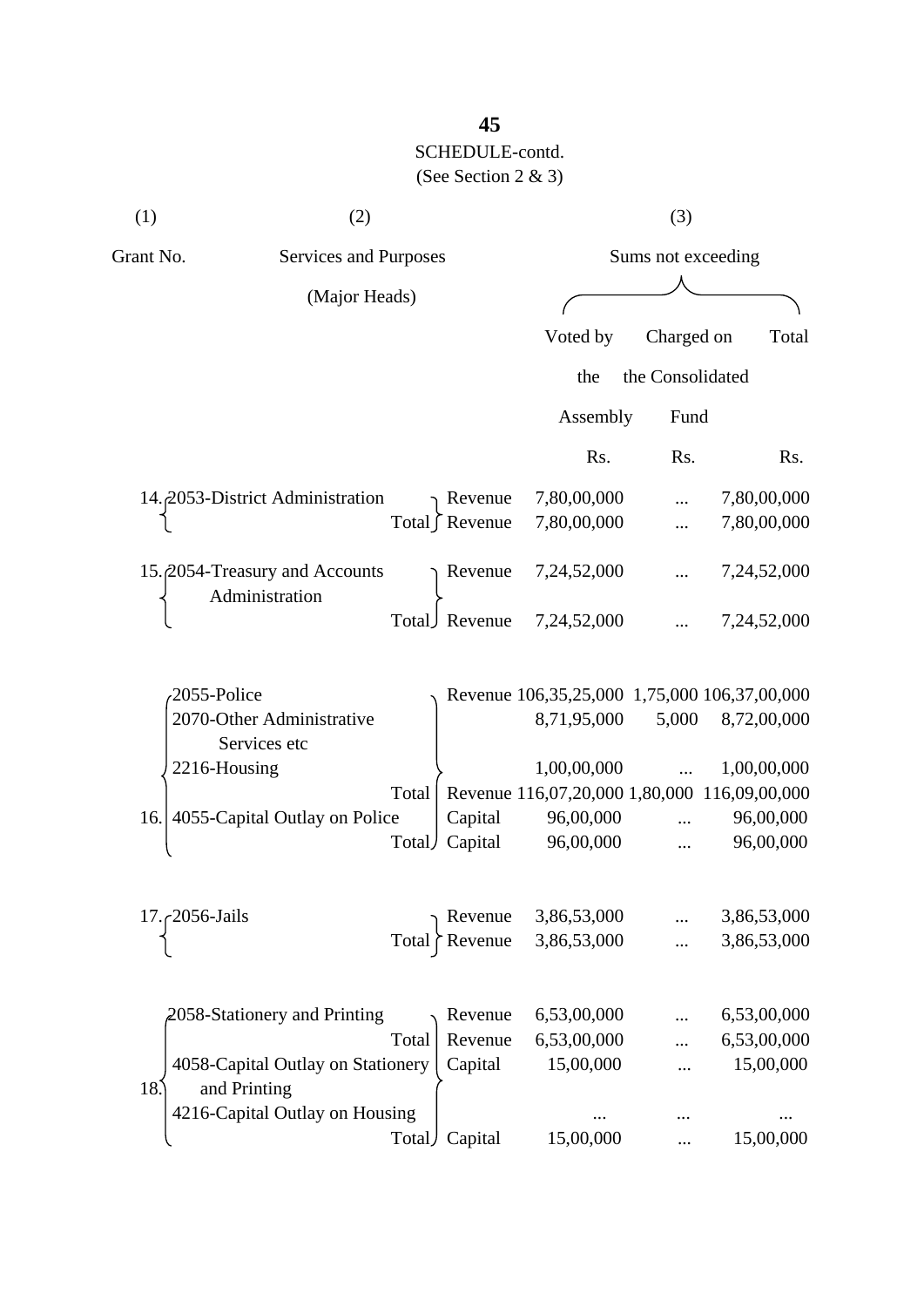## SCHEDULE-contd.
(See Section 2 & 3)

| (1) | (2) | | (3) | | |
|---|---|---|---|---|---|
| Grant No. | Services and Purposes (Major Heads) | | Sums not exceeding | | |
| | | | Voted by the Assembly | Charged on the Consolidated Fund | Total |
| | | | Rs. | Rs. | Rs. |
| 14. | 2053-District Administration | Revenue | 7,80,00,000 | ... | 7,80,00,000 |
| | Total | Revenue | 7,80,00,000 | ... | 7,80,00,000 |
| 15. | 2054-Treasury and Accounts Administration | Revenue | 7,24,52,000 | ... | 7,24,52,000 |
| | Total | Revenue | 7,24,52,000 | ... | 7,24,52,000 |
| 16. | 2055-Police | Revenue | 106,35,25,000 | 1,75,000 | 106,37,00,000 |
| | 2070-Other Administrative Services etc | | 8,71,95,000 | 5,000 | 8,72,00,000 |
| | 2216-Housing | | 1,00,00,000 | ... | 1,00,00,000 |
| | Total | Revenue | 116,07,20,000 | 1,80,000 | 116,09,00,000 |
| | 4055-Capital Outlay on Police | Capital | 96,00,000 | ... | 96,00,000 |
| | Total | Capital | 96,00,000 | ... | 96,00,000 |
| 17. | 2056-Jails | Revenue | 3,86,53,000 | ... | 3,86,53,000 |
| | Total | Revenue | 3,86,53,000 | ... | 3,86,53,000 |
| 18. | 2058-Stationery and Printing | Revenue | 6,53,00,000 | ... | 6,53,00,000 |
| | Total | Revenue | 6,53,00,000 | ... | 6,53,00,000 |
| | 4058-Capital Outlay on Stationery and Printing | Capital | 15,00,000 | ... | 15,00,000 |
| | 4216-Capital Outlay on Housing | | ... | ... | ... |
| | Total | Capital | 15,00,000 | ... | 15,00,000 |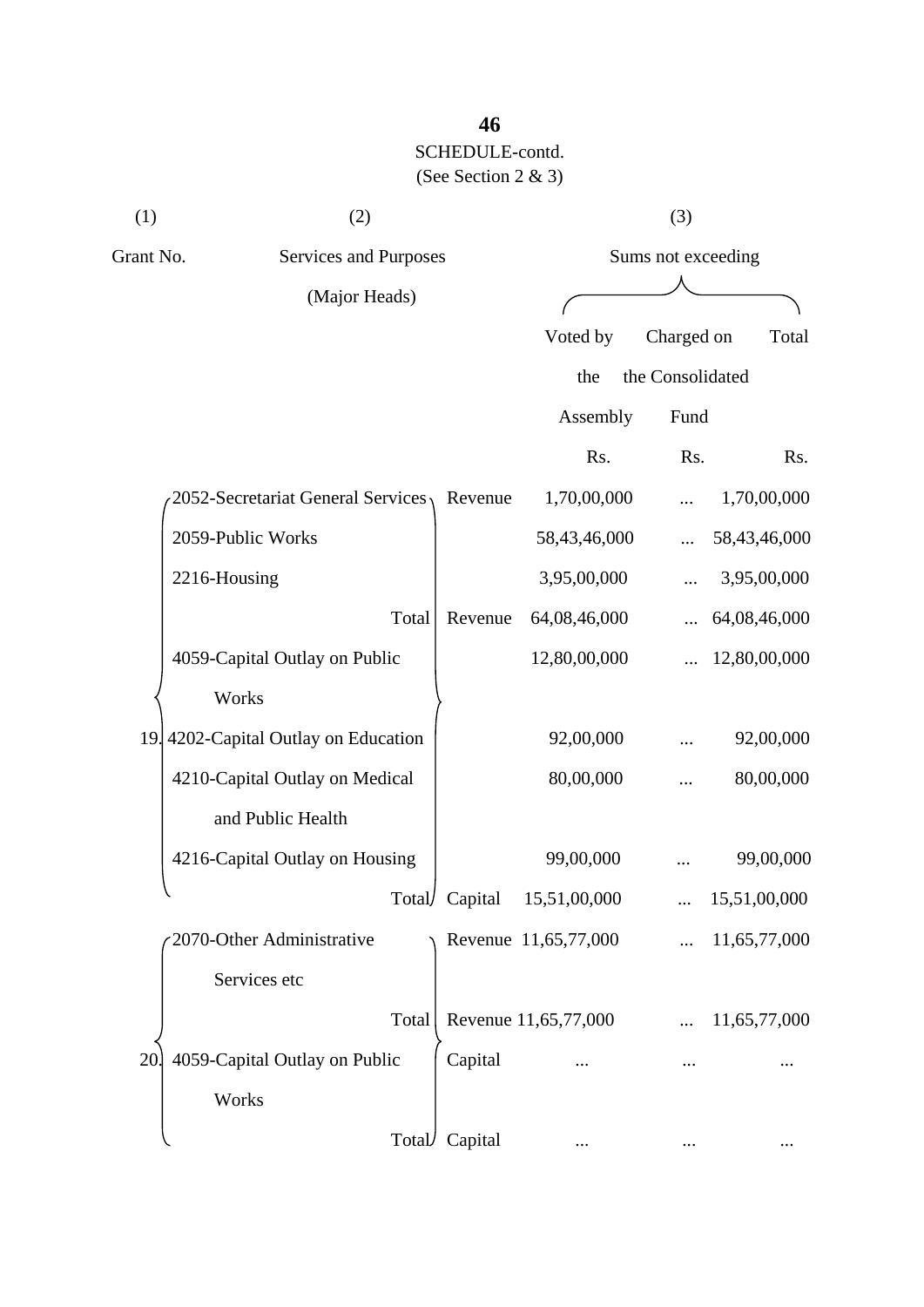SCHEDULE-contd.

(See Section 2 & 3)

| (1) | (2) | | (3) | | |
|---|---|---|---|---|---|
| Grant No. | Services and Purposes (Major Heads) | | Sums not exceeding | | |
| | | | Voted by the Assembly | Charged on the Consolidated Fund | Total |
| | | | Rs. | Rs. | Rs. |
| 19. | 2052-Secretariat General Services | Revenue | 1,70,00,000 | ... | 1,70,00,000 |
| | 2059-Public Works | | 58,43,46,000 | ... | 58,43,46,000 |
| | 2216-Housing | | 3,95,00,000 | ... | 3,95,00,000 |
| | Total | Revenue | 64,08,46,000 | ... | 64,08,46,000 |
| | 4059-Capital Outlay on Public Works | | 12,80,00,000 | ... | 12,80,00,000 |
| | 4202-Capital Outlay on Education | | 92,00,000 | ... | 92,00,000 |
| | 4210-Capital Outlay on Medical and Public Health | | 80,00,000 | ... | 80,00,000 |
| | 4216-Capital Outlay on Housing | | 99,00,000 | ... | 99,00,000 |
| | Total | Capital | 15,51,00,000 | ... | 15,51,00,000 |
| 20. | 2070-Other Administrative Services etc | Revenue | 11,65,77,000 | ... | 11,65,77,000 |
| | Total | Revenue | 11,65,77,000 | ... | 11,65,77,000 |
| | 4059-Capital Outlay on Public Works | Capital | ... | ... | ... |
| | Total | Capital | ... | ... | ... |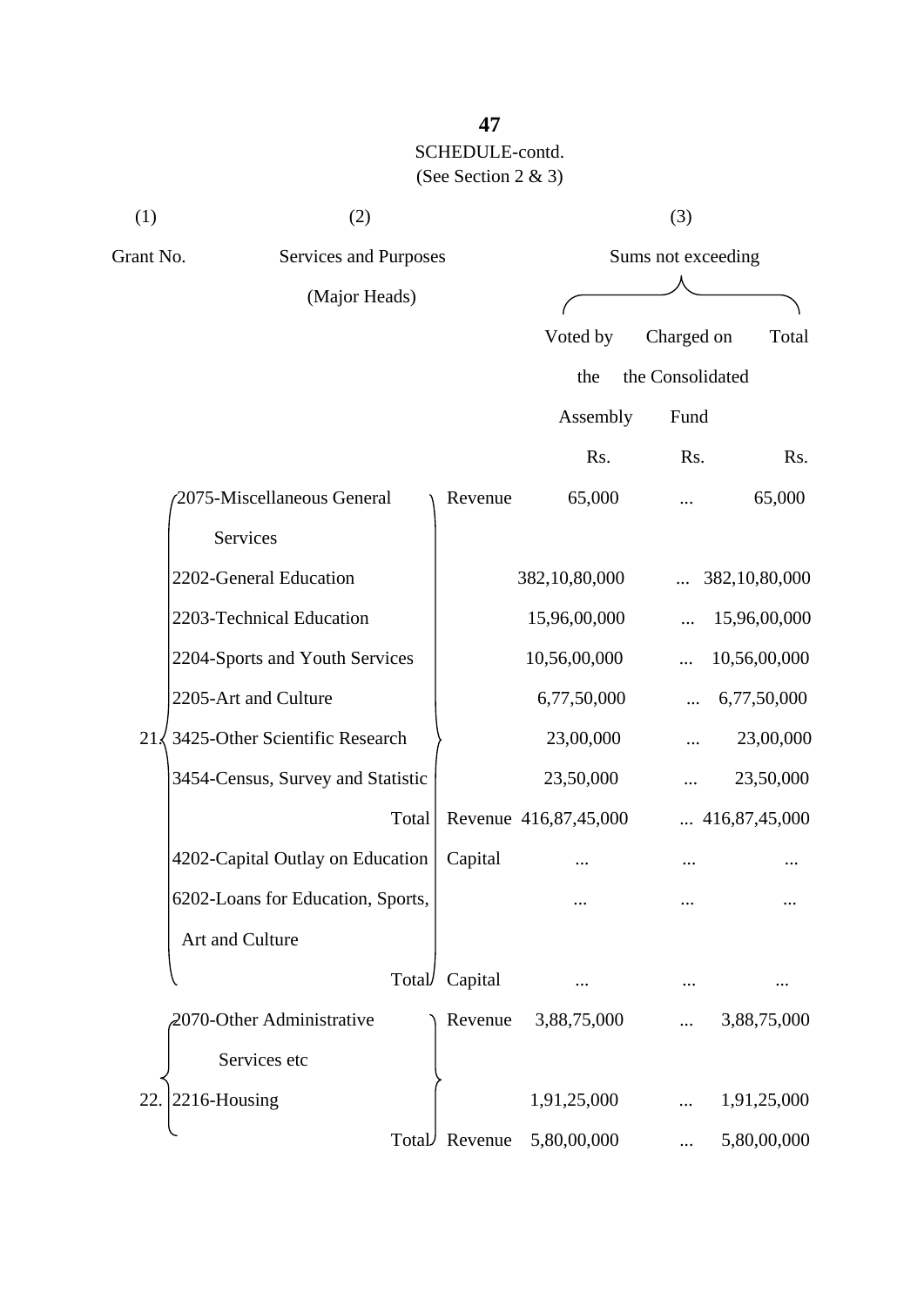SCHEDULE-contd.
(See Section 2 & 3)

| (1) | (2) | | (3) | | |
|---|---|---|---|---|---|
| Grant No. | Services and Purposes (Major Heads) | | Sums not exceeding | | |
| | | | Voted by the Assembly | Charged on the Consolidated Fund | Total |
| | | | Rs. | Rs. | Rs. |
| 21. | 2075-Miscellaneous General Services | Revenue | 65,000 | ... | 65,000 |
| | 2202-General Education | | 382,10,80,000 | ... | 382,10,80,000 |
| | 2203-Technical Education | | 15,96,00,000 | ... | 15,96,00,000 |
| | 2204-Sports and Youth Services | | 10,56,00,000 | ... | 10,56,00,000 |
| | 2205-Art and Culture | | 6,77,50,000 | ... | 6,77,50,000 |
| | 3425-Other Scientific Research | | 23,00,000 | ... | 23,00,000 |
| | 3454-Census, Survey and Statistic | | 23,50,000 | ... | 23,50,000 |
| | Total | Revenue | 416,87,45,000 | ... | 416,87,45,000 |
| | 4202-Capital Outlay on Education | Capital | ... | ... | ... |
| | 6202-Loans for Education, Sports, Art and Culture | | ... | ... | ... |
| | Total | Capital | ... | ... | ... |
| 22. | 2070-Other Administrative Services etc | Revenue | 3,88,75,000 | ... | 3,88,75,000 |
| | 2216-Housing | | 1,91,25,000 | ... | 1,91,25,000 |
| | Total | Revenue | 5,80,00,000 | ... | 5,80,00,000 |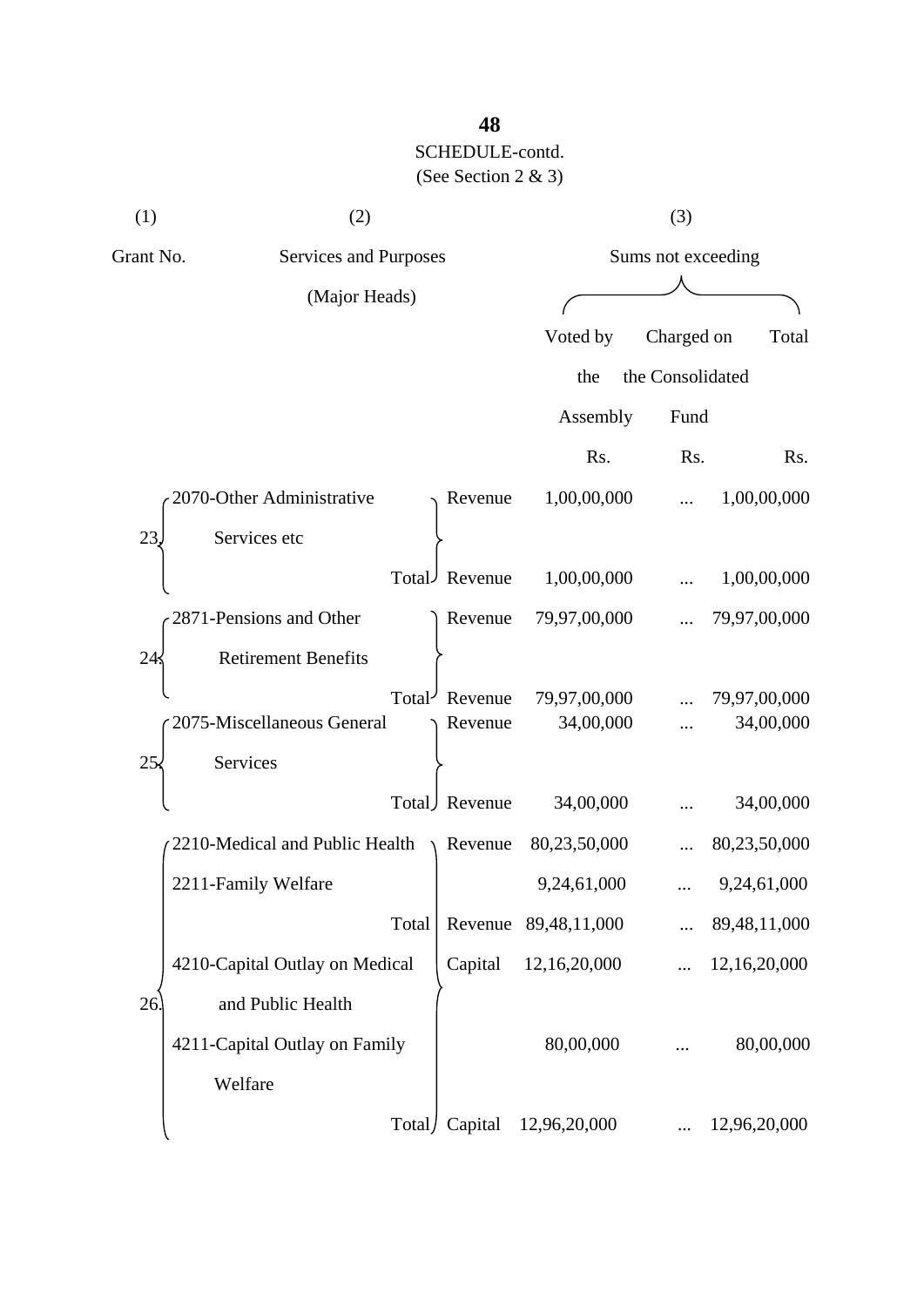SCHEDULE-contd.
(See Section 2 & 3)

| (1) | (2) | | (3) | | |
|---|---|---|---|---|---|
| Grant No. | Services and Purposes (Major Heads) | | Sums not exceeding | | |
| | | | Voted by the Assembly | Charged on the Consolidated Fund | Total |
| | | | Rs. | Rs. | Rs. |
| 23. | 2070-Other Administrative Services etc | Revenue | 1,00,00,000 | ... | 1,00,00,000 |
| | Total | Revenue | 1,00,00,000 | ... | 1,00,00,000 |
| 24. | 2871-Pensions and Other Retirement Benefits | Revenue | 79,97,00,000 | ... | 79,97,00,000 |
| | Total | Revenue | 79,97,00,000 | ... | 79,97,00,000 |
| 25. | 2075-Miscellaneous General Services | Revenue | 34,00,000 | ... | 34,00,000 |
| | Total | Revenue | 34,00,000 | ... | 34,00,000 |
| 26. | 2210-Medical and Public Health | Revenue | 80,23,50,000 | ... | 80,23,50,000 |
| | 2211-Family Welfare | | 9,24,61,000 | ... | 9,24,61,000 |
| | Total | Revenue | 89,48,11,000 | ... | 89,48,11,000 |
| | 4210-Capital Outlay on Medical and Public Health | Capital | 12,16,20,000 | ... | 12,16,20,000 |
| | 4211-Capital Outlay on Family Welfare | | 80,00,000 | ... | 80,00,000 |
| | Total | Capital | 12,96,20,000 | ... | 12,96,20,000 |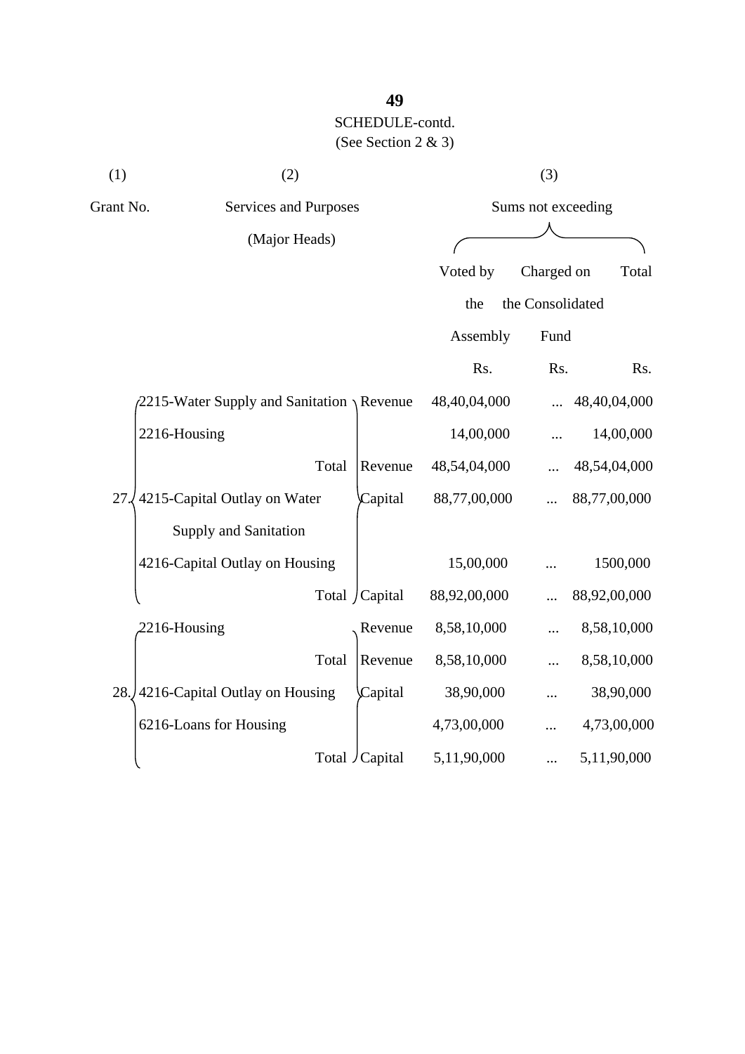SCHEDULE-contd.

(See Section 2 & 3)

| (1) | (2) | | (3) | | |
|---|---|---|---|---|---|
| Grant No. | Services and Purposes (Major Heads) | | Sums not exceeding | | |
| | | | Voted by the Assembly | Charged on the Consolidated Fund | Total |
| | | | Rs. | Rs. | Rs. |
| 27. | 2215-Water Supply and Sanitation | Revenue | 48,40,04,000 | ... | 48,40,04,000 |
| | 2216-Housing | | 14,00,000 | ... | 14,00,000 |
| | Total | Revenue | 48,54,04,000 | ... | 48,54,04,000 |
| | 4215-Capital Outlay on Water Supply and Sanitation | Capital | 88,77,00,000 | ... | 88,77,00,000 |
| | 4216-Capital Outlay on Housing | | 15,00,000 | ... | 1500,000 |
| | Total | Capital | 88,92,00,000 | ... | 88,92,00,000 |
| 28. | 2216-Housing | Revenue | 8,58,10,000 | ... | 8,58,10,000 |
| | Total | Revenue | 8,58,10,000 | ... | 8,58,10,000 |
| | 4216-Capital Outlay on Housing | Capital | 38,90,000 | ... | 38,90,000 |
| | 6216-Loans for Housing | | 4,73,00,000 | ... | 4,73,00,000 |
| | Total | Capital | 5,11,90,000 | ... | 5,11,90,000 |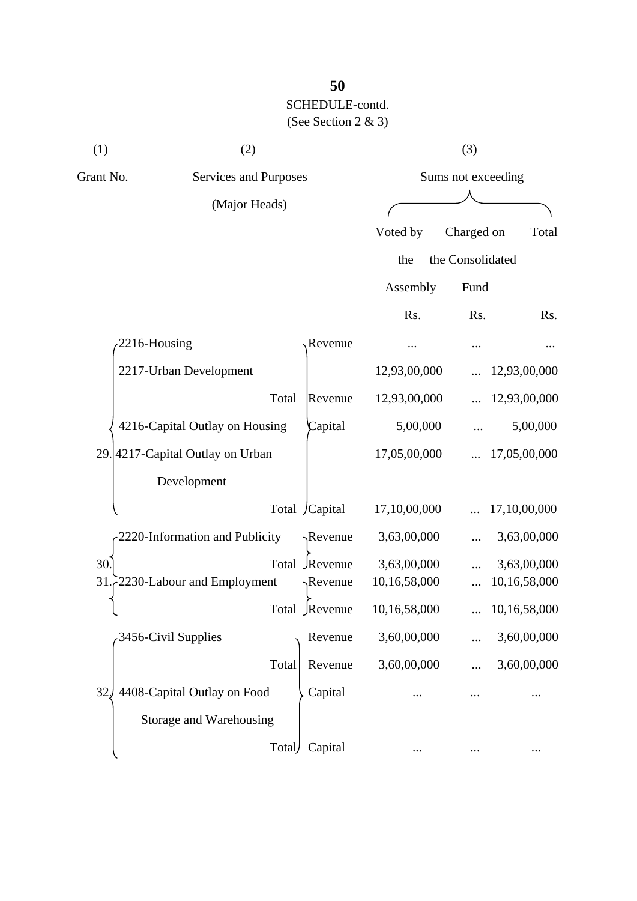SCHEDULE-contd.
(See Section 2 & 3)

| (1) | (2) | | (3) | | |
|---|---|---|---|---|---|
| Grant No. | Services and Purposes (Major Heads) | | Sums not exceeding | | |
| | | | Voted by the Assembly | Charged on the Consolidated Fund | Total |
| | | | Rs. | Rs. | Rs. |
| 29. | 2216-Housing | Revenue | ... | ... | ... |
| | 2217-Urban Development | | 12,93,00,000 | ... | 12,93,00,000 |
| | Total | Revenue | 12,93,00,000 | ... | 12,93,00,000 |
| | 4216-Capital Outlay on Housing | Capital | 5,00,000 | ... | 5,00,000 |
| | 4217-Capital Outlay on Urban Development | | 17,05,00,000 | ... | 17,05,00,000 |
| | Total | Capital | 17,10,00,000 | ... | 17,10,00,000 |
| 30. | 2220-Information and Publicity | Revenue | 3,63,00,000 | ... | 3,63,00,000 |
| | Total | Revenue | 3,63,00,000 | ... | 3,63,00,000 |
| 31. | 2230-Labour and Employment | Revenue | 10,16,58,000 | ... | 10,16,58,000 |
| | Total | Revenue | 10,16,58,000 | ... | 10,16,58,000 |
| 32. | 3456-Civil Supplies | Revenue | 3,60,00,000 | ... | 3,60,00,000 |
| | Total | Revenue | 3,60,00,000 | ... | 3,60,00,000 |
| | 4408-Capital Outlay on Food Storage and Warehousing | Capital | ... | ... | ... |
| | Total | Capital | ... | ... | ... |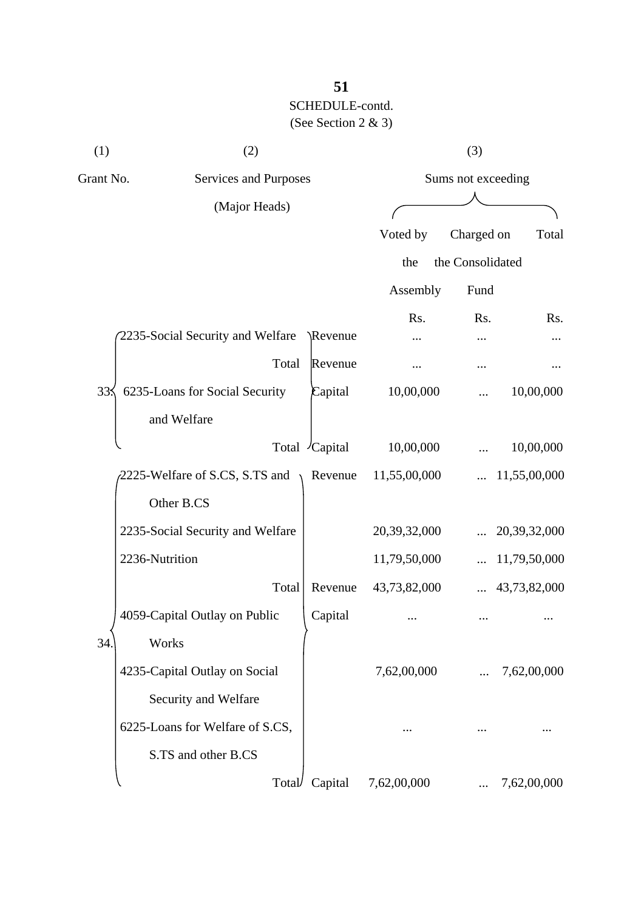SCHEDULE-contd.

(See Section 2 & 3)

| (1) | (2) | | (3) | | |
|---|---|---|---|---|---|
| Grant No. | Services and Purposes (Major Heads) | | Sums not exceeding | | |
| | | | Voted by the Assembly | Charged on the Consolidated Fund | Total |
| | | | Rs. | Rs. | Rs. |
| 33. | 2235-Social Security and Welfare | Revenue | ... | ... | ... |
| | Total | Revenue | ... | ... | ... |
| | 6235-Loans for Social Security and Welfare | Capital | 10,00,000 | ... | 10,00,000 |
| | Total | Capital | 10,00,000 | ... | 10,00,000 |
| 34. | 2225-Welfare of S.CS, S.TS and Other B.CS | Revenue | 11,55,00,000 | ... | 11,55,00,000 |
| | 2235-Social Security and Welfare | | 20,39,32,000 | ... | 20,39,32,000 |
| | 2236-Nutrition | | 11,79,50,000 | ... | 11,79,50,000 |
| | Total | Revenue | 43,73,82,000 | ... | 43,73,82,000 |
| | 4059-Capital Outlay on Public Works | Capital | ... | ... | ... |
| | 4235-Capital Outlay on Social Security and Welfare | | 7,62,00,000 | ... | 7,62,00,000 |
| | 6225-Loans for Welfare of S.CS, S.TS and other B.CS | | ... | ... | ... |
| | Total | Capital | 7,62,00,000 | ... | 7,62,00,000 |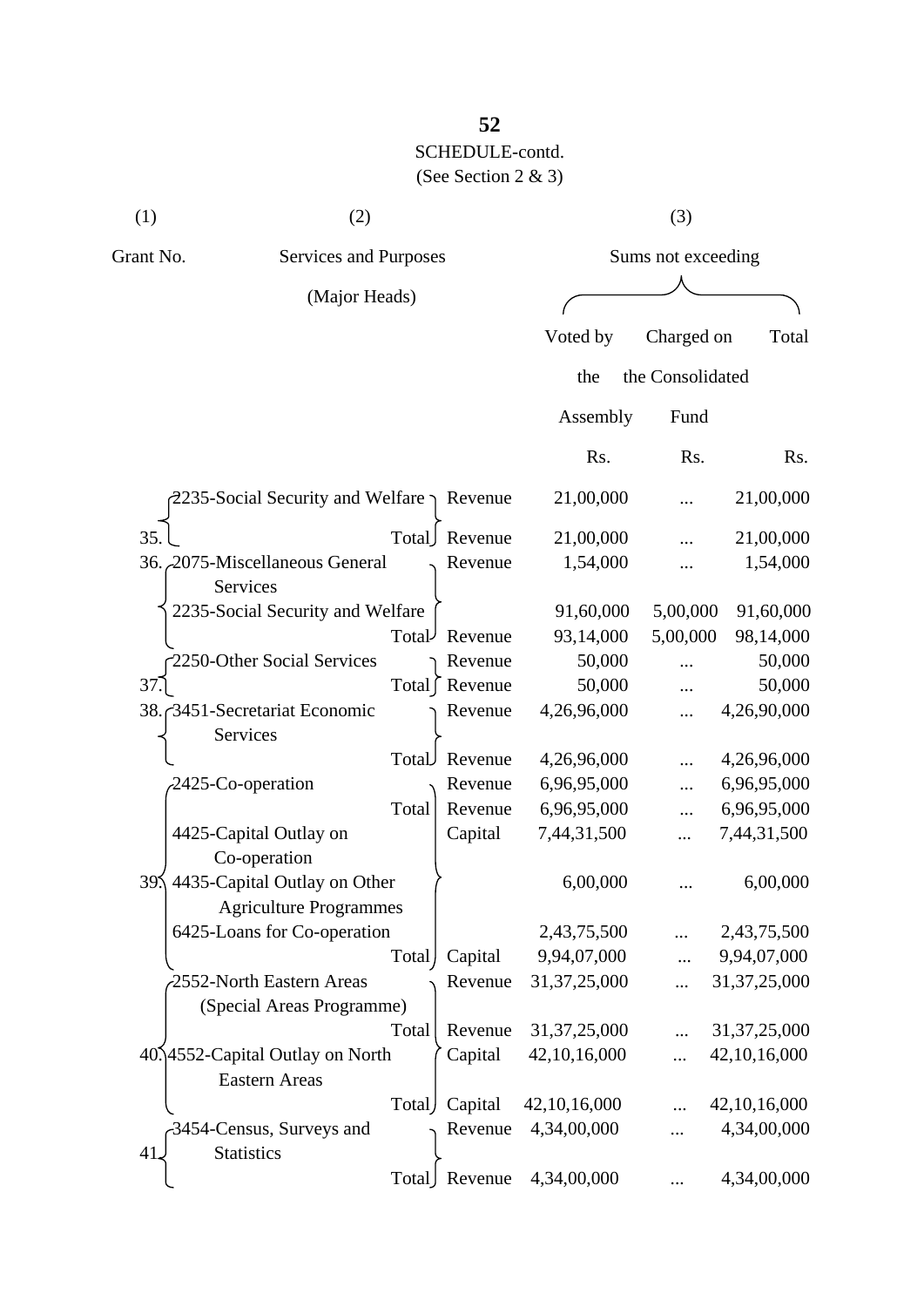SCHEDULE-contd.

(See Section 2 & 3)

| (1) | (2) | | (3) | | |
|---|---|---|---|---|---|
| Grant No. | Services and Purposes (Major Heads) | | Sums not exceeding | | |
| | | | Voted by the Assembly | Charged on the Consolidated Fund | Total |
| | | | Rs. | Rs. | Rs. |
| 35. | 2235-Social Security and Welfare | Revenue | 21,00,000 | ... | 21,00,000 |
| | Total | Revenue | 21,00,000 | ... | 21,00,000 |
| 36. | 2075-Miscellaneous General Services | Revenue | 1,54,000 | ... | 1,54,000 |
| | 2235-Social Security and Welfare | | 91,60,000 | 5,00,000 | 91,60,000 |
| | Total | Revenue | 93,14,000 | 5,00,000 | 98,14,000 |
| 37. | 2250-Other Social Services | Revenue | 50,000 | ... | 50,000 |
| | Total | Revenue | 50,000 | ... | 50,000 |
| 38. | 3451-Secretariat Economic Services | Revenue | 4,26,96,000 | ... | 4,26,90,000 |
| | Total | Revenue | 4,26,96,000 | ... | 4,26,96,000 |
| 39. | 2425-Co-operation | Revenue | 6,96,95,000 | ... | 6,96,95,000 |
| | Total | Revenue | 6,96,95,000 | ... | 6,96,95,000 |
| | 4425-Capital Outlay on Co-operation | Capital | 7,44,31,500 | ... | 7,44,31,500 |
| | 4435-Capital Outlay on Other Agriculture Programmes | | 6,00,000 | ... | 6,00,000 |
| | 6425-Loans for Co-operation | | 2,43,75,500 | ... | 2,43,75,500 |
| | Total | Capital | 9,94,07,000 | ... | 9,94,07,000 |
| 40. | 2552-North Eastern Areas (Special Areas Programme) | Revenue | 31,37,25,000 | ... | 31,37,25,000 |
| | Total | Revenue | 31,37,25,000 | ... | 31,37,25,000 |
| | 4552-Capital Outlay on North Eastern Areas | Capital | 42,10,16,000 | ... | 42,10,16,000 |
| | Total | Capital | 42,10,16,000 | ... | 42,10,16,000 |
| 41. | 3454-Census, Surveys and Statistics | Revenue | 4,34,00,000 | ... | 4,34,00,000 |
| | Total | Revenue | 4,34,00,000 | ... | 4,34,00,000 |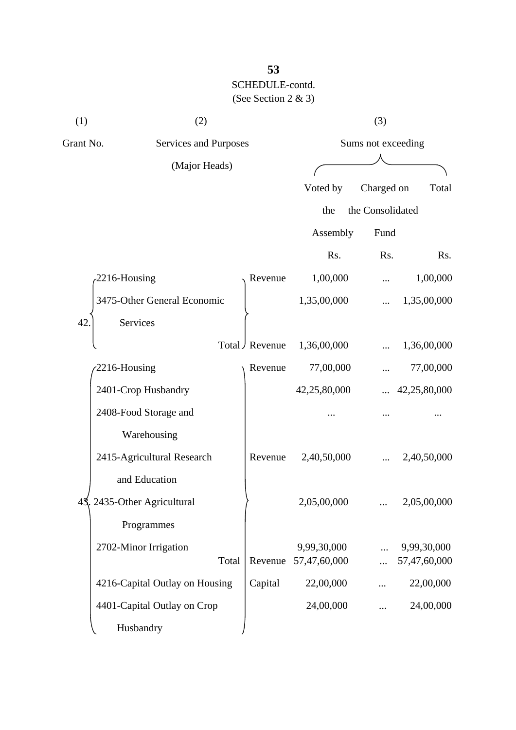SCHEDULE-contd.
(See Section 2 & 3)

| (1) | (2) | | (3) | | |
|---|---|---|---|---|---|
| Grant No. | Services and Purposes (Major Heads) | | Sums not exceeding | | |
| | | | Voted by the Assembly | Charged on the Consolidated Fund | Total |
| | | | Rs. | Rs. | Rs. |
| 42. | 2216-Housing | Revenue | 1,00,000 | ... | 1,00,000 |
| | 3475-Other General Economic Services | | 1,35,00,000 | ... | 1,35,00,000 |
| | Total | Revenue | 1,36,00,000 | ... | 1,36,00,000 |
| 43. | 2216-Housing | Revenue | 77,00,000 | ... | 77,00,000 |
| | 2401-Crop Husbandry | | 42,25,80,000 | ... | 42,25,80,000 |
| | 2408-Food Storage and Warehousing | | ... | ... | ... |
| | 2415-Agricultural Research and Education | Revenue | 2,40,50,000 | ... | 2,40,50,000 |
| | 2435-Other Agricultural Programmes | | 2,05,00,000 | ... | 2,05,00,000 |
| | 2702-Minor Irrigation | | 9,99,30,000 | ... | 9,99,30,000 |
| | Total | Revenue | 57,47,60,000 | ... | 57,47,60,000 |
| | 4216-Capital Outlay on Housing | Capital | 22,00,000 | ... | 22,00,000 |
| | 4401-Capital Outlay on Crop Husbandry | | 24,00,000 | ... | 24,00,000 |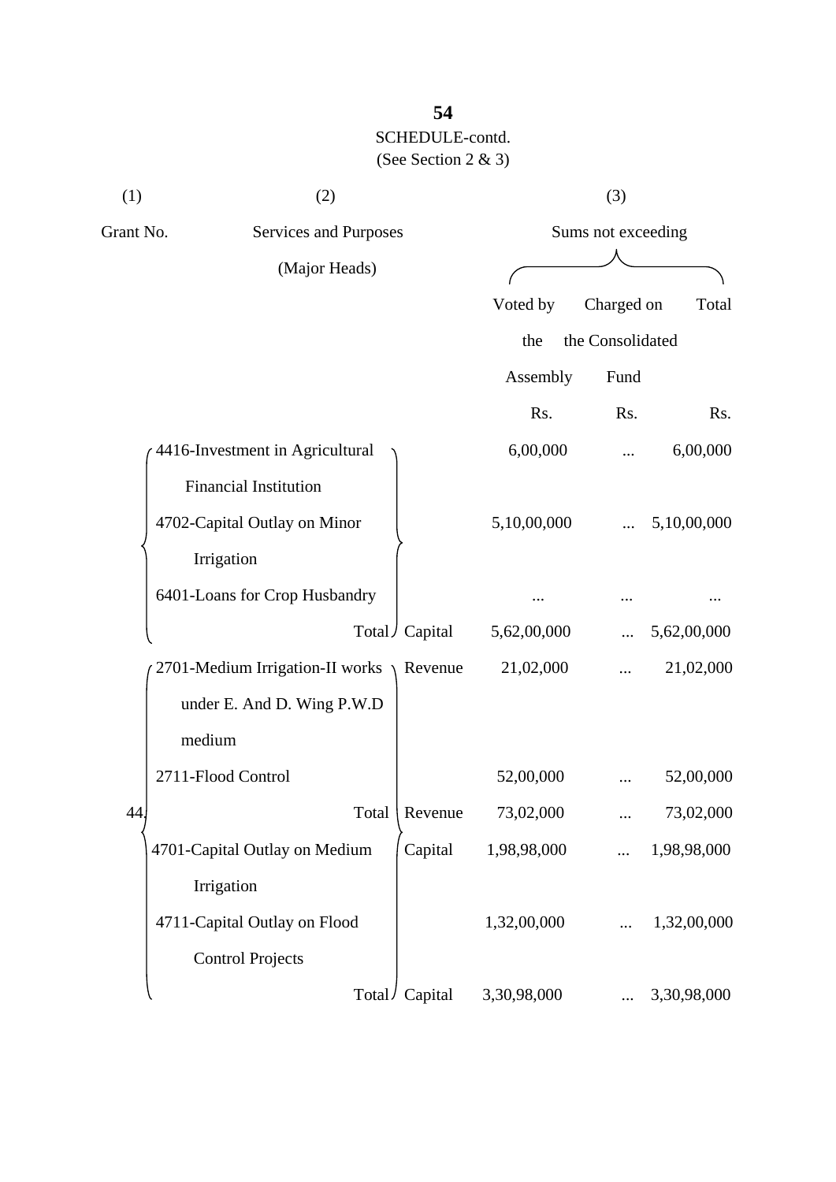SCHEDULE-contd.

(See Section 2 & 3)

| (1) | (2) | | (3) | | |
|---|---|---|---|---|---|
| Grant No. | Services and Purposes (Major Heads) | | Sums not exceeding | | |
| | | | Voted by the Assembly | Charged on the Consolidated Fund | Total |
| | | | Rs. | Rs. | Rs. |
| | 4416-Investment in Agricultural Financial Institution | | 6,00,000 | ... | 6,00,000 |
| | 4702-Capital Outlay on Minor Irrigation | | 5,10,00,000 | ... | 5,10,00,000 |
| | 6401-Loans for Crop Husbandry | | ... | ... | ... |
| | Total | Capital | 5,62,00,000 | ... | 5,62,00,000 |
| 44. | 2701-Medium Irrigation-II works under E. And D. Wing P.W.D medium | Revenue | 21,02,000 | ... | 21,02,000 |
| | 2711-Flood Control | | 52,00,000 | ... | 52,00,000 |
| | Total | Revenue | 73,02,000 | ... | 73,02,000 |
| | 4701-Capital Outlay on Medium Irrigation | Capital | 1,98,98,000 | ... | 1,98,98,000 |
| | 4711-Capital Outlay on Flood Control Projects | | 1,32,00,000 | ... | 1,32,00,000 |
| | Total | Capital | 3,30,98,000 | ... | 3,30,98,000 |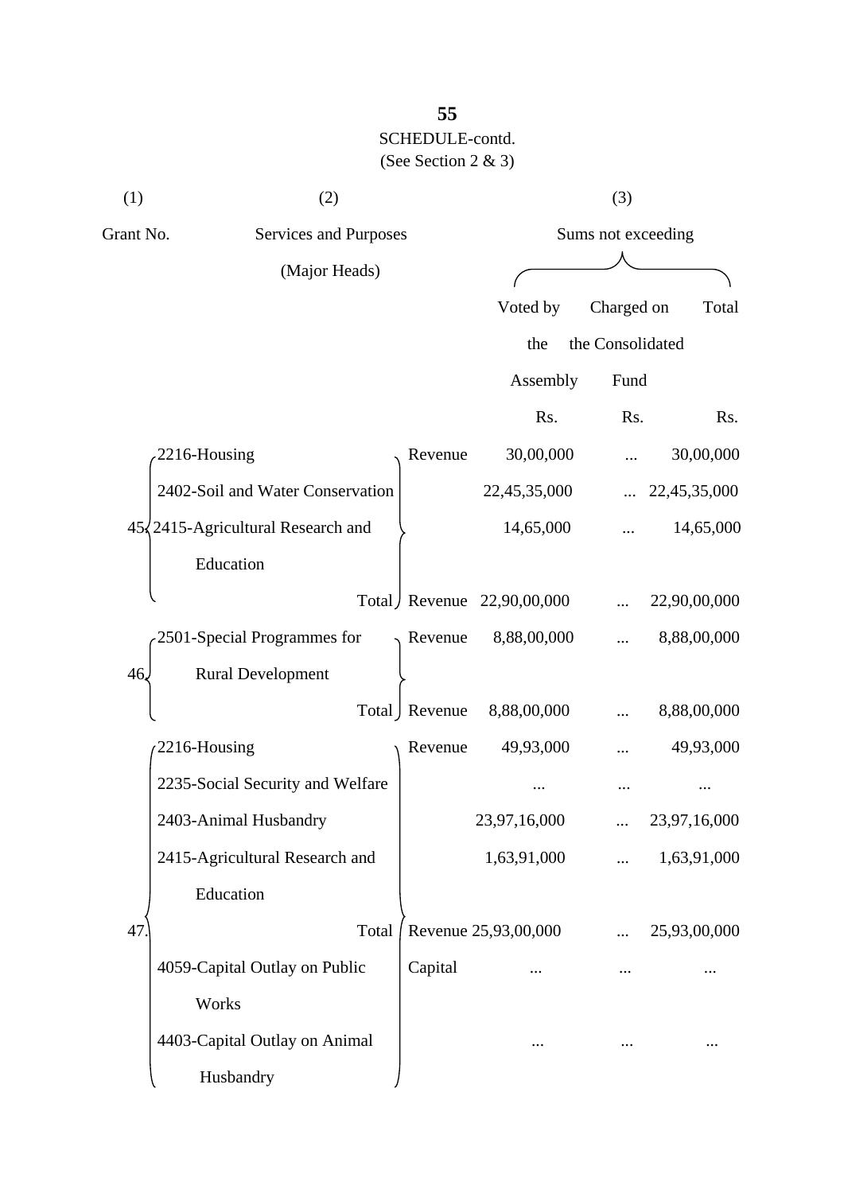SCHEDULE-contd.
(See Section 2 & 3)

| (1) | (2) | | (3) | | |
|---|---|---|---|---|---|
| Grant No. | Services and Purposes (Major Heads) | | Sums not exceeding | | |
| | | | Voted by the Assembly | Charged on the Consolidated Fund | Total |
| | | | Rs. | Rs. | Rs. |
| 45. | 2216-Housing | Revenue | 30,00,000 | ... | 30,00,000 |
| | 2402-Soil and Water Conservation | | 22,45,35,000 | ... | 22,45,35,000 |
| | 2415-Agricultural Research and Education | | 14,65,000 | ... | 14,65,000 |
| | Total | Revenue | 22,90,00,000 | ... | 22,90,00,000 |
| 46. | 2501-Special Programmes for Rural Development | Revenue | 8,88,00,000 | ... | 8,88,00,000 |
| | Total | Revenue | 8,88,00,000 | ... | 8,88,00,000 |
| 47. | 2216-Housing | Revenue | 49,93,000 | ... | 49,93,000 |
| | 2235-Social Security and Welfare | | ... | ... | ... |
| | 2403-Animal Husbandry | | 23,97,16,000 | ... | 23,97,16,000 |
| | 2415-Agricultural Research and Education | | 1,63,91,000 | ... | 1,63,91,000 |
| | Total | Revenue | 25,93,00,000 | ... | 25,93,00,000 |
| | 4059-Capital Outlay on Public Works | Capital | ... | ... | ... |
| | 4403-Capital Outlay on Animal Husbandry | | ... | ... | ... |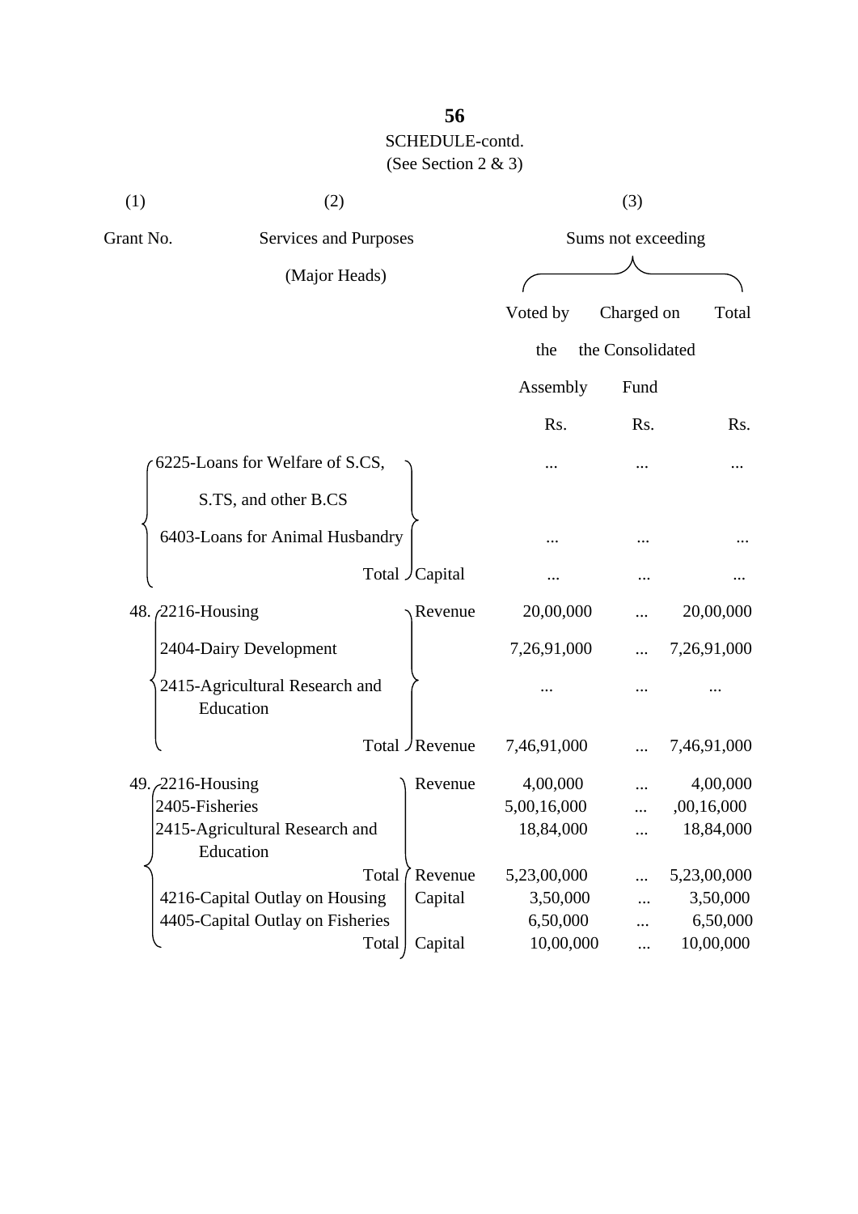SCHEDULE-contd.

(See Section 2 & 3)

| (1) | (2) | | (3) | | |
|---|---|---|---|---|---|
| Grant No. | Services and Purposes (Major Heads) | | Sums not exceeding | | |
| | | | Voted by the Assembly | Charged on the Consolidated Fund | Total |
| | | | Rs. | Rs. | Rs. |
| | 6225-Loans for Welfare of S.CS, S.TS, and other B.CS | | ... | ... | ... |
| | 6403-Loans for Animal Husbandry | | ... | ... | ... |
| | Total | Capital | ... | ... | ... |
| 48. | 2216-Housing | Revenue | 20,00,000 | ... | 20,00,000 |
| | 2404-Dairy Development | | 7,26,91,000 | ... | 7,26,91,000 |
| | 2415-Agricultural Research and Education | | ... | ... | ... |
| | Total | Revenue | 7,46,91,000 | ... | 7,46,91,000 |
| 49. | 2216-Housing | Revenue | 4,00,000 | ... | 4,00,000 |
| | 2405-Fisheries | | 5,00,16,000 | ... | ,00,16,000 |
| | 2415-Agricultural Research and Education | | 18,84,000 | ... | 18,84,000 |
| | Total | Revenue | 5,23,00,000 | ... | 5,23,00,000 |
| | 4216-Capital Outlay on Housing | Capital | 3,50,000 | ... | 3,50,000 |
| | 4405-Capital Outlay on Fisheries | | 6,50,000 | ... | 6,50,000 |
| | Total | Capital | 10,00,000 | ... | 10,00,000 |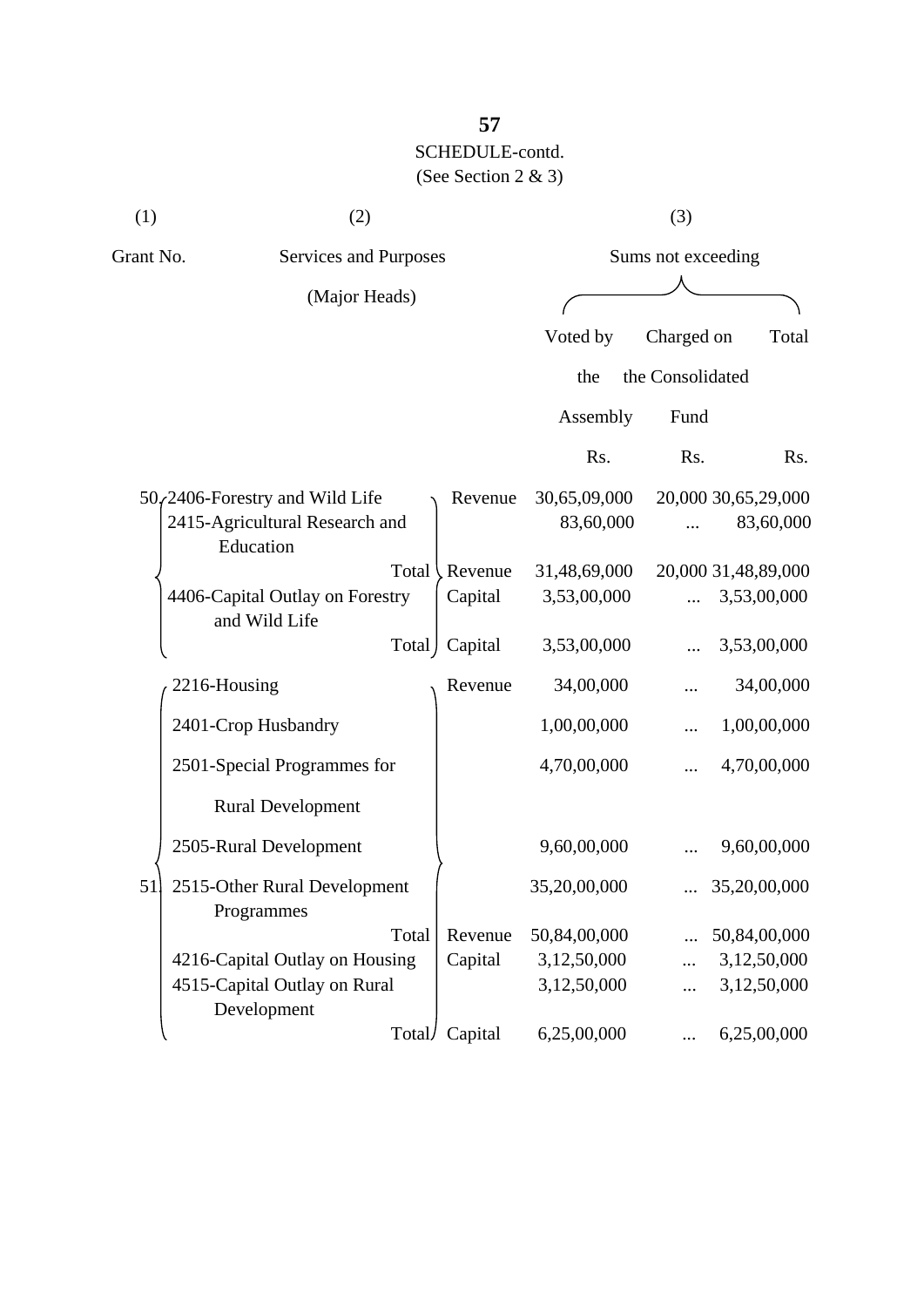SCHEDULE-contd.
(See Section 2 & 3)

| (1) | (2) | | (3) | | |
|---|---|---|---|---|---|
| Grant No. | Services and Purposes (Major Heads) | | Sums not exceeding | | |
| | | | Voted by the Assembly | Charged on the Consolidated Fund | Total |
| | | | Rs. | Rs. | Rs. |
| 50 | 2406-Forestry and Wild Life | Revenue | 30,65,09,000 | 20,000 | 30,65,29,000 |
| | 2415-Agricultural Research and Education | | 83,60,000 | ... | 83,60,000 |
| | Total | Revenue | 31,48,69,000 | 20,000 | 31,48,89,000 |
| | 4406-Capital Outlay on Forestry and Wild Life | Capital | 3,53,00,000 | ... | 3,53,00,000 |
| | Total | Capital | 3,53,00,000 | ... | 3,53,00,000 |
| 51 | 2216-Housing | Revenue | 34,00,000 | ... | 34,00,000 |
| | 2401-Crop Husbandry | | 1,00,00,000 | ... | 1,00,00,000 |
| | 2501-Special Programmes for Rural Development | | 4,70,00,000 | ... | 4,70,00,000 |
| | 2505-Rural Development | | 9,60,00,000 | ... | 9,60,00,000 |
| | 2515-Other Rural Development Programmes | | 35,20,00,000 | ... | 35,20,00,000 |
| | Total | Revenue | 50,84,00,000 | ... | 50,84,00,000 |
| | 4216-Capital Outlay on Housing | Capital | 3,12,50,000 | ... | 3,12,50,000 |
| | 4515-Capital Outlay on Rural Development | | 3,12,50,000 | ... | 3,12,50,000 |
| | Total | Capital | 6,25,00,000 | ... | 6,25,00,000 |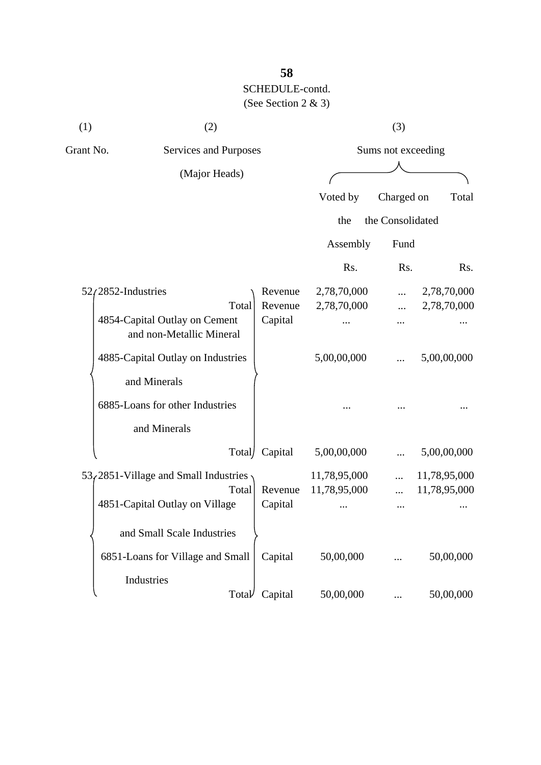SCHEDULE-contd.
(See Section 2 & 3)

| (1) | (2) | | (3) | | |
|---|---|---|---|---|---|
| Grant No. | Services and Purposes (Major Heads) | | Sums not exceeding | | |
| | | | Voted by the Assembly | Charged on the Consolidated Fund | Total |
| | | | Rs. | Rs. | Rs. |
| 52 | 2852-Industries | Revenue | 2,78,70,000 | ... | 2,78,70,000 |
| | Total | Revenue | 2,78,70,000 | ... | 2,78,70,000 |
| | 4854-Capital Outlay on Cement and non-Metallic Mineral | Capital | ... | ... | ... |
| | 4885-Capital Outlay on Industries and Minerals | | 5,00,00,000 | ... | 5,00,00,000 |
| | 6885-Loans for other Industries and Minerals | | ... | ... | ... |
| | Total | Capital | 5,00,00,000 | ... | 5,00,00,000 |
| 53 | 2851-Village and Small Industries | | 11,78,95,000 | ... | 11,78,95,000 |
| | Total | Revenue | 11,78,95,000 | ... | 11,78,95,000 |
| | 4851-Capital Outlay on Village and Small Scale Industries | Capital | ... | ... | ... |
| | 6851-Loans for Village and Small Industries | Capital | 50,00,000 | ... | 50,00,000 |
| | Total | Capital | 50,00,000 | ... | 50,00,000 |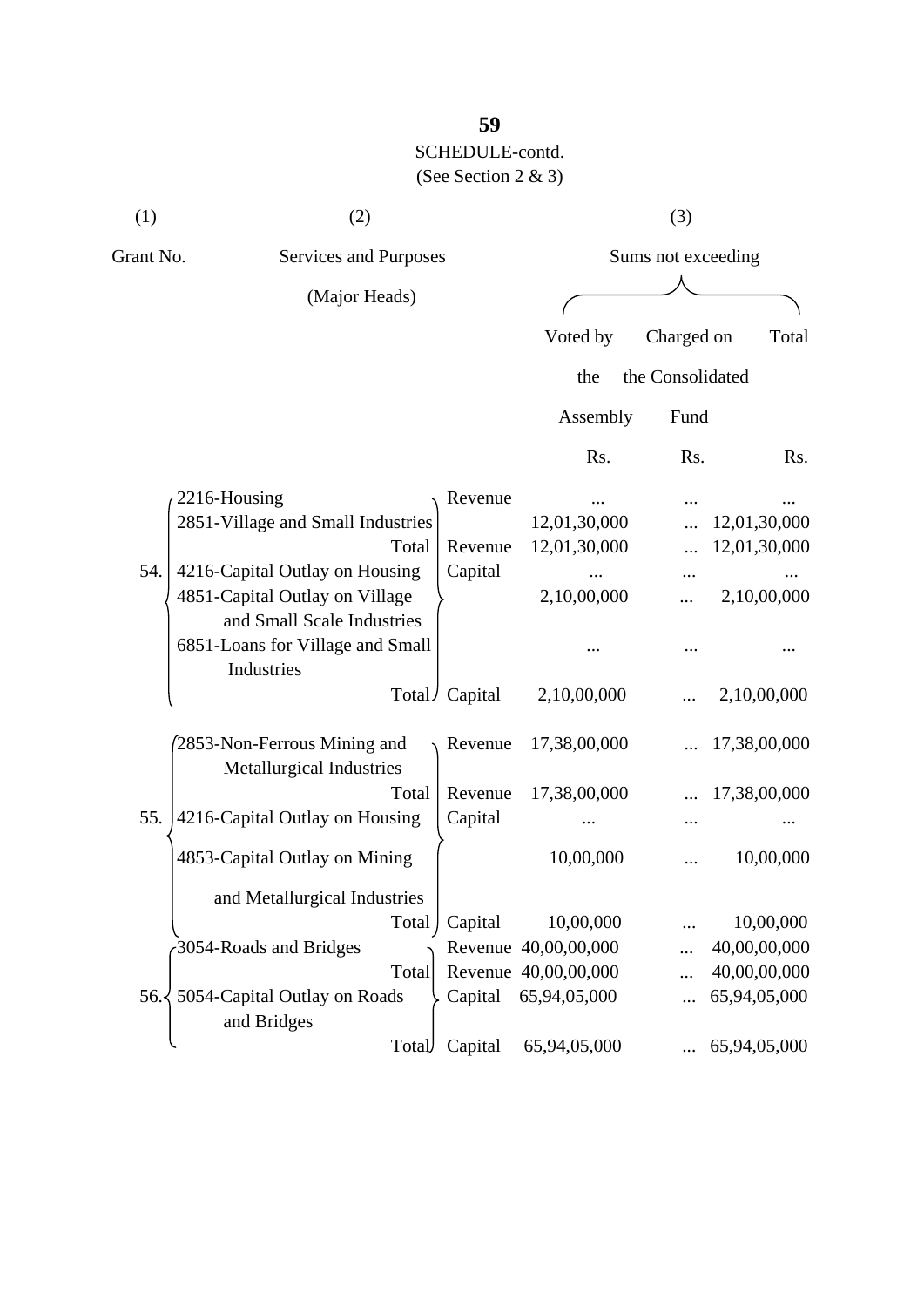SCHEDULE-contd.
(See Section 2 & 3)

| (1) | (2) | | (3) | | |
|---|---|---|---|---|---|
| Grant No. | Services and Purposes (Major Heads) | | Sums not exceeding | | |
| | | | Voted by the Assembly | Charged on the Consolidated Fund | Total |
| | | | Rs. | Rs. | Rs. |
| 54. | 2216-Housing | Revenue | ... | ... | ... |
| | 2851-Village and Small Industries | | 12,01,30,000 | ... | 12,01,30,000 |
| | Total | Revenue | 12,01,30,000 | ... | 12,01,30,000 |
| | 4216-Capital Outlay on Housing | Capital | ... | ... | ... |
| | 4851-Capital Outlay on Village and Small Scale Industries | | 2,10,00,000 | ... | 2,10,00,000 |
| | 6851-Loans for Village and Small Industries | | ... | ... | ... |
| | Total | Capital | 2,10,00,000 | ... | 2,10,00,000 |
| 55. | 2853-Non-Ferrous Mining and Metallurgical Industries | Revenue | 17,38,00,000 | ... | 17,38,00,000 |
| | Total | Revenue | 17,38,00,000 | ... | 17,38,00,000 |
| | 4216-Capital Outlay on Housing | Capital | ... | ... | ... |
| | 4853-Capital Outlay on Mining and Metallurgical Industries | | 10,00,000 | ... | 10,00,000 |
| | Total | Capital | 10,00,000 | ... | 10,00,000 |
| 56. | 3054-Roads and Bridges | Revenue | 40,00,00,000 | ... | 40,00,00,000 |
| | Total | Revenue | 40,00,00,000 | ... | 40,00,00,000 |
| | 5054-Capital Outlay on Roads and Bridges | Capital | 65,94,05,000 | ... | 65,94,05,000 |
| | Total | Capital | 65,94,05,000 | ... | 65,94,05,000 |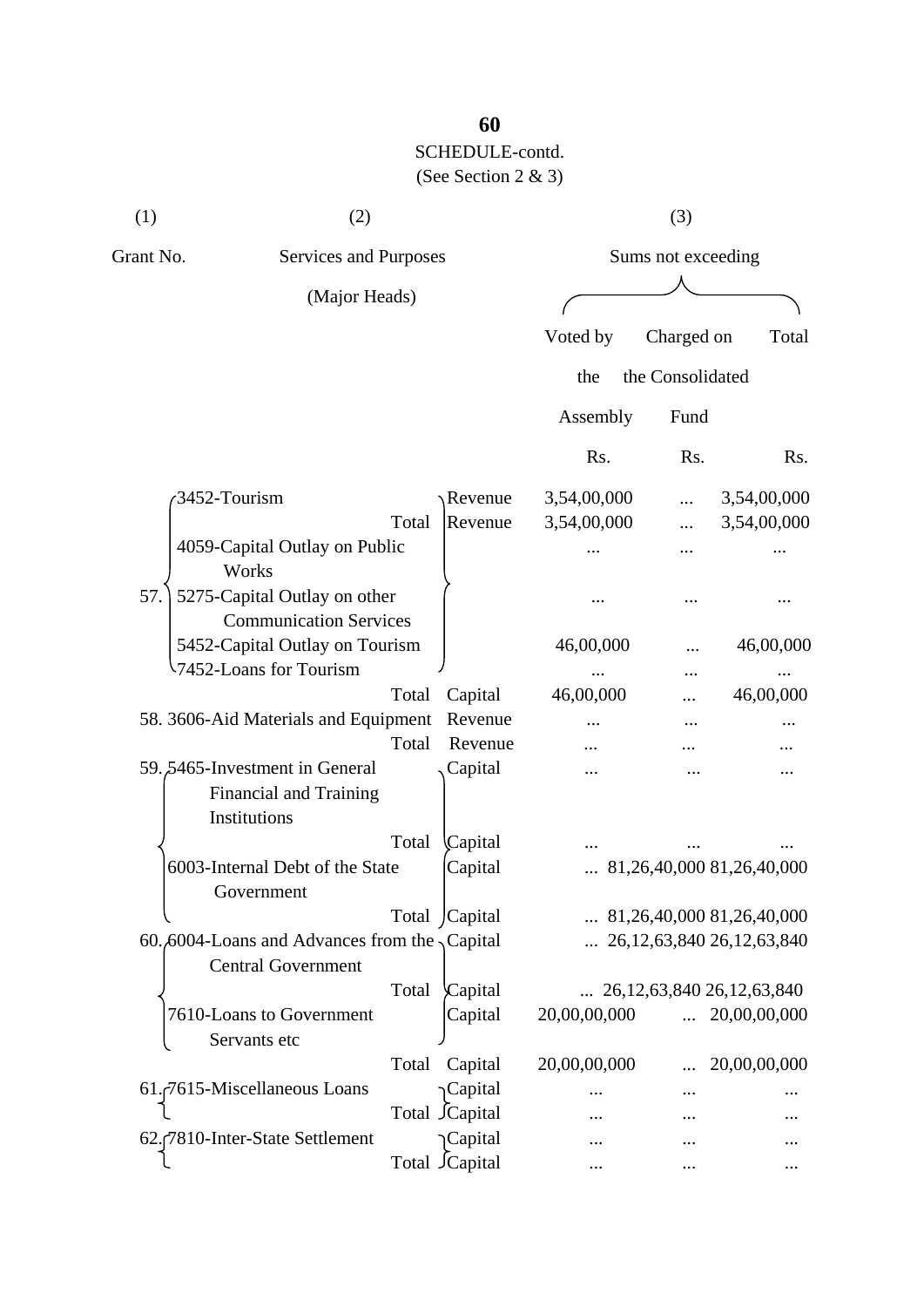SCHEDULE-contd.
(See Section 2 & 3)

| (1) | (2) | | (3) | | |
|---|---|---|---|---|---|
| Grant No. | Services and Purposes (Major Heads) | | Sums not exceeding | | |
| | | | Voted by the Assembly | Charged on the Consolidated Fund | Total |
| | | | Rs. | Rs. | Rs. |
| 57. | 3452-Tourism | Revenue | 3,54,00,000 | ... | 3,54,00,000 |
| | Total | Revenue | 3,54,00,000 | ... | 3,54,00,000 |
| | 4059-Capital Outlay on Public Works | | ... | ... | ... |
| | 5275-Capital Outlay on other Communication Services | | ... | ... | ... |
| | 5452-Capital Outlay on Tourism | | 46,00,000 | ... | 46,00,000 |
| | 7452-Loans for Tourism | | ... | ... | ... |
| | Total | Capital | 46,00,000 | ... | 46,00,000 |
| 58. | 3606-Aid Materials and Equipment | Revenue | ... | ... | ... |
| | Total | Revenue | ... | ... | ... |
| 59. | 5465-Investment in General Financial and Training Institutions | Capital | ... | ... | ... |
| | Total | Capital | ... | ... | ... |
| | 6003-Internal Debt of the State Government | Capital | ... | 81,26,40,000 | 81,26,40,000 |
| | Total | Capital | ... | 81,26,40,000 | 81,26,40,000 |
| 60. | 6004-Loans and Advances from the Central Government | Capital | ... | 26,12,63,840 | 26,12,63,840 |
| | Total | Capital | ... | 26,12,63,840 | 26,12,63,840 |
| | 7610-Loans to Government Servants etc | Capital | 20,00,00,000 | ... | 20,00,00,000 |
| | Total | Capital | 20,00,00,000 | ... | 20,00,00,000 |
| 61. | 7615-Miscellaneous Loans | Capital | ... | ... | ... |
| | Total | Capital | ... | ... | ... |
| 62. | 7810-Inter-State Settlement | Capital | ... | ... | ... |
| | Total | Capital | ... | ... | ... |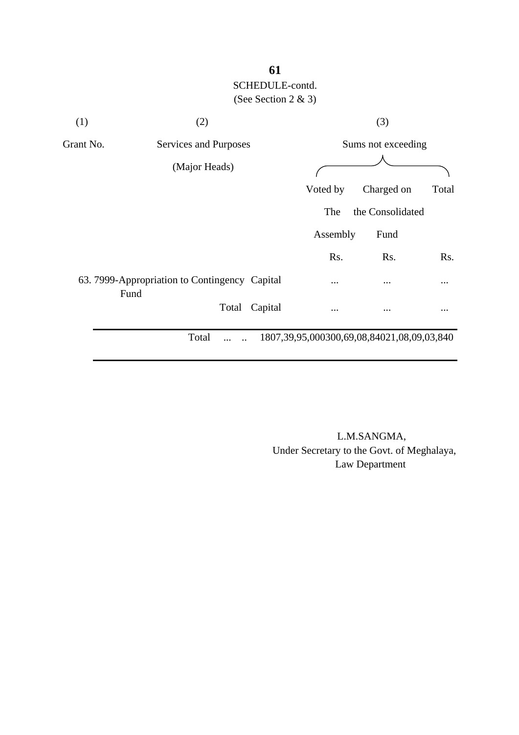SCHEDULE-contd.

(See Section 2 & 3)

| (1) | (2) | | (3) | | |
|---|---|---|---|---|---|
| Grant No. | Services and Purposes (Major Heads) | | Sums not exceeding | | |
| | | | Voted by The Assembly | Charged on the Consolidated Fund | Total |
| | | | Rs. | Rs. | Rs. |
| 63. | 7999-Appropriation to Contingency Fund | Capital | ... | ... | ... |
| | Total | Capital | ... | ... | ... |
| | Total ... .. | | 1807,39,95,000 | 300,69,08,840 | 21,08,09,03,840 |

L.M.SANGMA,
Under Secretary to the Govt. of Meghalaya,
Law Department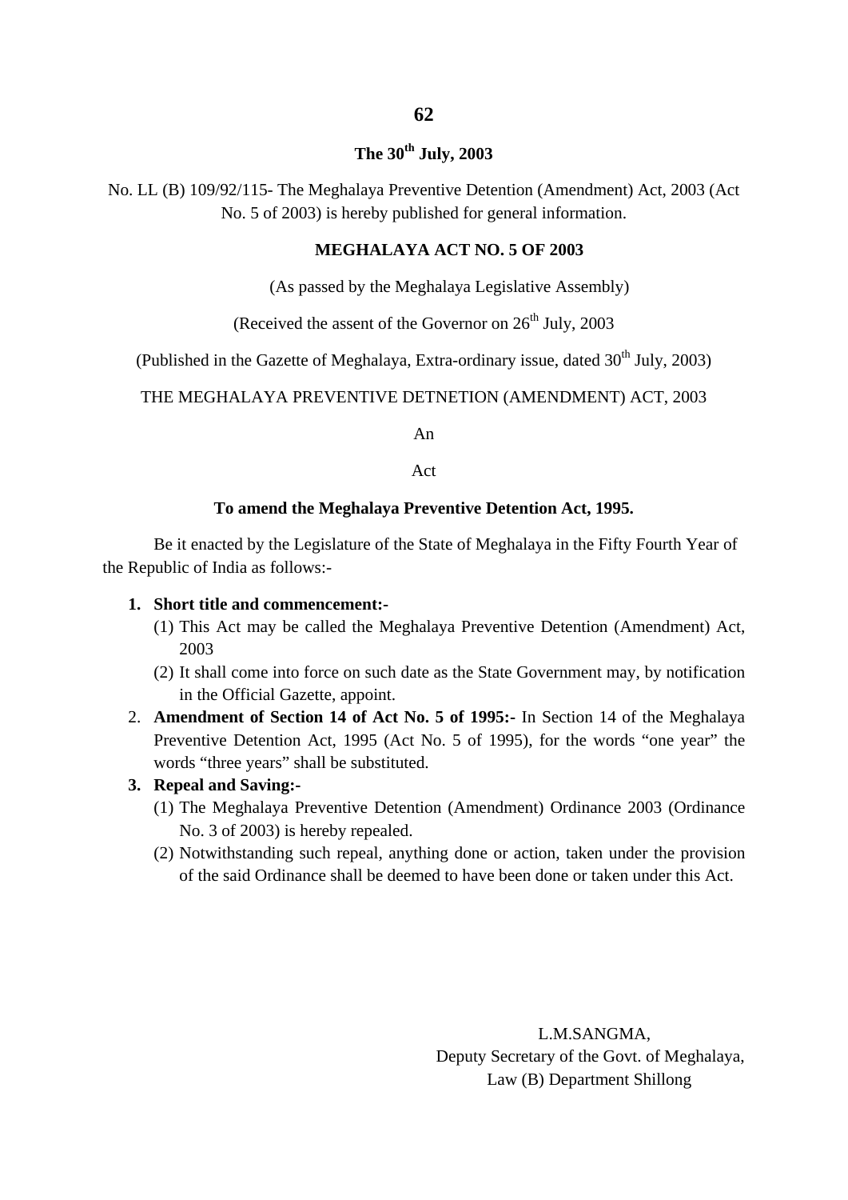**The 30th July, 2003**

No. LL (B) 109/92/115- The Meghalaya Preventive Detention (Amendment) Act, 2003 (Act No. 5 of 2003) is hereby published for general information.

**MEGHALAYA ACT NO. 5 OF 2003**

(As passed by the Meghalaya Legislative Assembly)

(Received the assent of the Governor on 26th July, 2003

(Published in the Gazette of Meghalaya, Extra-ordinary issue, dated 30th July, 2003)

THE MEGHALAYA PREVENTIVE DETNETION (AMENDMENT) ACT, 2003

An

Act

**To amend the Meghalaya Preventive Detention Act, 1995.**

Be it enacted by the Legislature of the State of Meghalaya in the Fifty Fourth Year of the Republic of India as follows:-

1. **Short title and commencement:-**
   (1) This Act may be called the Meghalaya Preventive Detention (Amendment) Act, 2003
   (2) It shall come into force on such date as the State Government may, by notification in the Official Gazette, appoint.
2. **Amendment of Section 14 of Act No. 5 of 1995:-** In Section 14 of the Meghalaya Preventive Detention Act, 1995 (Act No. 5 of 1995), for the words "one year" the words "three years" shall be substituted.
3. **Repeal and Saving:-**
   (1) The Meghalaya Preventive Detention (Amendment) Ordinance 2003 (Ordinance No. 3 of 2003) is hereby repealed.
   (2) Notwithstanding such repeal, anything done or action, taken under the provision of the said Ordinance shall be deemed to have been done or taken under this Act.

L.M.SANGMA,
Deputy Secretary of the Govt. of Meghalaya,
Law (B) Department Shillong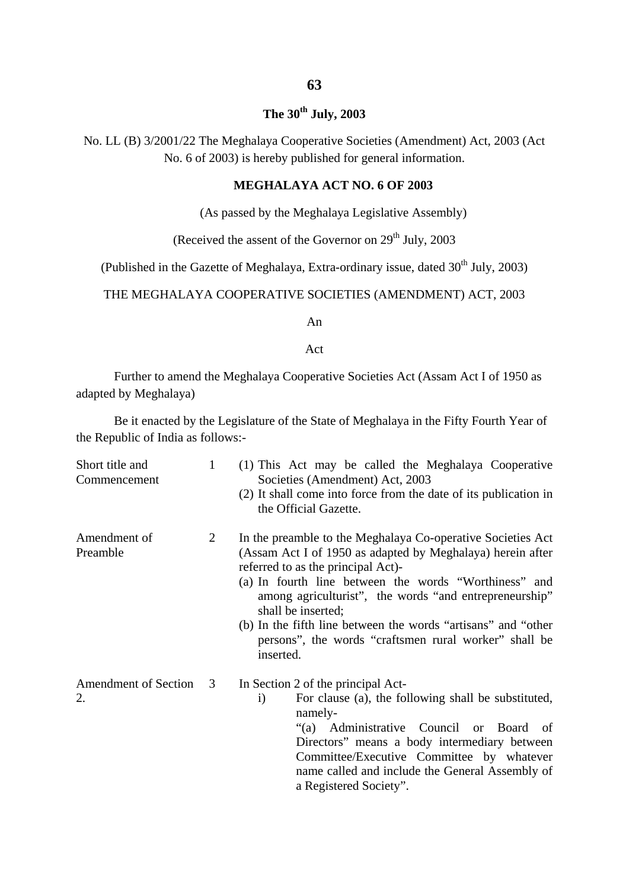**The 30th July, 2003**

No. LL (B) 3/2001/22 The Meghalaya Cooperative Societies (Amendment) Act, 2003 (Act No. 6 of 2003) is hereby published for general information.

**MEGHALAYA ACT NO. 6 OF 2003**

(As passed by the Meghalaya Legislative Assembly)

(Received the assent of the Governor on 29th July, 2003

(Published in the Gazette of Meghalaya, Extra-ordinary issue, dated 30th July, 2003)

THE MEGHALAYA COOPERATIVE SOCIETIES (AMENDMENT) ACT, 2003

An

Act

Further to amend the Meghalaya Cooperative Societies Act (Assam Act I of 1950 as adapted by Meghalaya)

Be it enacted by the Legislature of the State of Meghalaya in the Fifty Fourth Year of the Republic of India as follows:-

**Short title and Commencement**

1 (1) This Act may be called the Meghalaya Cooperative Societies (Amendment) Act, 2003

(2) It shall come into force from the date of its publication in the Official Gazette.

**Amendment of Preamble**

2 In the preamble to the Meghalaya Co-operative Societies Act (Assam Act I of 1950 as adapted by Meghalaya) herein after referred to as the principal Act)-

(a) In fourth line between the words "Worthiness" and among agriculturist", the words "and entrepreneurship" shall be inserted;

(b) In the fifth line between the words "artisans" and "other persons", the words "craftsmen rural worker" shall be inserted.

**Amendment of Section 2.**

3 In Section 2 of the principal Act-

i) For clause (a), the following shall be substituted, namely-

"(a) Administrative Council or Board of Directors" means a body intermediary between Committee/Executive Committee by whatever name called and include the General Assembly of a Registered Society".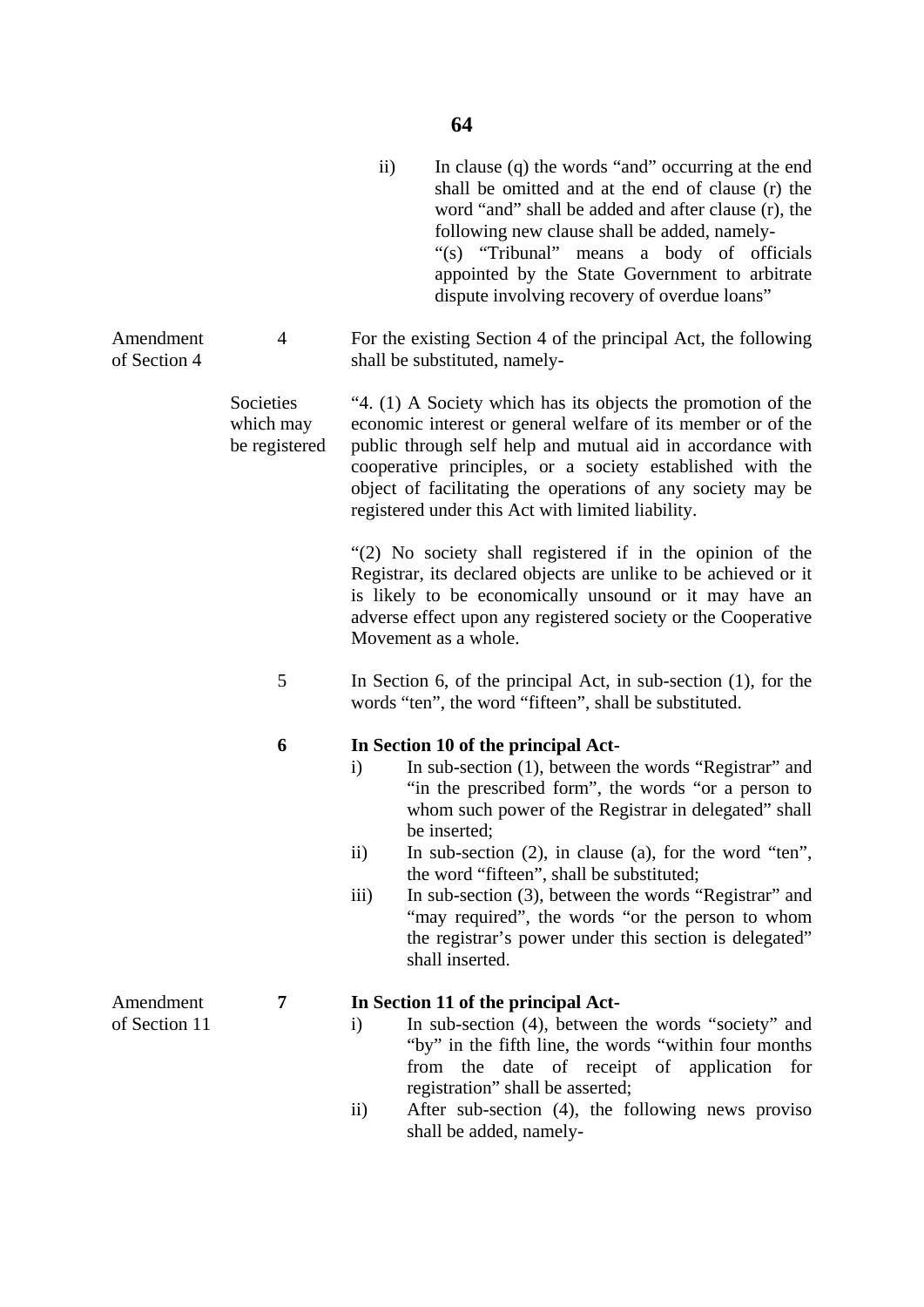ii) In clause (q) the words "and" occurring at the end shall be omitted and at the end of clause (r) the word "and" shall be added and after clause (r), the following new clause shall be added, namely-
"(s) "Tribunal" means a body of officials appointed by the State Government to arbitrate dispute involving recovery of overdue loans"

Amendment of Section 4

4 For the existing Section 4 of the principal Act, the following shall be substituted, namely-

Societies which may be registered

"4. (1) A Society which has its objects the promotion of the economic interest or general welfare of its member or of the public through self help and mutual aid in accordance with cooperative principles, or a society established with the object of facilitating the operations of any society may be registered under this Act with limited liability.

"(2) No society shall registered if in the opinion of the Registrar, its declared objects are unlike to be achieved or it is likely to be economically unsound or it may have an adverse effect upon any registered society or the Cooperative Movement as a whole.

5 In Section 6, of the principal Act, in sub-section (1), for the words "ten", the word "fifteen", shall be substituted.

**6** **In Section 10 of the principal Act-**

i) In sub-section (1), between the words "Registrar" and "in the prescribed form", the words "or a person to whom such power of the Registrar in delegated" shall be inserted;

ii) In sub-section (2), in clause (a), for the word "ten", the word "fifteen", shall be substituted;

iii) In sub-section (3), between the words "Registrar" and "may required", the words "or the person to whom the registrar's power under this section is delegated" shall inserted.

Amendment of Section 11

**7** **In Section 11 of the principal Act-**

i) In sub-section (4), between the words "society" and "by" in the fifth line, the words "within four months from the date of receipt of application for registration" shall be asserted;

ii) After sub-section (4), the following news proviso shall be added, namely-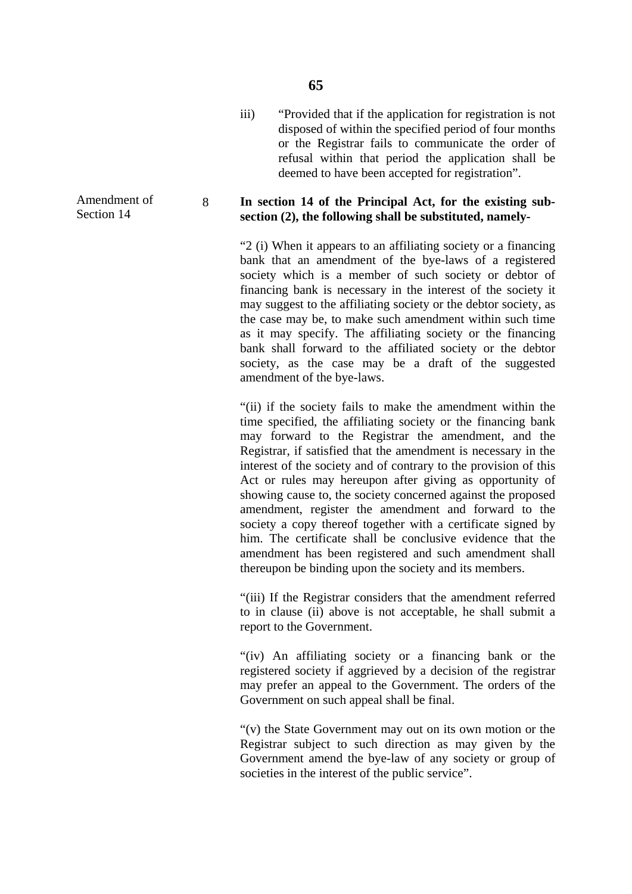iii) “Provided that if the application for registration is not disposed of within the specified period of four months or the Registrar fails to communicate the order of refusal within that period the application shall be deemed to have been accepted for registration”.

Amendment of Section 14

8 **In section 14 of the Principal Act, for the existing sub-section (2), the following shall be substituted, namely-**

“2 (i) When it appears to an affiliating society or a financing bank that an amendment of the bye-laws of a registered society which is a member of such society or debtor of financing bank is necessary in the interest of the society it may suggest to the affiliating society or the debtor society, as the case may be, to make such amendment within such time as it may specify. The affiliating society or the financing bank shall forward to the affiliated society or the debtor society, as the case may be a draft of the suggested amendment of the bye-laws.

“(ii) if the society fails to make the amendment within the time specified, the affiliating society or the financing bank may forward to the Registrar the amendment, and the Registrar, if satisfied that the amendment is necessary in the interest of the society and of contrary to the provision of this Act or rules may hereupon after giving as opportunity of showing cause to, the society concerned against the proposed amendment, register the amendment and forward to the society a copy thereof together with a certificate signed by him. The certificate shall be conclusive evidence that the amendment has been registered and such amendment shall thereupon be binding upon the society and its members.

“(iii) If the Registrar considers that the amendment referred to in clause (ii) above is not acceptable, he shall submit a report to the Government.

“(iv) An affiliating society or a financing bank or the registered society if aggrieved by a decision of the registrar may prefer an appeal to the Government. The orders of the Government on such appeal shall be final.

“(v) the State Government may out on its own motion or the Registrar subject to such direction as may given by the Government amend the bye-law of any society or group of societies in the interest of the public service”.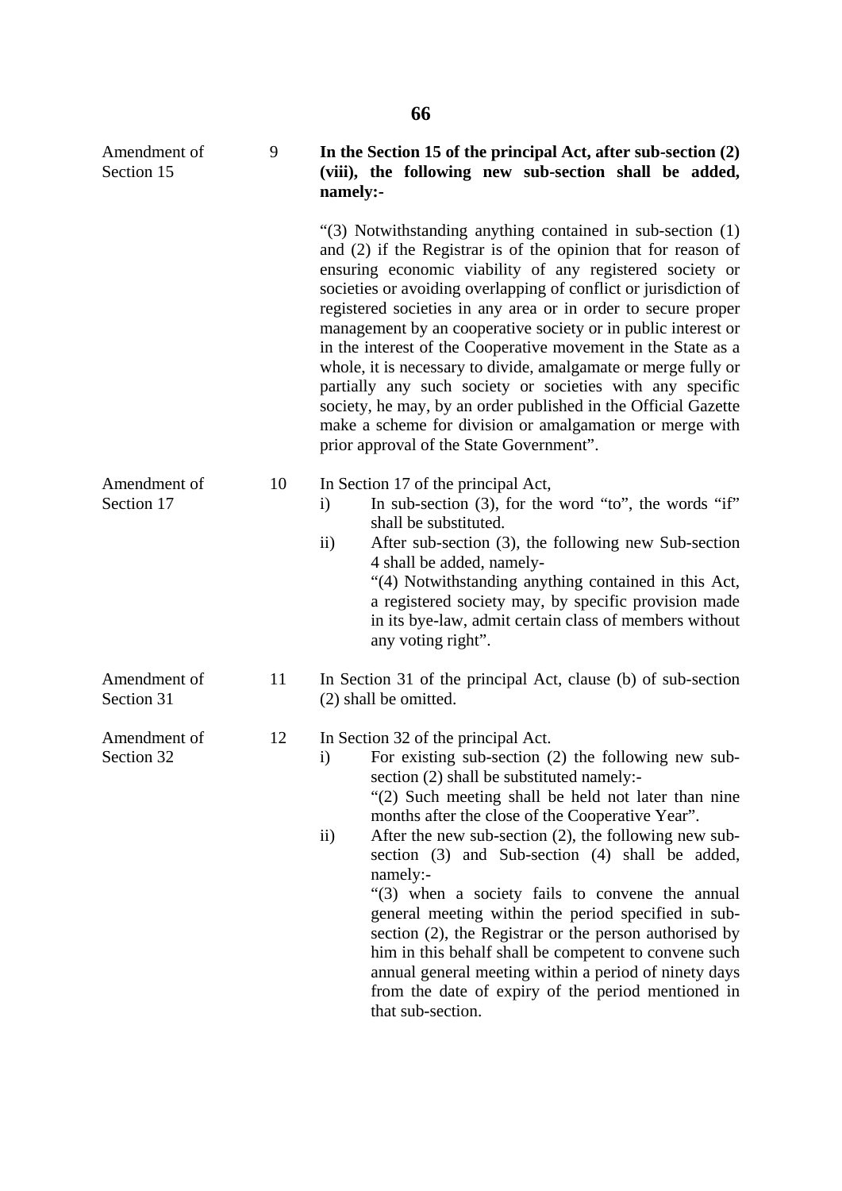| | | |
|---|---|---|
| Amendment of Section 15 | 9 | **In the Section 15 of the principal Act, after sub-section (2) (viii), the following new sub-section shall be added, namely:-**<br><br>"(3) Notwithstanding anything contained in sub-section (1) and (2) if the Registrar is of the opinion that for reason of ensuring economic viability of any registered society or societies or avoiding overlapping of conflict or jurisdiction of registered societies in any area or in order to secure proper management by an cooperative society or in public interest or in the interest of the Cooperative movement in the State as a whole, it is necessary to divide, amalgamate or merge fully or partially any such society or societies with any specific society, he may, by an order published in the Official Gazette make a scheme for division or amalgamation or merge with prior approval of the State Government". |
| Amendment of Section 17 | 10 | In Section 17 of the principal Act,<br>i) In sub-section (3), for the word "to", the words "if" shall be substituted.<br>ii) After sub-section (3), the following new Sub-section 4 shall be added, namely-<br>"(4) Notwithstanding anything contained in this Act, a registered society may, by specific provision made in its bye-law, admit certain class of members without any voting right". |
| Amendment of Section 31 | 11 | In Section 31 of the principal Act, clause (b) of sub-section (2) shall be omitted. |
| Amendment of Section 32 | 12 | In Section 32 of the principal Act.<br>i) For existing sub-section (2) the following new sub-section (2) shall be substituted namely:-<br>"(2) Such meeting shall be held not later than nine months after the close of the Cooperative Year".<br>ii) After the new sub-section (2), the following new sub-section (3) and Sub-section (4) shall be added, namely:-<br>"(3) when a society fails to convene the annual general meeting within the period specified in sub-section (2), the Registrar or the person authorised by him in this behalf shall be competent to convene such annual general meeting within a period of ninety days from the date of expiry of the period mentioned in that sub-section. |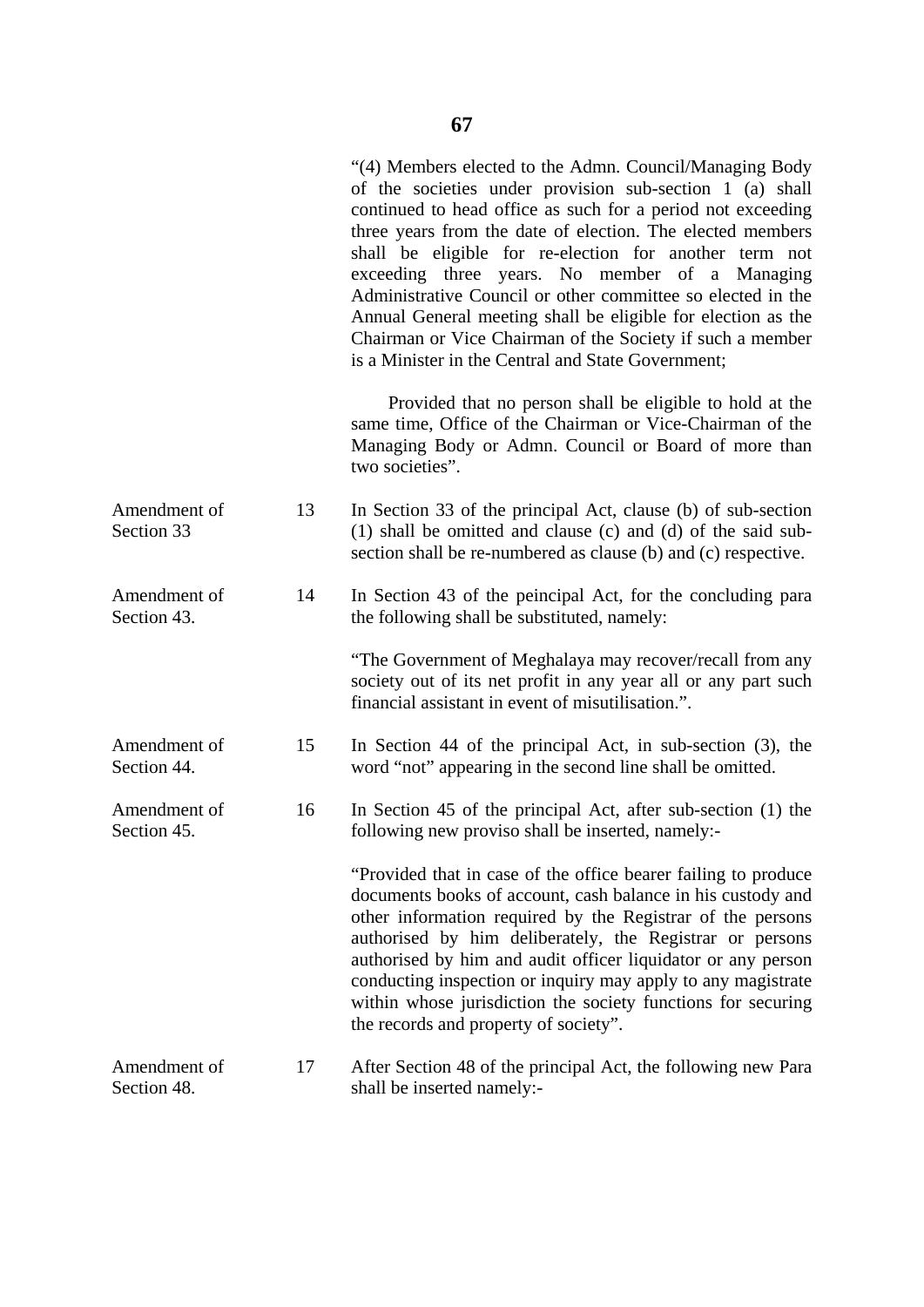"(4) Members elected to the Admn. Council/Managing Body of the societies under provision sub-section 1 (a) shall continued to head office as such for a period not exceeding three years from the date of election. The elected members shall be eligible for re-election for another term not exceeding three years. No member of a Managing Administrative Council or other committee so elected in the Annual General meeting shall be eligible for election as the Chairman or Vice Chairman of the Society if such a member is a Minister in the Central and State Government;

Provided that no person shall be eligible to hold at the same time, Office of the Chairman or Vice-Chairman of the Managing Body or Admn. Council or Board of more than two societies".

Amendment of Section 33

13 In Section 33 of the principal Act, clause (b) of sub-section (1) shall be omitted and clause (c) and (d) of the said sub-section shall be re-numbered as clause (b) and (c) respective.

Amendment of Section 43.

14 In Section 43 of the peincipal Act, for the concluding para the following shall be substituted, namely:

"The Government of Meghalaya may recover/recall from any society out of its net profit in any year all or any part such financial assistant in event of misutilisation.".

Amendment of Section 44.

15 In Section 44 of the principal Act, in sub-section (3), the word "not" appearing in the second line shall be omitted.

Amendment of Section 45.

16 In Section 45 of the principal Act, after sub-section (1) the following new proviso shall be inserted, namely:-

"Provided that in case of the office bearer failing to produce documents books of account, cash balance in his custody and other information required by the Registrar of the persons authorised by him deliberately, the Registrar or persons authorised by him and audit officer liquidator or any person conducting inspection or inquiry may apply to any magistrate within whose jurisdiction the society functions for securing the records and property of society".

Amendment of Section 48.

17 After Section 48 of the principal Act, the following new Para shall be inserted namely:-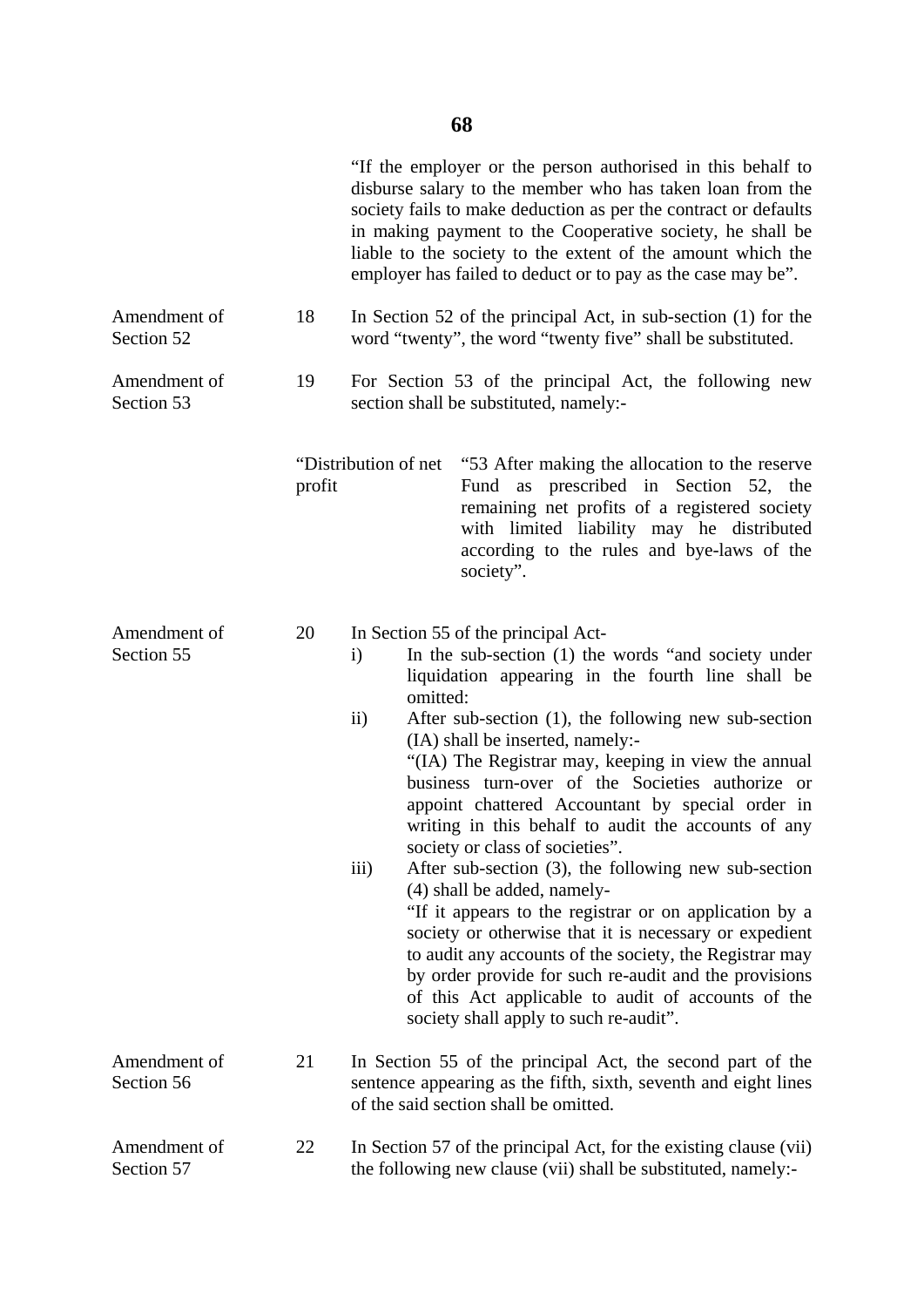"If the employer or the person authorised in this behalf to disburse salary to the member who has taken loan from the society fails to make deduction as per the contract or defaults in making payment to the Cooperative society, he shall be liable to the society to the extent of the amount which the employer has failed to deduct or to pay as the case may be".

| | | |
|---|---|---|
| Amendment of Section 52 | 18 | In Section 52 of the principal Act, in sub-section (1) for the word "twenty", the word "twenty five" shall be substituted. |
| Amendment of Section 53 | 19 | For Section 53 of the principal Act, the following new section shall be substituted, namely:- |

"Distribution of net profit — "53 After making the allocation to the reserve Fund as prescribed in Section 52, the remaining net profits of a registered society with limited liability may he distributed according to the rules and bye-laws of the society".

**Amendment of Section 55**

20 In Section 55 of the principal Act-

i) In the sub-section (1) the words "and society under liquidation appearing in the fourth line shall be omitted:

ii) After sub-section (1), the following new sub-section (IA) shall be inserted, namely:-
"(IA) The Registrar may, keeping in view the annual business turn-over of the Societies authorize or appoint chattered Accountant by special order in writing in this behalf to audit the accounts of any society or class of societies".

iii) After sub-section (3), the following new sub-section (4) shall be added, namely-
"If it appears to the registrar or on application by a society or otherwise that it is necessary or expedient to audit any accounts of the society, the Registrar may by order provide for such re-audit and the provisions of this Act applicable to audit of accounts of the society shall apply to such re-audit".

| | | |
|---|---|---|
| Amendment of Section 56 | 21 | In Section 55 of the principal Act, the second part of the sentence appearing as the fifth, sixth, seventh and eight lines of the said section shall be omitted. |
| Amendment of Section 57 | 22 | In Section 57 of the principal Act, for the existing clause (vii) the following new clause (vii) shall be substituted, namely:- |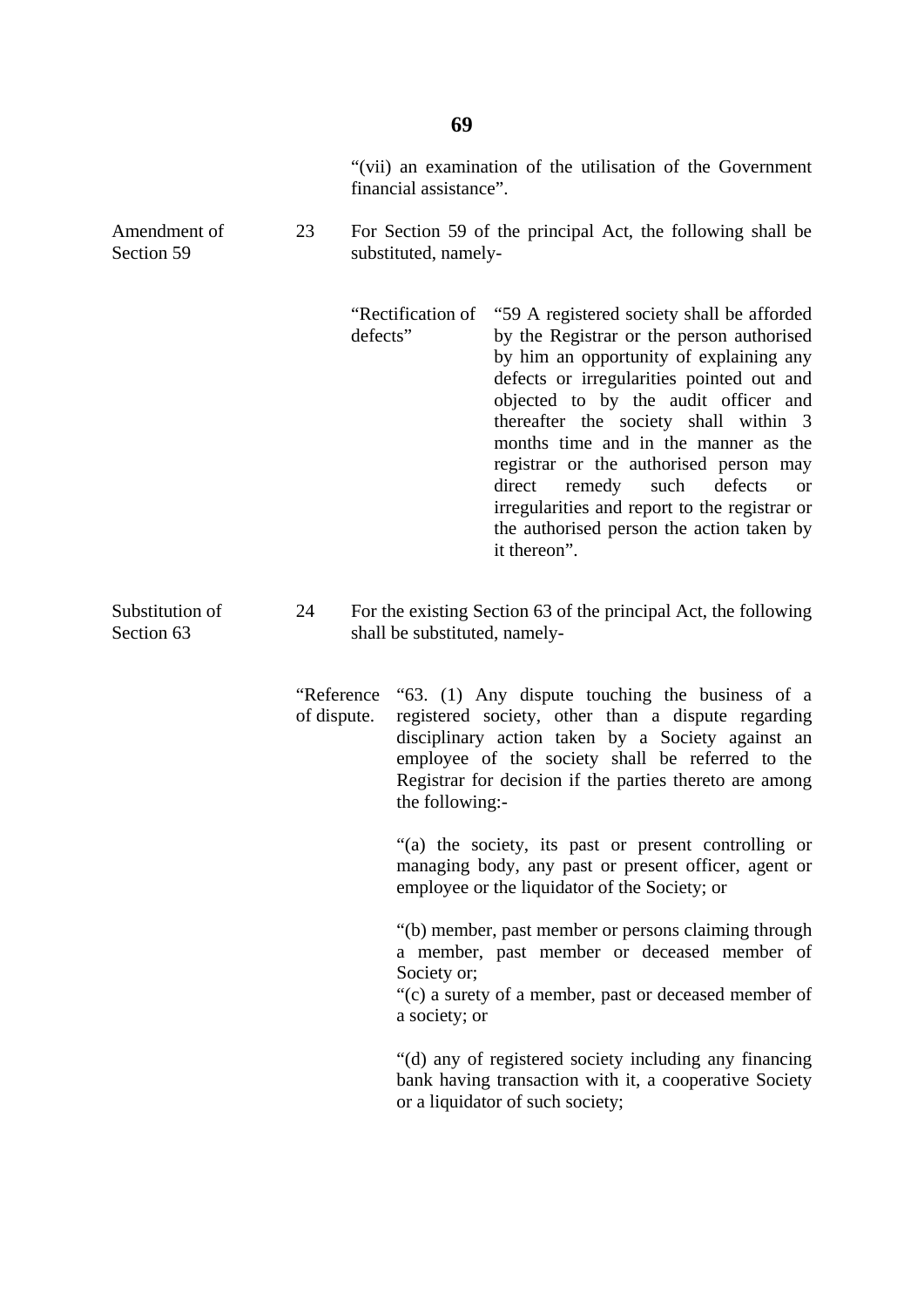"(vii) an examination of the utilisation of the Government financial assistance".

Amendment of Section 59

23 For Section 59 of the principal Act, the following shall be substituted, namely-

"Rectification of defects" "59 A registered society shall be afforded by the Registrar or the person authorised by him an opportunity of explaining any defects or irregularities pointed out and objected to by the audit officer and thereafter the society shall within 3 months time and in the manner as the registrar or the authorised person may direct remedy such defects or irregularities and report to the registrar or the authorised person the action taken by it thereon".

Substitution of Section 63

24 For the existing Section 63 of the principal Act, the following shall be substituted, namely-

"Reference of dispute. "63. (1) Any dispute touching the business of a registered society, other than a dispute regarding disciplinary action taken by a Society against an employee of the society shall be referred to the Registrar for decision if the parties thereto are among the following:-

"(a) the society, its past or present controlling or managing body, any past or present officer, agent or employee or the liquidator of the Society; or

"(b) member, past member or persons claiming through a member, past member or deceased member of Society or;

"(c) a surety of a member, past or deceased member of a society; or

"(d) any of registered society including any financing bank having transaction with it, a cooperative Society or a liquidator of such society;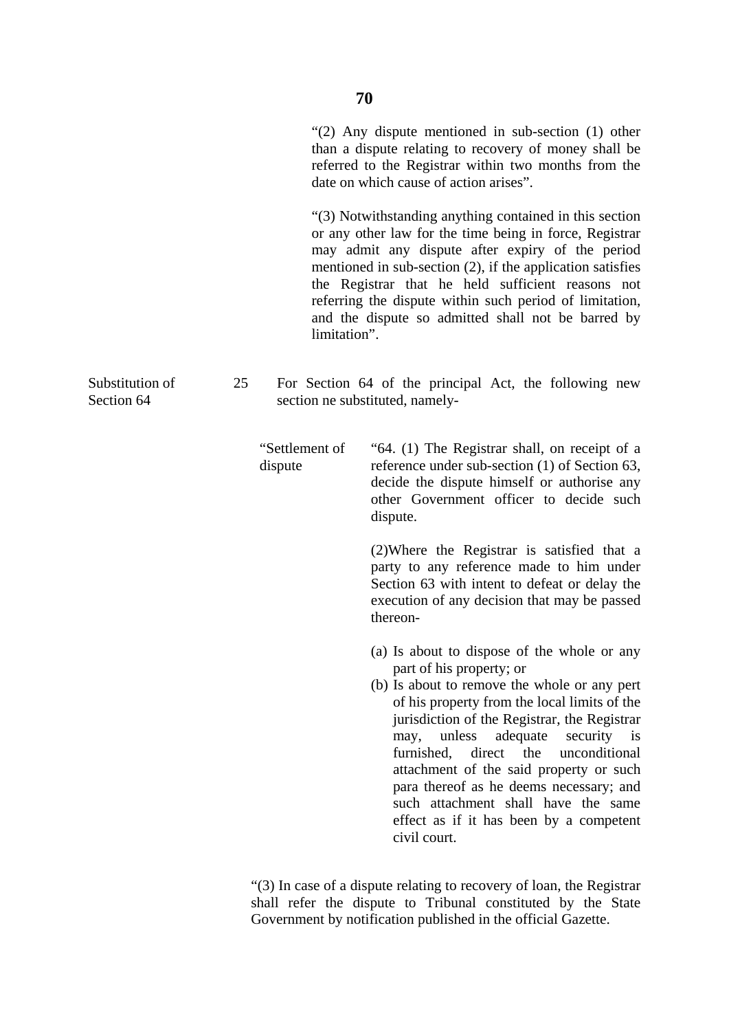"(2) Any dispute mentioned in sub-section (1) other than a dispute relating to recovery of money shall be referred to the Registrar within two months from the date on which cause of action arises".

"(3) Notwithstanding anything contained in this section or any other law for the time being in force, Registrar may admit any dispute after expiry of the period mentioned in sub-section (2), if the application satisfies the Registrar that he held sufficient reasons not referring the dispute within such period of limitation, and the dispute so admitted shall not be barred by limitation".

**Substitution of Section 64**

25 For Section 64 of the principal Act, the following new section ne substituted, namely-

"Settlement of dispute

"64. (1) The Registrar shall, on receipt of a reference under sub-section (1) of Section 63, decide the dispute himself or authorise any other Government officer to decide such dispute.

(2)Where the Registrar is satisfied that a party to any reference made to him under Section 63 with intent to defeat or delay the execution of any decision that may be passed thereon-

(a) Is about to dispose of the whole or any part of his property; or
(b) Is about to remove the whole or any pert of his property from the local limits of the jurisdiction of the Registrar, the Registrar may, unless adequate security is furnished, direct the unconditional attachment of the said property or such para thereof as he deems necessary; and such attachment shall have the same effect as if it has been by a competent civil court.

"(3) In case of a dispute relating to recovery of loan, the Registrar shall refer the dispute to Tribunal constituted by the State Government by notification published in the official Gazette.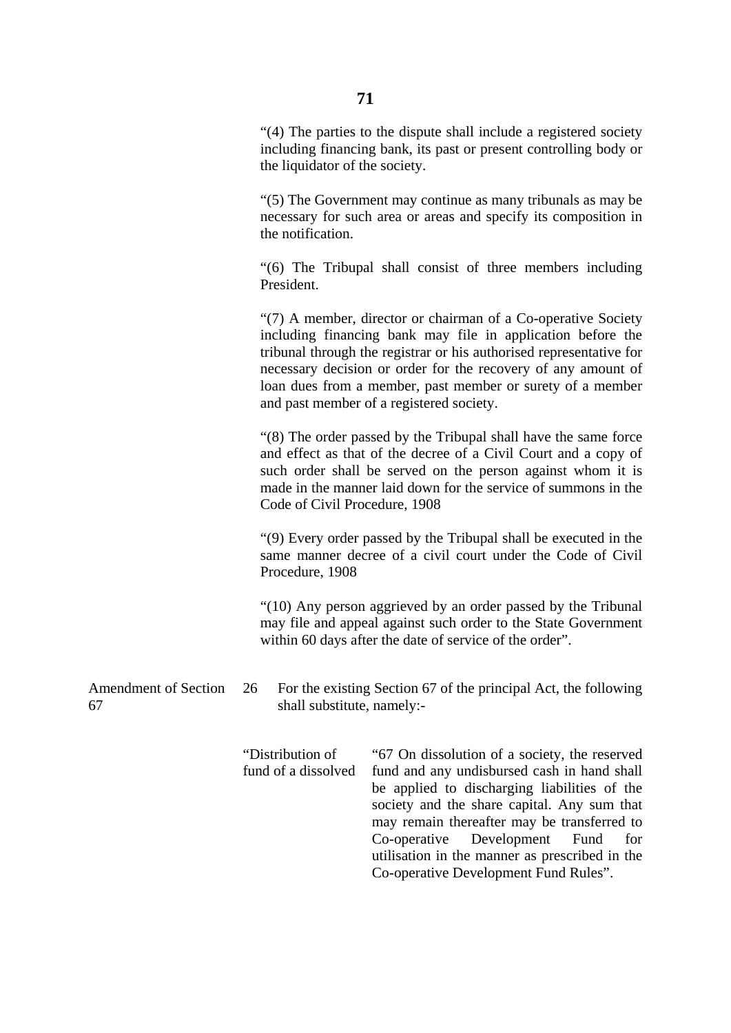"(4) The parties to the dispute shall include a registered society including financing bank, its past or present controlling body or the liquidator of the society.

"(5) The Government may continue as many tribunals as may be necessary for such area or areas and specify its composition in the notification.

"(6) The Tribupal shall consist of three members including President.

"(7) A member, director or chairman of a Co-operative Society including financing bank may file in application before the tribunal through the registrar or his authorised representative for necessary decision or order for the recovery of any amount of loan dues from a member, past member or surety of a member and past member of a registered society.

"(8) The order passed by the Tribupal shall have the same force and effect as that of the decree of a Civil Court and a copy of such order shall be served on the person against whom it is made in the manner laid down for the service of summons in the Code of Civil Procedure, 1908

"(9) Every order passed by the Tribupal shall be executed in the same manner decree of a civil court under the Code of Civil Procedure, 1908

"(10) Any person aggrieved by an order passed by the Tribunal may file and appeal against such order to the State Government within 60 days after the date of service of the order".

Amendment of Section 67

26 For the existing Section 67 of the principal Act, the following shall substitute, namely:-

"Distribution of fund of a dissolved

"67 On dissolution of a society, the reserved fund and any undisbursed cash in hand shall be applied to discharging liabilities of the society and the share capital. Any sum that may remain thereafter may be transferred to Co-operative Development Fund for utilisation in the manner as prescribed in the Co-operative Development Fund Rules".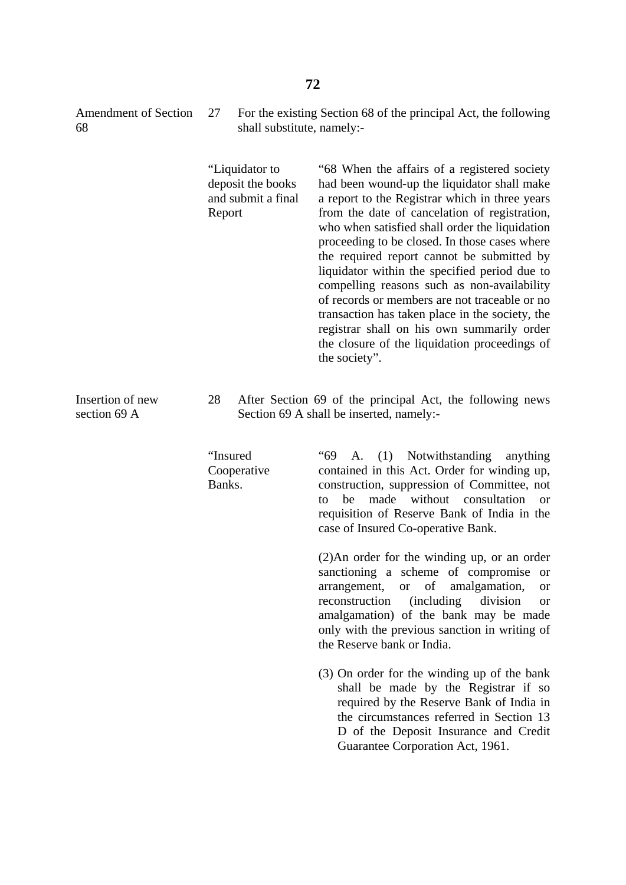**Amendment of Section 68**

27 For the existing Section 68 of the principal Act, the following shall substitute, namely:-

“Liquidator to deposit the books and submit a final Report

“68 When the affairs of a registered society had been wound-up the liquidator shall make a report to the Registrar which in three years from the date of cancelation of registration, who when satisfied shall order the liquidation proceeding to be closed. In those cases where the required report cannot be submitted by liquidator within the specified period due to compelling reasons such as non-availability of records or members are not traceable or no transaction has taken place in the society, the registrar shall on his own summarily order the closure of the liquidation proceedings of the society”.

**Insertion of new section 69 A**

28 After Section 69 of the principal Act, the following news Section 69 A shall be inserted, namely:-

“Insured Cooperative Banks.

“69 A. (1) Notwithstanding anything contained in this Act. Order for winding up, construction, suppression of Committee, not to be made without consultation or requisition of Reserve Bank of India in the case of Insured Co-operative Bank.

(2)An order for the winding up, or an order sanctioning a scheme of compromise or arrangement, or of amalgamation, or reconstruction (including division or amalgamation) of the bank may be made only with the previous sanction in writing of the Reserve bank or India.

(3) On order for the winding up of the bank shall be made by the Registrar if so required by the Reserve Bank of India in the circumstances referred in Section 13 D of the Deposit Insurance and Credit Guarantee Corporation Act, 1961.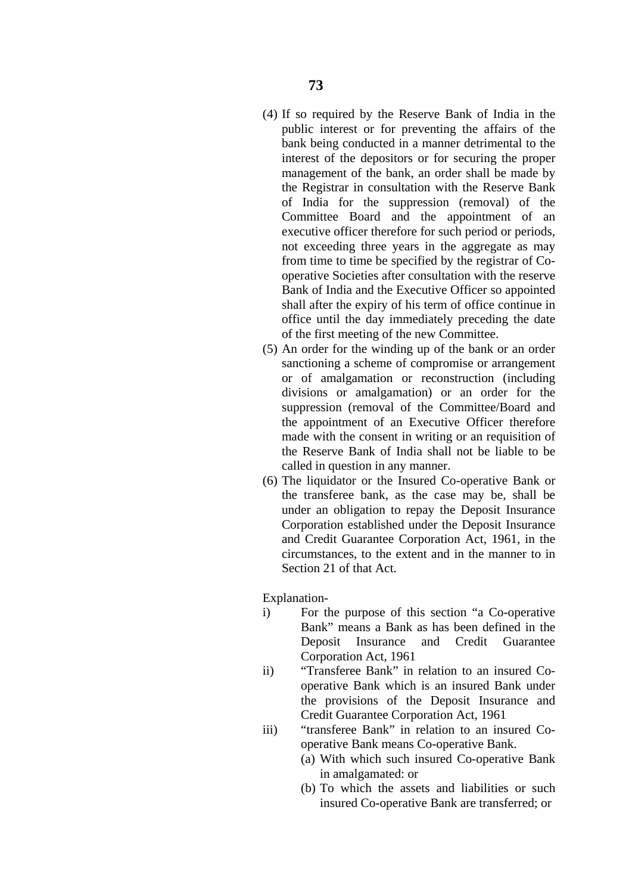(4) If so required by the Reserve Bank of India in the public interest or for preventing the affairs of the bank being conducted in a manner detrimental to the interest of the depositors or for securing the proper management of the bank, an order shall be made by the Registrar in consultation with the Reserve Bank of India for the suppression (removal) of the Committee Board and the appointment of an executive officer therefore for such period or periods, not exceeding three years in the aggregate as may from time to time be specified by the registrar of Co-operative Societies after consultation with the reserve Bank of India and the Executive Officer so appointed shall after the expiry of his term of office continue in office until the day immediately preceding the date of the first meeting of the new Committee.

(5) An order for the winding up of the bank or an order sanctioning a scheme of compromise or arrangement or of amalgamation or reconstruction (including divisions or amalgamation) or an order for the suppression (removal of the Committee/Board and the appointment of an Executive Officer therefore made with the consent in writing or an requisition of the Reserve Bank of India shall not be liable to be called in question in any manner.

(6) The liquidator or the Insured Co-operative Bank or the transferee bank, as the case may be, shall be under an obligation to repay the Deposit Insurance Corporation established under the Deposit Insurance and Credit Guarantee Corporation Act, 1961, in the circumstances, to the extent and in the manner to in Section 21 of that Act.

Explanation-

i) For the purpose of this section "a Co-operative Bank" means a Bank as has been defined in the Deposit Insurance and Credit Guarantee Corporation Act, 1961

ii) "Transferee Bank" in relation to an insured Co-operative Bank which is an insured Bank under the provisions of the Deposit Insurance and Credit Guarantee Corporation Act, 1961

iii) "transferee Bank" in relation to an insured Co-operative Bank means Co-operative Bank.
   (a) With which such insured Co-operative Bank in amalgamated: or
   (b) To which the assets and liabilities or such insured Co-operative Bank are transferred; or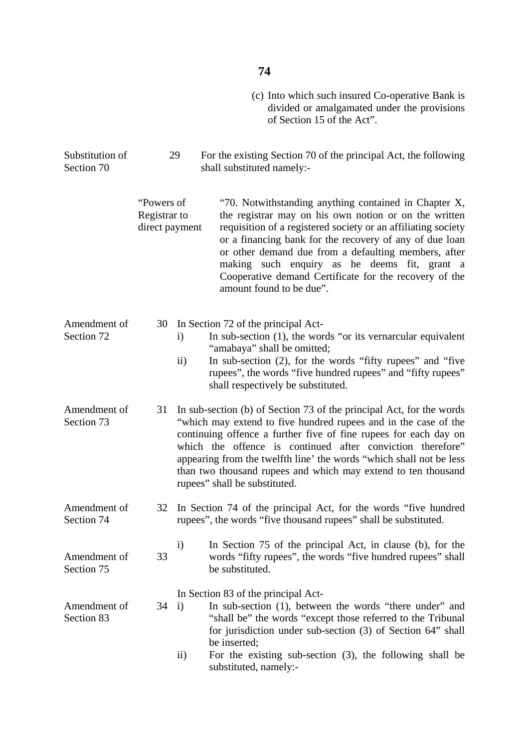(c) Into which such insured Co-operative Bank is divided or amalgamated under the provisions of Section 15 of the Act".

**Substitution of Section 70**

29 For the existing Section 70 of the principal Act, the following shall substituted namely:-

"Powers of Registrar to direct payment

"70. Notwithstanding anything contained in Chapter X, the registrar may on his own notion or on the written requisition of a registered society or an affiliating society or a financing bank for the recovery of any of due loan or other demand due from a defaulting members, after making such enquiry as he deems fit, grant a Cooperative demand Certificate for the recovery of the amount found to be due".

**Amendment of Section 72**

30 In Section 72 of the principal Act-

i) In sub-section (1), the words "or its vernarcular equivalent "amabaya" shall be omitted;

ii) In sub-section (2), for the words "fifty rupees" and "five rupees", the words "five hundred rupees" and "fifty rupees" shall respectively be substituted.

**Amendment of Section 73**

31 In sub-section (b) of Section 73 of the principal Act, for the words "which may extend to five hundred rupees and in the case of the continuing offence a further five of fine rupees for each day on which the offence is continued after conviction therefore" appearing from the twelfth line' the words "which shall not be less than two thousand rupees and which may extend to ten thousand rupees" shall be substituted.

**Amendment of Section 74**

32 In Section 74 of the principal Act, for the words "five hundred rupees", the words "five thousand rupees" shall be substituted.

**Amendment of Section 75**

33 i) In Section 75 of the principal Act, in clause (b), for the words "fifty rupees", the words "five hundred rupees" shall be substituted.

**Amendment of Section 83**

34 In Section 83 of the principal Act-

i) In sub-section (1), between the words "there under" and "shall be" the words "except those referred to the Tribunal for jurisdiction under sub-section (3) of Section 64" shall be inserted;

ii) For the existing sub-section (3), the following shall be substituted, namely:-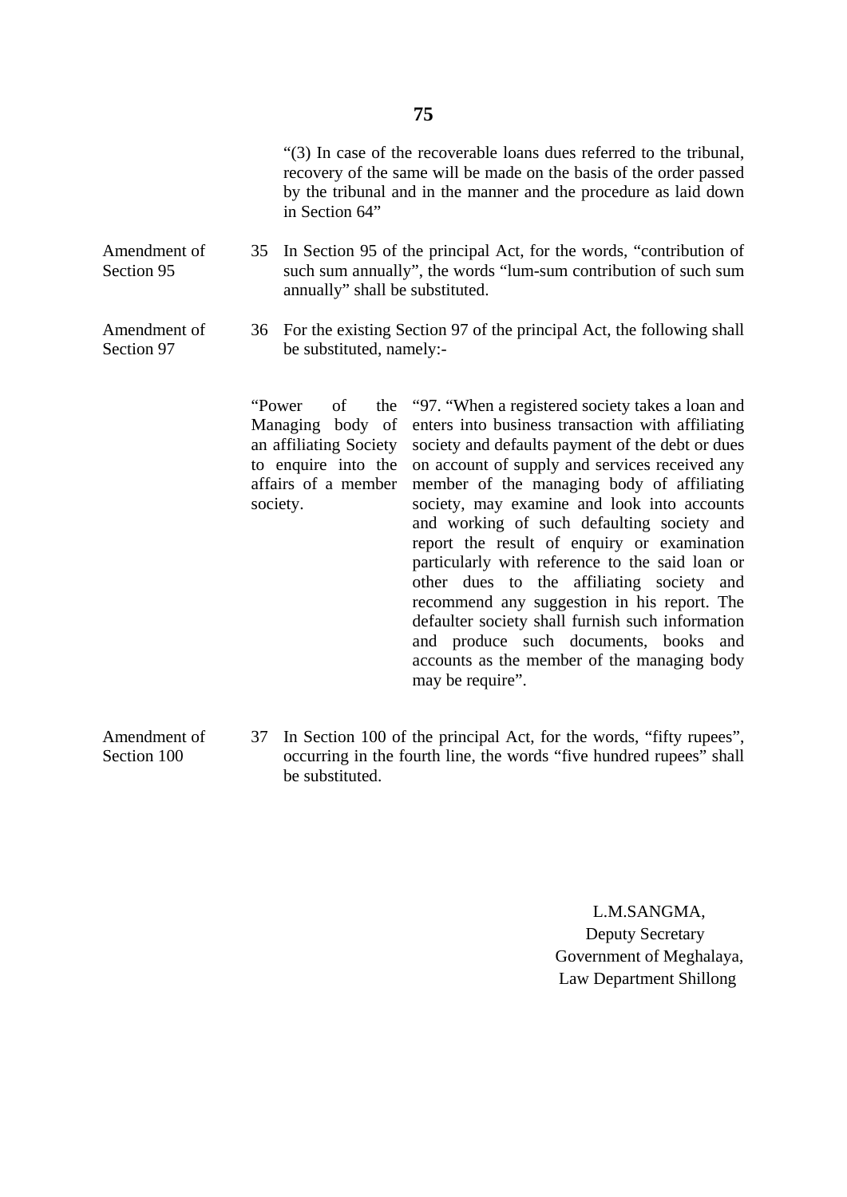"(3) In case of the recoverable loans dues referred to the tribunal, recovery of the same will be made on the basis of the order passed by the tribunal and in the manner and the procedure as laid down in Section 64"

Amendment of Section 95

35 In Section 95 of the principal Act, for the words, "contribution of such sum annually", the words "lum-sum contribution of such sum annually" shall be substituted.

Amendment of Section 97

36 For the existing Section 97 of the principal Act, the following shall be substituted, namely:-

"Power of the Managing body of an affiliating Society to enquire into the affairs of a member society.

"97. "When a registered society takes a loan and enters into business transaction with affiliating society and defaults payment of the debt or dues on account of supply and services received any member of the managing body of affiliating society, may examine and look into accounts and working of such defaulting society and report the result of enquiry or examination particularly with reference to the said loan or other dues to the affiliating society and recommend any suggestion in his report. The defaulter society shall furnish such information and produce such documents, books and accounts as the member of the managing body may be require".

Amendment of Section 100

37 In Section 100 of the principal Act, for the words, "fifty rupees", occurring in the fourth line, the words "five hundred rupees" shall be substituted.

L.M.SANGMA,
Deputy Secretary
Government of Meghalaya,
Law Department Shillong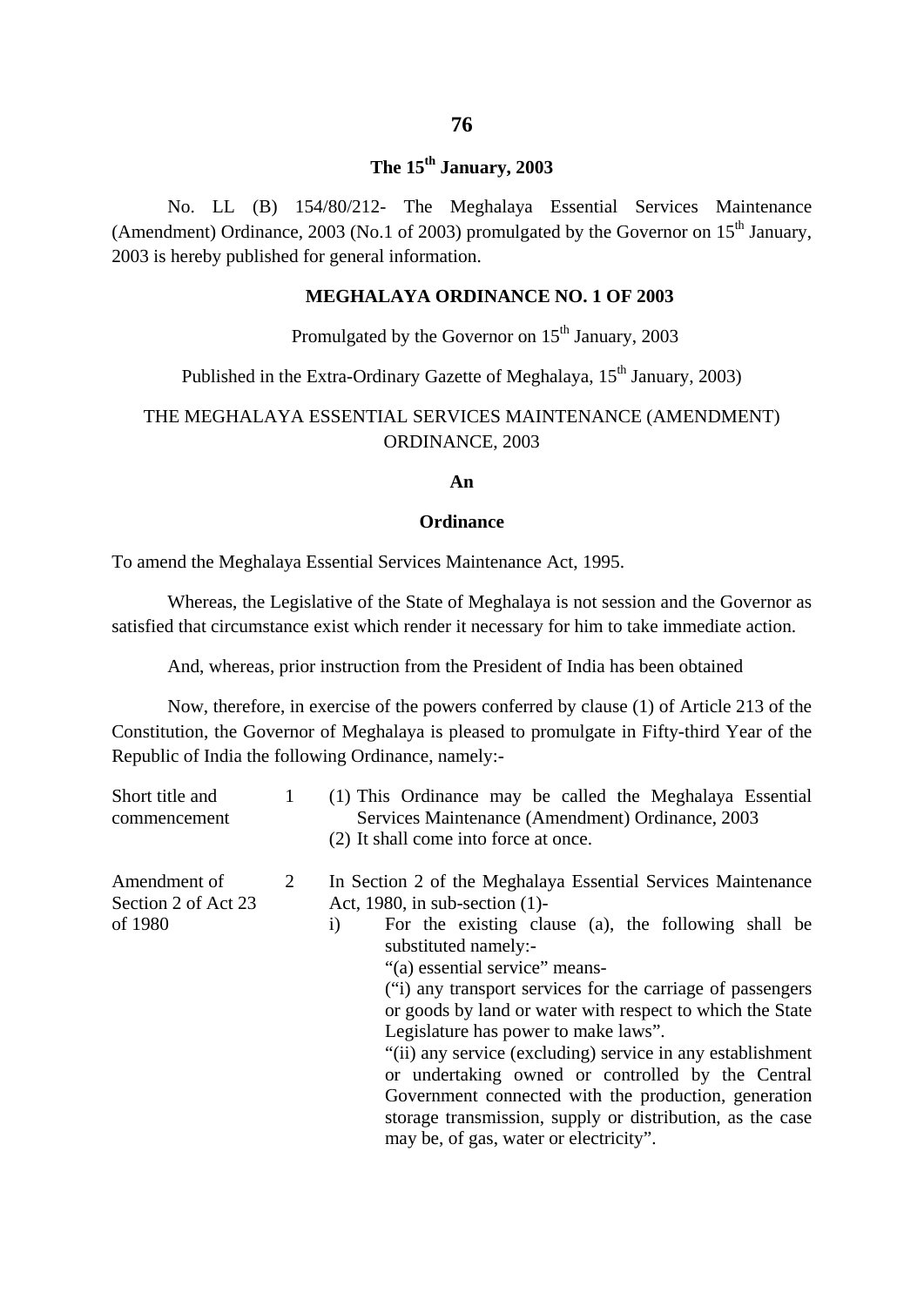**The 15th January, 2003**

No. LL (B) 154/80/212- The Meghalaya Essential Services Maintenance (Amendment) Ordinance, 2003 (No.1 of 2003) promulgated by the Governor on 15th January, 2003 is hereby published for general information.

**MEGHALAYA ORDINANCE NO. 1 OF 2003**

Promulgated by the Governor on 15th January, 2003

Published in the Extra-Ordinary Gazette of Meghalaya, 15th January, 2003)

THE MEGHALAYA ESSENTIAL SERVICES MAINTENANCE (AMENDMENT) ORDINANCE, 2003

**An**

**Ordinance**

To amend the Meghalaya Essential Services Maintenance Act, 1995.

Whereas, the Legislative of the State of Meghalaya is not session and the Governor as satisfied that circumstance exist which render it necessary for him to take immediate action.

And, whereas, prior instruction from the President of India has been obtained

Now, therefore, in exercise of the powers conferred by clause (1) of Article 213 of the Constitution, the Governor of Meghalaya is pleased to promulgate in Fifty-third Year of the Republic of India the following Ordinance, namely:-

| | | |
|---|---|---|
| Short title and commencement | 1 | (1) This Ordinance may be called the Meghalaya Essential Services Maintenance (Amendment) Ordinance, 2003<br>(2) It shall come into force at once. |
| Amendment of Section 2 of Act 23 of 1980 | 2 | In Section 2 of the Meghalaya Essential Services Maintenance Act, 1980, in sub-section (1)-<br>i) For the existing clause (a), the following shall be substituted namely:-<br>"(a) essential service" means-<br>("i) any transport services for the carriage of passengers or goods by land or water with respect to which the State Legislature has power to make laws".<br>"(ii) any service (excluding) service in any establishment or undertaking owned or controlled by the Central Government connected with the production, generation storage transmission, supply or distribution, as the case may be, of gas, water or electricity". |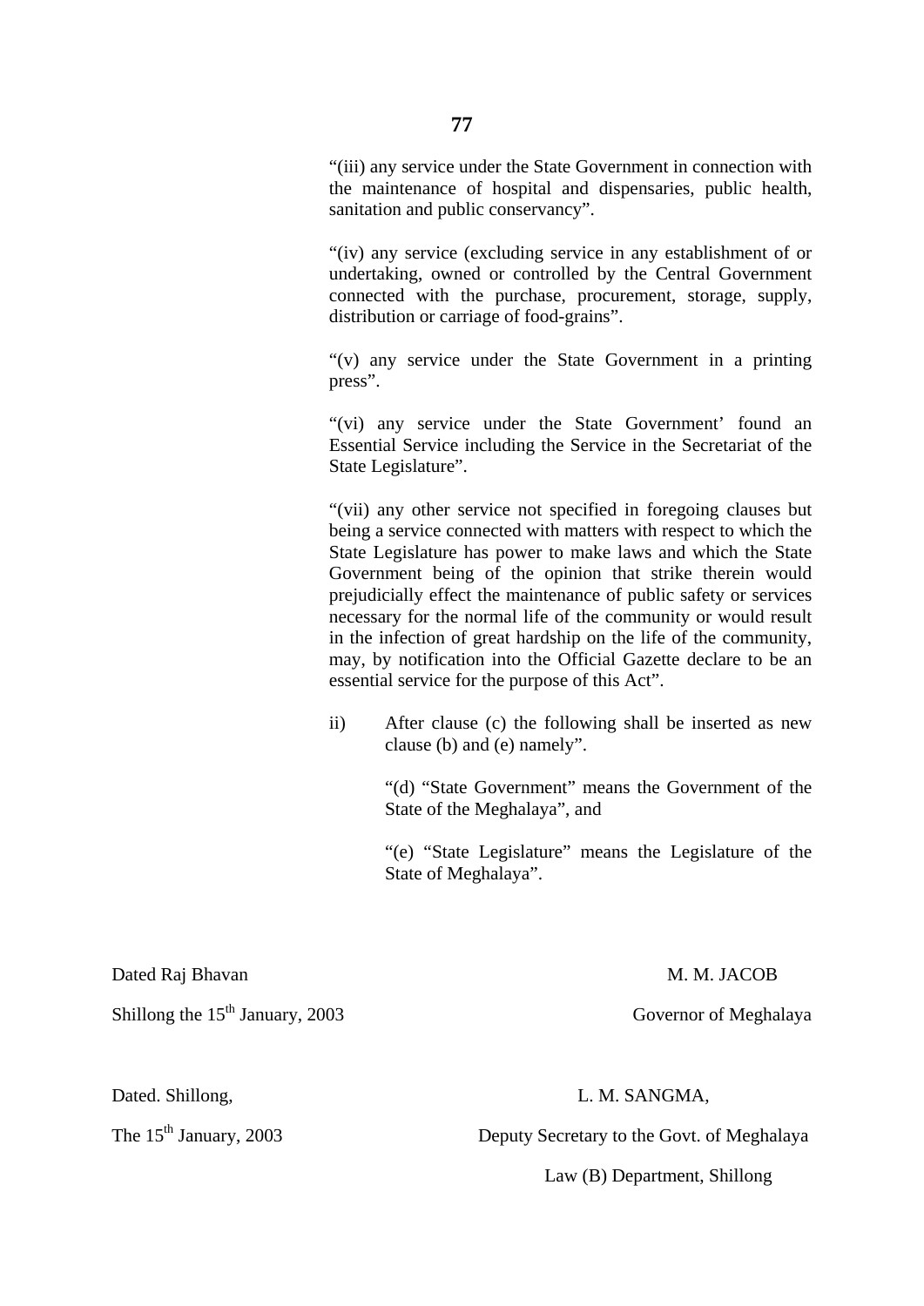"(iii) any service under the State Government in connection with the maintenance of hospital and dispensaries, public health, sanitation and public conservancy".

"(iv) any service (excluding service in any establishment of or undertaking, owned or controlled by the Central Government connected with the purchase, procurement, storage, supply, distribution or carriage of food-grains".

"(v) any service under the State Government in a printing press".

"(vi) any service under the State Government' found an Essential Service including the Service in the Secretariat of the State Legislature".

"(vii) any other service not specified in foregoing clauses but being a service connected with matters with respect to which the State Legislature has power to make laws and which the State Government being of the opinion that strike therein would prejudicially effect the maintenance of public safety or services necessary for the normal life of the community or would result in the infection of great hardship on the life of the community, may, by notification into the Official Gazette declare to be an essential service for the purpose of this Act".

ii) After clause (c) the following shall be inserted as new clause (b) and (e) namely".

"(d) "State Government" means the Government of the State of the Meghalaya", and

"(e) "State Legislature" means the Legislature of the State of Meghalaya".

Dated Raj Bhavan

Shillong the 15th January, 2003

M. M. JACOB

Governor of Meghalaya

Dated. Shillong,

The 15th January, 2003

L. M. SANGMA,

Deputy Secretary to the Govt. of Meghalaya

Law (B) Department, Shillong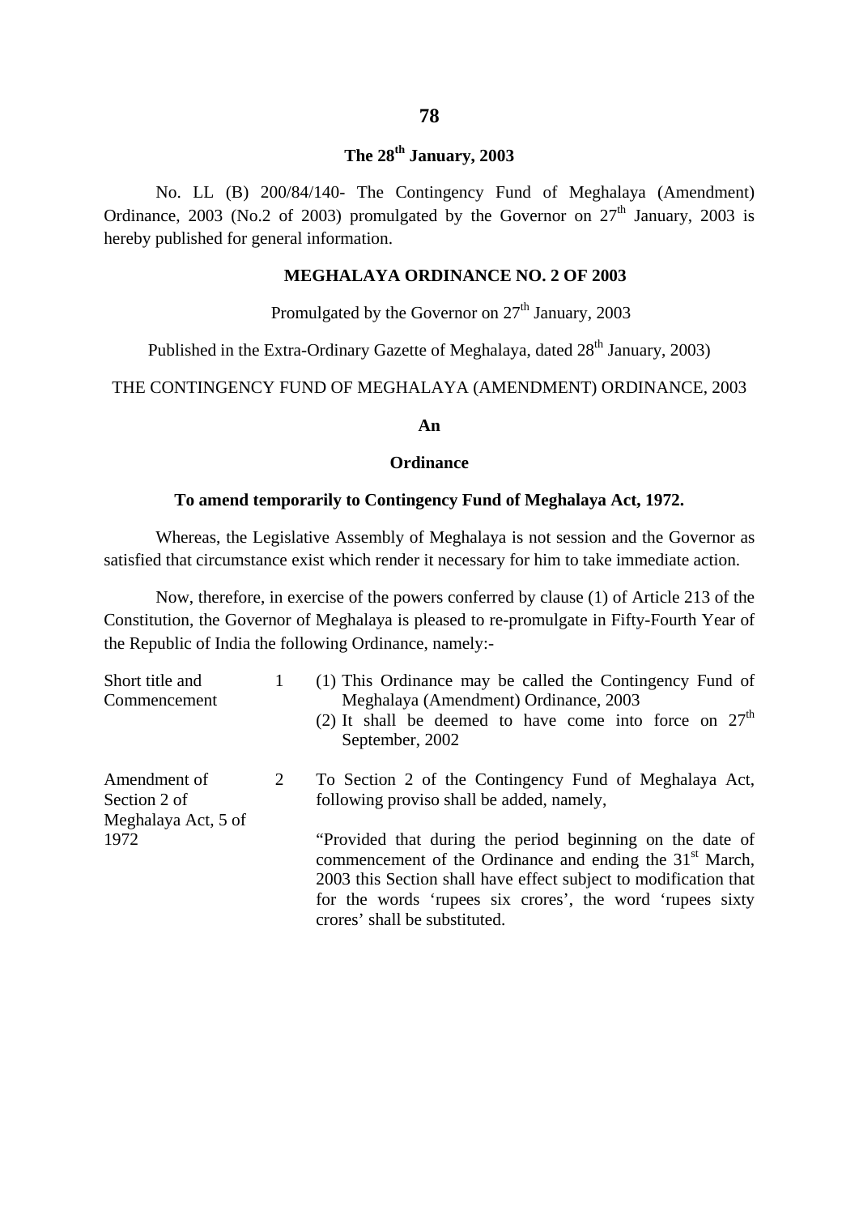**The 28th January, 2003**

No. LL (B) 200/84/140- The Contingency Fund of Meghalaya (Amendment) Ordinance, 2003 (No.2 of 2003) promulgated by the Governor on 27th January, 2003 is hereby published for general information.

**MEGHALAYA ORDINANCE NO. 2 OF 2003**

Promulgated by the Governor on 27th January, 2003

Published in the Extra-Ordinary Gazette of Meghalaya, dated 28th January, 2003)

THE CONTINGENCY FUND OF MEGHALAYA (AMENDMENT) ORDINANCE, 2003

**An**

**Ordinance**

**To amend temporarily to Contingency Fund of Meghalaya Act, 1972.**

Whereas, the Legislative Assembly of Meghalaya is not session and the Governor as satisfied that circumstance exist which render it necessary for him to take immediate action.

Now, therefore, in exercise of the powers conferred by clause (1) of Article 213 of the Constitution, the Governor of Meghalaya is pleased to re-promulgate in Fifty-Fourth Year of the Republic of India the following Ordinance, namely:-

Short title and Commencement

1. (1) This Ordinance may be called the Contingency Fund of Meghalaya (Amendment) Ordinance, 2003
   (2) It shall be deemed to have come into force on 27th September, 2002

Amendment of Section 2 of Meghalaya Act, 5 of 1972

2. To Section 2 of the Contingency Fund of Meghalaya Act, following proviso shall be added, namely,

   "Provided that during the period beginning on the date of commencement of the Ordinance and ending the 31st March, 2003 this Section shall have effect subject to modification that for the words 'rupees six crores', the word 'rupees sixty crores' shall be substituted.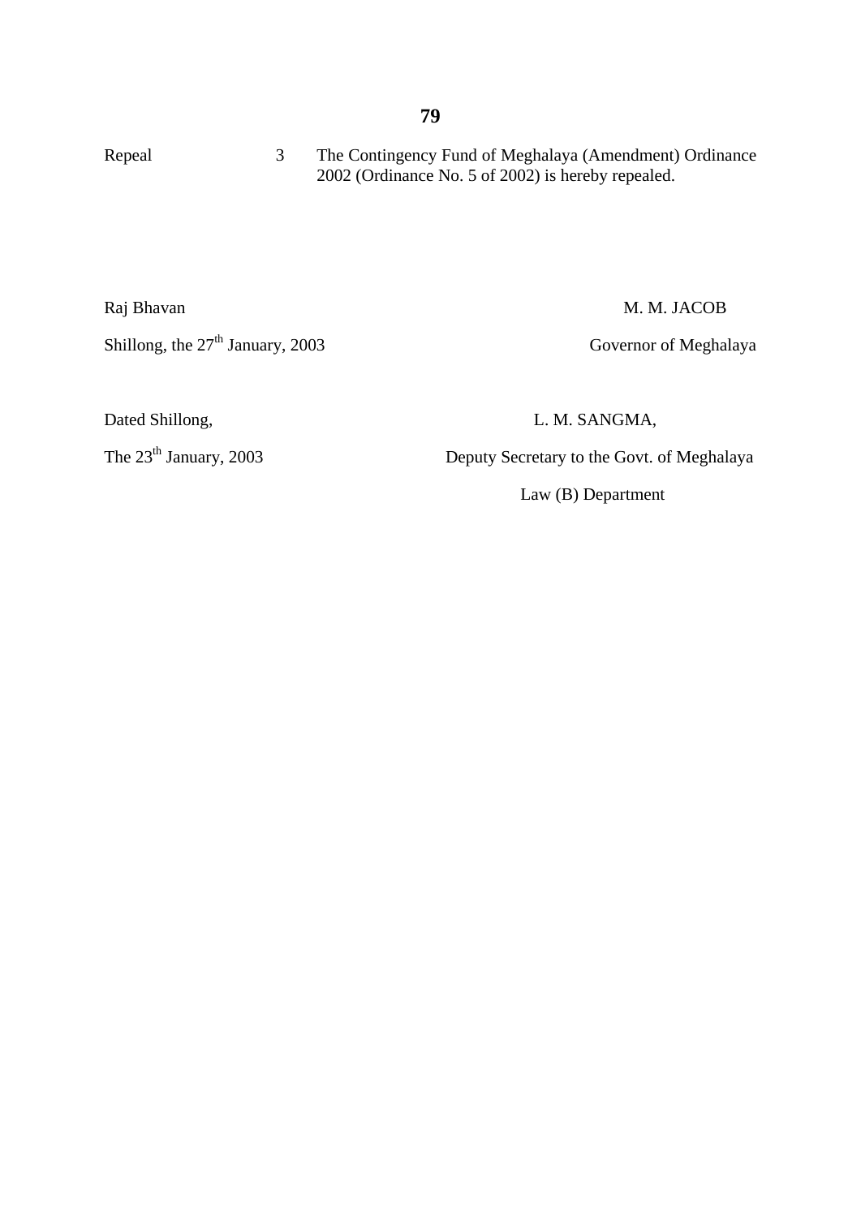| | | |
|---|---|---|
| Repeal | 3 | The Contingency Fund of Meghalaya (Amendment) Ordinance 2002 (Ordinance No. 5 of 2002) is hereby repealed. |

Raj Bhavan
Shillong, the 27th January, 2003

M. M. JACOB
Governor of Meghalaya

Dated Shillong,
The 23th January, 2003

L. M. SANGMA,
Deputy Secretary to the Govt. of Meghalaya
Law (B) Department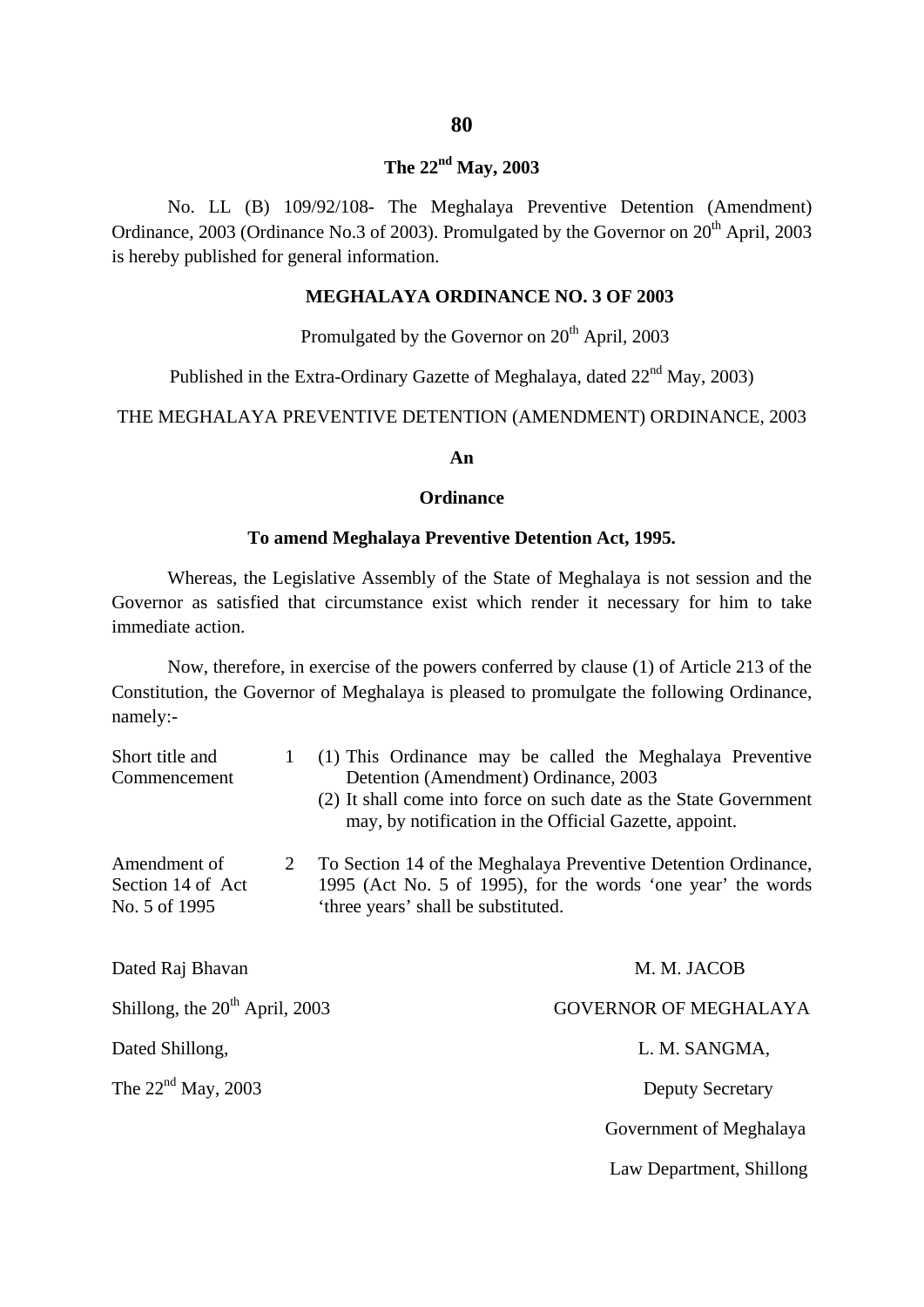## The 22nd May, 2003

No. LL (B) 109/92/108- The Meghalaya Preventive Detention (Amendment) Ordinance, 2003 (Ordinance No.3 of 2003). Promulgated by the Governor on 20th April, 2003 is hereby published for general information.

**MEGHALAYA ORDINANCE NO. 3 OF 2003**

Promulgated by the Governor on 20th April, 2003

Published in the Extra-Ordinary Gazette of Meghalaya, dated 22nd May, 2003)

THE MEGHALAYA PREVENTIVE DETENTION (AMENDMENT) ORDINANCE, 2003

**An**

**Ordinance**

**To amend Meghalaya Preventive Detention Act, 1995.**

Whereas, the Legislative Assembly of the State of Meghalaya is not session and the Governor as satisfied that circumstance exist which render it necessary for him to take immediate action.

Now, therefore, in exercise of the powers conferred by clause (1) of Article 213 of the Constitution, the Governor of Meghalaya is pleased to promulgate the following Ordinance, namely:-

| | | |
|---|---|---|
| Short title and Commencement | 1 | (1) This Ordinance may be called the Meghalaya Preventive Detention (Amendment) Ordinance, 2003<br>(2) It shall come into force on such date as the State Government may, by notification in the Official Gazette, appoint. |
| Amendment of Section 14 of Act No. 5 of 1995 | 2 | To Section 14 of the Meghalaya Preventive Detention Ordinance, 1995 (Act No. 5 of 1995), for the words 'one year' the words 'three years' shall be substituted. |

Dated Raj Bhavan

Shillong, the 20th April, 2003

M. M. JACOB

GOVERNOR OF MEGHALAYA

Dated Shillong,

The 22nd May, 2003

L. M. SANGMA,

Deputy Secretary

Government of Meghalaya

Law Department, Shillong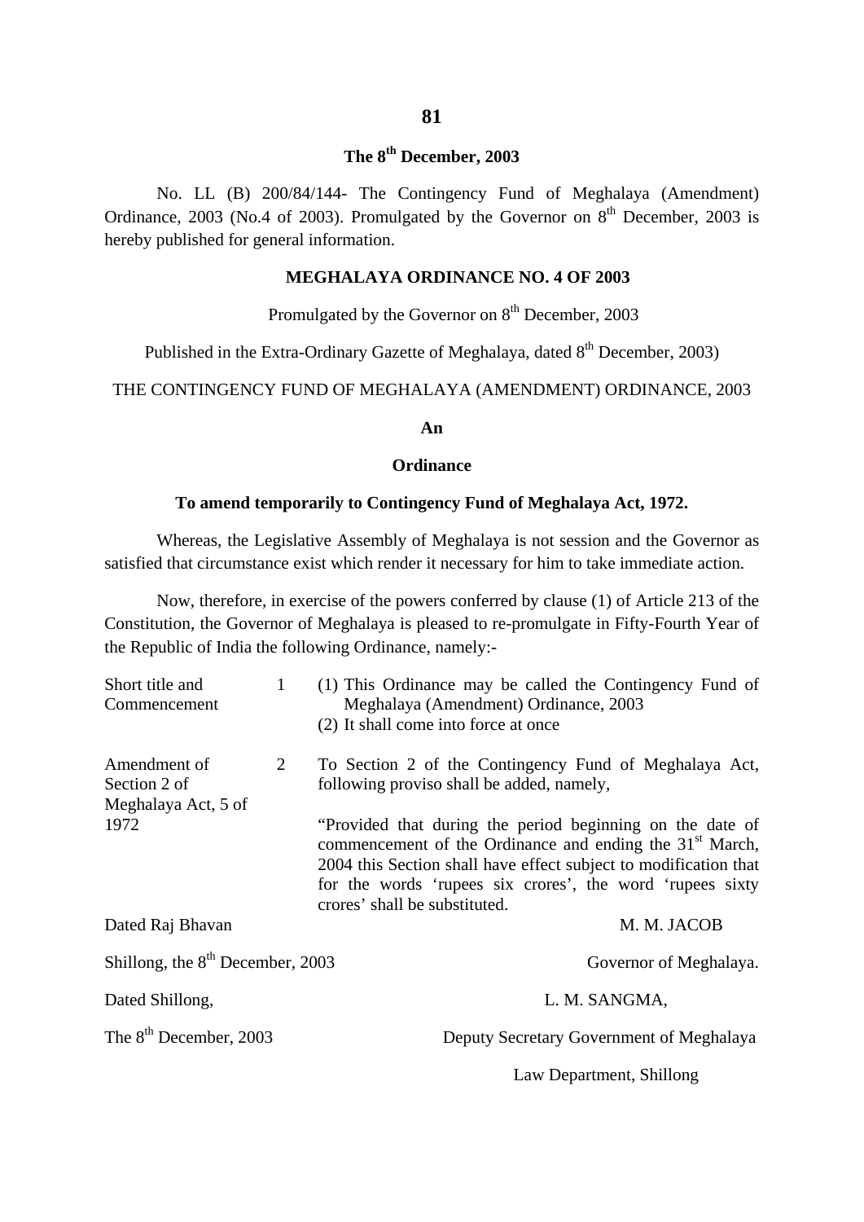**The 8th December, 2003**

No. LL (B) 200/84/144- The Contingency Fund of Meghalaya (Amendment) Ordinance, 2003 (No.4 of 2003). Promulgated by the Governor on 8th December, 2003 is hereby published for general information.

**MEGHALAYA ORDINANCE NO. 4 OF 2003**

Promulgated by the Governor on 8th December, 2003

Published in the Extra-Ordinary Gazette of Meghalaya, dated 8th December, 2003)

THE CONTINGENCY FUND OF MEGHALAYA (AMENDMENT) ORDINANCE, 2003

**An**

**Ordinance**

**To amend temporarily to Contingency Fund of Meghalaya Act, 1972.**

Whereas, the Legislative Assembly of Meghalaya is not session and the Governor as satisfied that circumstance exist which render it necessary for him to take immediate action.

Now, therefore, in exercise of the powers conferred by clause (1) of Article 213 of the Constitution, the Governor of Meghalaya is pleased to re-promulgate in Fifty-Fourth Year of the Republic of India the following Ordinance, namely:-

| | | |
|---|---|---|
| Short title and Commencement | 1 | (1) This Ordinance may be called the Contingency Fund of Meghalaya (Amendment) Ordinance, 2003<br>(2) It shall come into force at once |
| Amendment of Section 2 of Meghalaya Act, 5 of 1972 | 2 | To Section 2 of the Contingency Fund of Meghalaya Act, following proviso shall be added, namely,<br><br>"Provided that during the period beginning on the date of commencement of the Ordinance and ending the 31st March, 2004 this Section shall have effect subject to modification that for the words 'rupees six crores', the word 'rupees sixty crores' shall be substituted. |

Dated Raj Bhavan

Shillong, the 8th December, 2003

M. M. JACOB

Governor of Meghalaya.

Dated Shillong,

The 8th December, 2003

L. M. SANGMA,

Deputy Secretary Government of Meghalaya

Law Department, Shillong